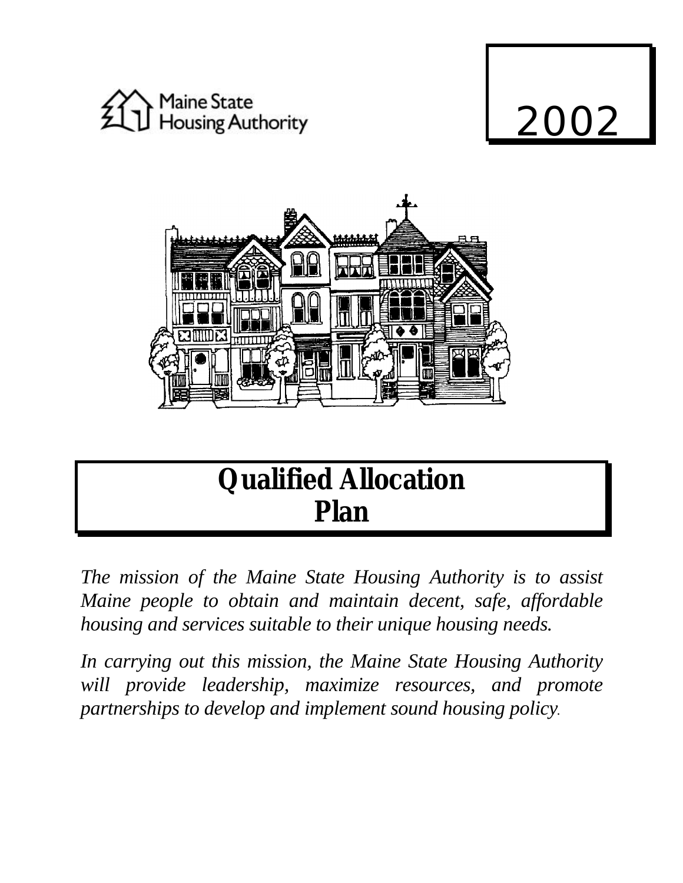Maine State Housing Authority

2002

# Qualified Allocation Plan

*The mission of the Maine State Housing Authority is to assist Maine people to obtain and maintain decent, safe, affordable housing and services suitable to their unique housing needs.*

*In carrying out this mission, the Maine State Housing Authority will provide leadership, maximize resources, and promote partnerships to develop and implement sound housing policy.*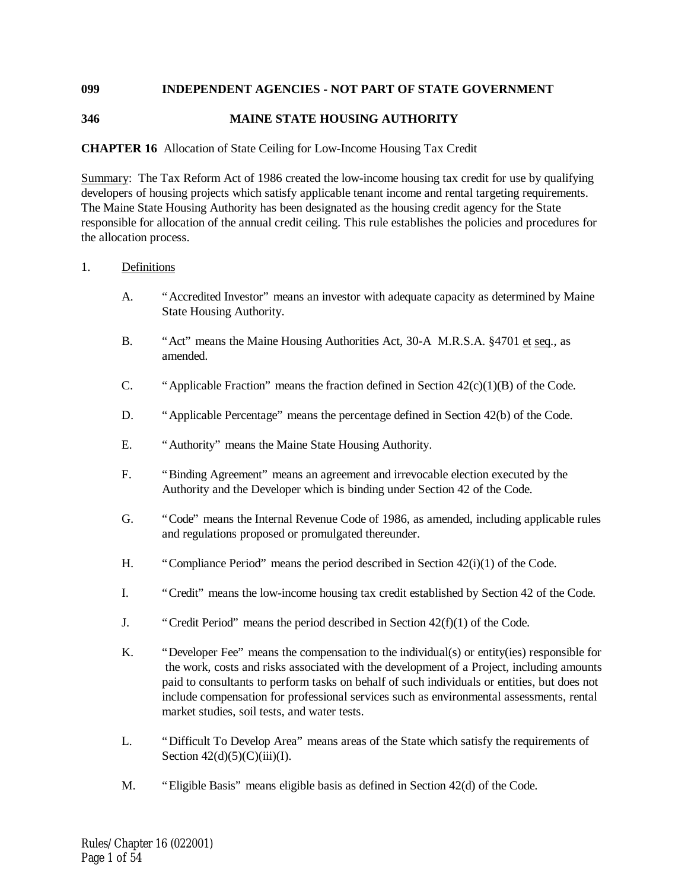**099 INDEPENDENT AGENCIES - NOT PART OF STATE GOVERNMENT**

**346 MAINE STATE HOUSING AUTHORITY**

**CHAPTER 16** Allocation of State Ceiling for Low-Income Housing Tax Credit

Summary: The Tax Reform Act of 1986 created the low-income housing tax credit for use by qualifying developers of housing projects which satisfy applicable tenant income and rental targeting requirements. The Maine State Housing Authority has been designated as the housing credit agency for the State responsible for allocation of the annual credit ceiling. This rule establishes the policies and procedures for the allocation process.

1. Definitions

   A. "Accredited Investor" means an investor with adequate capacity as determined by Maine State Housing Authority.

   B. "Act" means the Maine Housing Authorities Act, 30-A M.R.S.A. §4701 et seq., as amended.

   C. "Applicable Fraction" means the fraction defined in Section 42(c)(1)(B) of the Code.

   D. "Applicable Percentage" means the percentage defined in Section 42(b) of the Code.

   E. "Authority" means the Maine State Housing Authority.

   F. "Binding Agreement" means an agreement and irrevocable election executed by the Authority and the Developer which is binding under Section 42 of the Code.

   G. "Code" means the Internal Revenue Code of 1986, as amended, including applicable rules and regulations proposed or promulgated thereunder.

   H. "Compliance Period" means the period described in Section 42(i)(1) of the Code.

   I. "Credit" means the low-income housing tax credit established by Section 42 of the Code.

   J. "Credit Period" means the period described in Section 42(f)(1) of the Code.

   K. "Developer Fee" means the compensation to the individual(s) or entity(ies) responsible for the work, costs and risks associated with the development of a Project, including amounts paid to consultants to perform tasks on behalf of such individuals or entities, but does not include compensation for professional services such as environmental assessments, rental market studies, soil tests, and water tests.

   L. "Difficult To Develop Area" means areas of the State which satisfy the requirements of Section 42(d)(5)(C)(iii)(I).

   M. "Eligible Basis" means eligible basis as defined in Section 42(d) of the Code.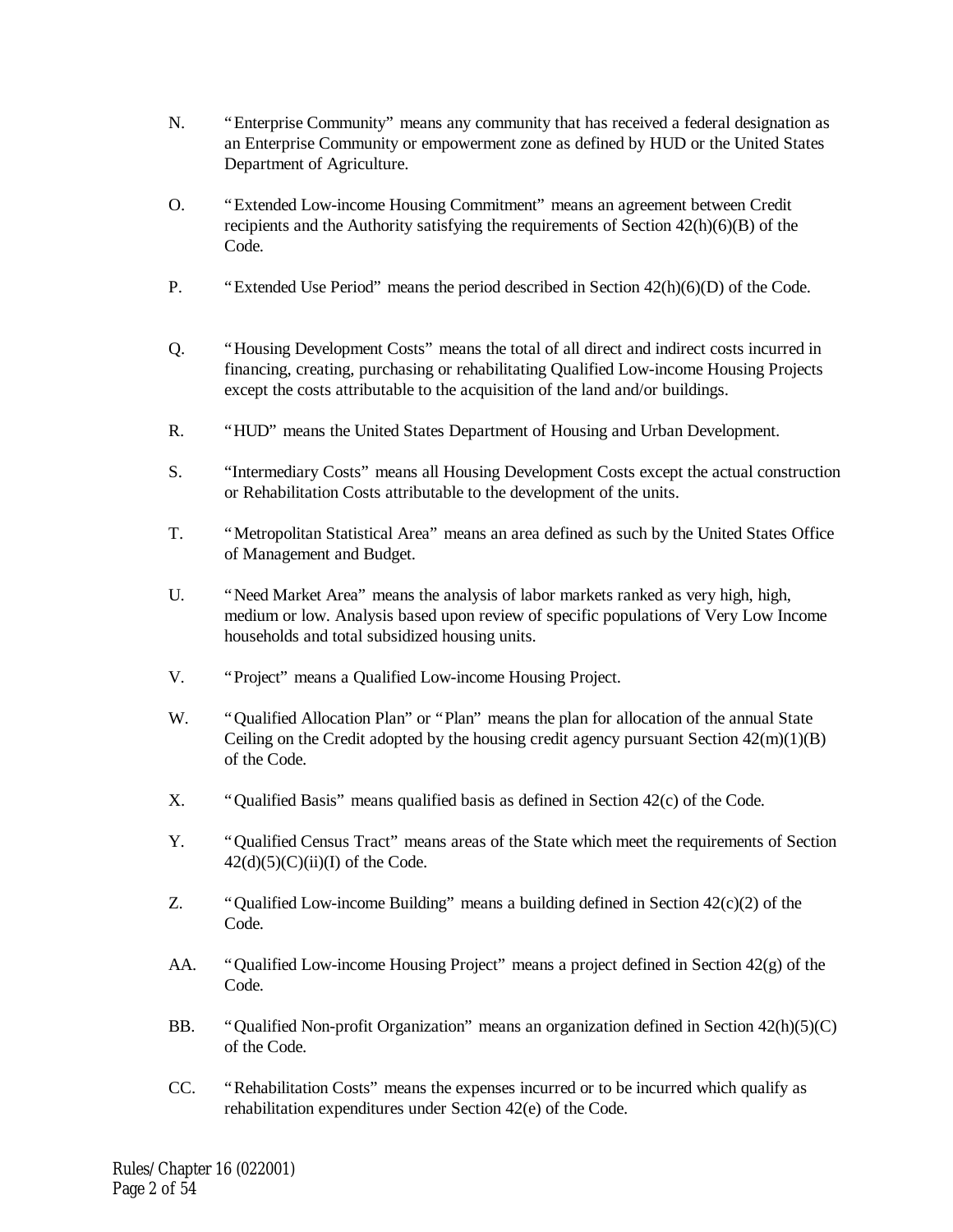N. "Enterprise Community" means any community that has received a federal designation as an Enterprise Community or empowerment zone as defined by HUD or the United States Department of Agriculture.

O. "Extended Low-income Housing Commitment" means an agreement between Credit recipients and the Authority satisfying the requirements of Section 42(h)(6)(B) of the Code.

P. "Extended Use Period" means the period described in Section 42(h)(6)(D) of the Code.

Q. "Housing Development Costs" means the total of all direct and indirect costs incurred in financing, creating, purchasing or rehabilitating Qualified Low-income Housing Projects except the costs attributable to the acquisition of the land and/or buildings.

R. "HUD" means the United States Department of Housing and Urban Development.

S. "Intermediary Costs" means all Housing Development Costs except the actual construction or Rehabilitation Costs attributable to the development of the units.

T. "Metropolitan Statistical Area" means an area defined as such by the United States Office of Management and Budget.

U. "Need Market Area" means the analysis of labor markets ranked as very high, high, medium or low. Analysis based upon review of specific populations of Very Low Income households and total subsidized housing units.

V. "Project" means a Qualified Low-income Housing Project.

W. "Qualified Allocation Plan" or "Plan" means the plan for allocation of the annual State Ceiling on the Credit adopted by the housing credit agency pursuant Section 42(m)(1)(B) of the Code.

X. "Qualified Basis" means qualified basis as defined in Section 42(c) of the Code.

Y. "Qualified Census Tract" means areas of the State which meet the requirements of Section 42(d)(5)(C)(ii)(I) of the Code.

Z. "Qualified Low-income Building" means a building defined in Section 42(c)(2) of the Code.

AA. "Qualified Low-income Housing Project" means a project defined in Section 42(g) of the Code.

BB. "Qualified Non-profit Organization" means an organization defined in Section 42(h)(5)(C) of the Code.

CC. "Rehabilitation Costs" means the expenses incurred or to be incurred which qualify as rehabilitation expenditures under Section 42(e) of the Code.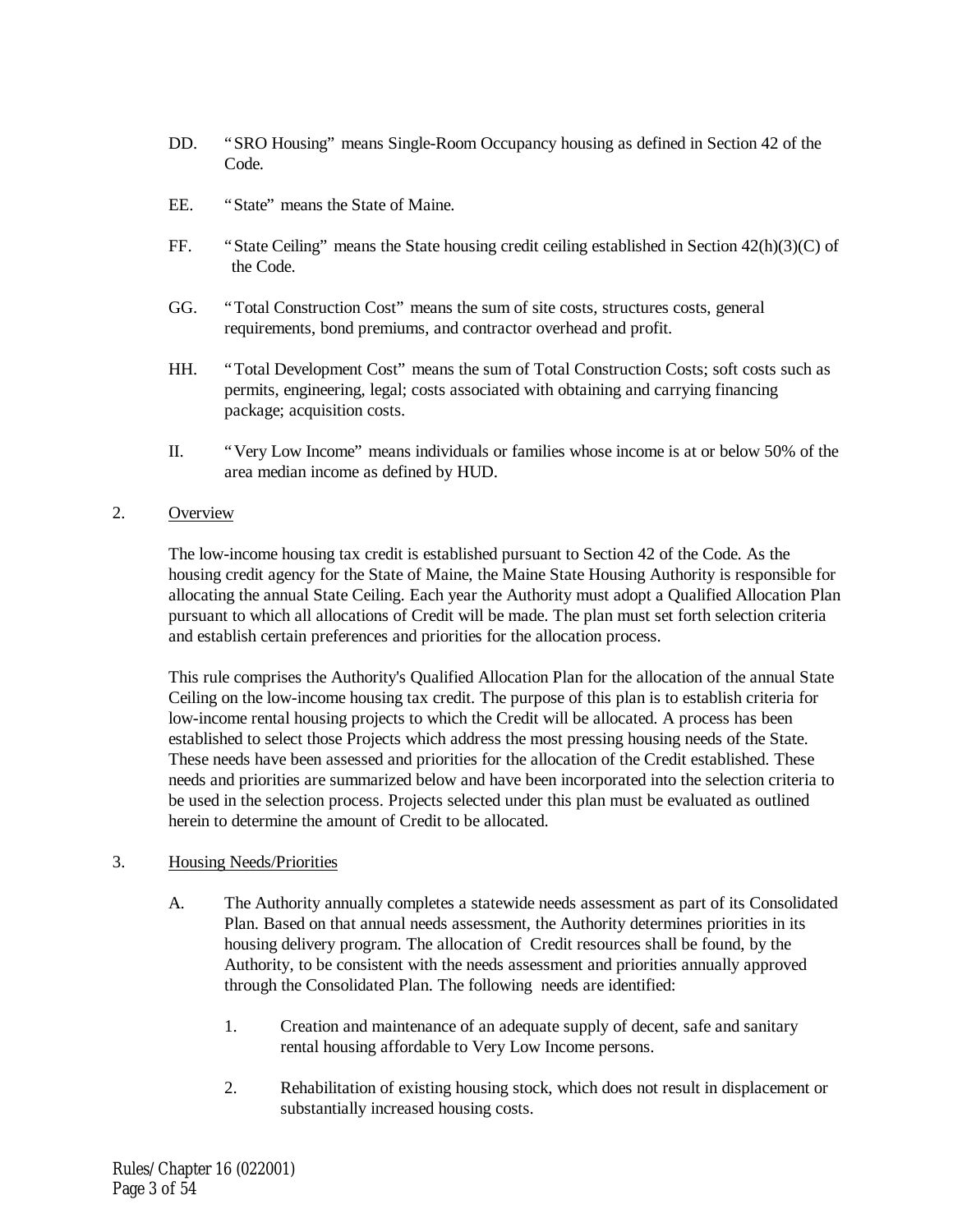DD. "SRO Housing" means Single-Room Occupancy housing as defined in Section 42 of the Code.

EE. "State" means the State of Maine.

FF. "State Ceiling" means the State housing credit ceiling established in Section 42(h)(3)(C) of the Code.

GG. "Total Construction Cost" means the sum of site costs, structures costs, general requirements, bond premiums, and contractor overhead and profit.

HH. "Total Development Cost" means the sum of Total Construction Costs; soft costs such as permits, engineering, legal; costs associated with obtaining and carrying financing package; acquisition costs.

II. "Very Low Income" means individuals or families whose income is at or below 50% of the area median income as defined by HUD.

2. Overview

The low-income housing tax credit is established pursuant to Section 42 of the Code. As the housing credit agency for the State of Maine, the Maine State Housing Authority is responsible for allocating the annual State Ceiling. Each year the Authority must adopt a Qualified Allocation Plan pursuant to which all allocations of Credit will be made. The plan must set forth selection criteria and establish certain preferences and priorities for the allocation process.

This rule comprises the Authority's Qualified Allocation Plan for the allocation of the annual State Ceiling on the low-income housing tax credit. The purpose of this plan is to establish criteria for low-income rental housing projects to which the Credit will be allocated. A process has been established to select those Projects which address the most pressing housing needs of the State. These needs have been assessed and priorities for the allocation of the Credit established. These needs and priorities are summarized below and have been incorporated into the selection criteria to be used in the selection process. Projects selected under this plan must be evaluated as outlined herein to determine the amount of Credit to be allocated.

3. Housing Needs/Priorities

A. The Authority annually completes a statewide needs assessment as part of its Consolidated Plan. Based on that annual needs assessment, the Authority determines priorities in its housing delivery program. The allocation of Credit resources shall be found, by the Authority, to be consistent with the needs assessment and priorities annually approved through the Consolidated Plan. The following needs are identified:

1. Creation and maintenance of an adequate supply of decent, safe and sanitary rental housing affordable to Very Low Income persons.

2. Rehabilitation of existing housing stock, which does not result in displacement or substantially increased housing costs.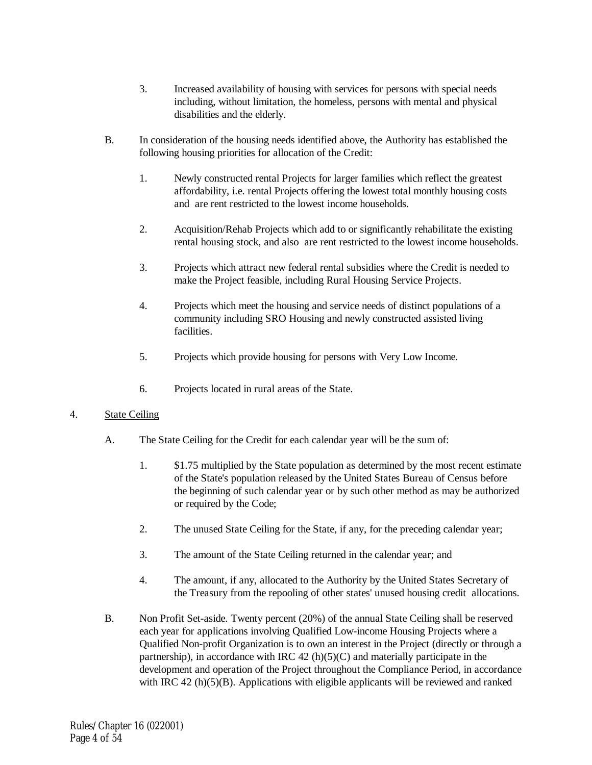3. Increased availability of housing with services for persons with special needs including, without limitation, the homeless, persons with mental and physical disabilities and the elderly.

B. In consideration of the housing needs identified above, the Authority has established the following housing priorities for allocation of the Credit:

1. Newly constructed rental Projects for larger families which reflect the greatest affordability, i.e. rental Projects offering the lowest total monthly housing costs and are rent restricted to the lowest income households.

2. Acquisition/Rehab Projects which add to or significantly rehabilitate the existing rental housing stock, and also are rent restricted to the lowest income households.

3. Projects which attract new federal rental subsidies where the Credit is needed to make the Project feasible, including Rural Housing Service Projects.

4. Projects which meet the housing and service needs of distinct populations of a community including SRO Housing and newly constructed assisted living facilities.

5. Projects which provide housing for persons with Very Low Income.

6. Projects located in rural areas of the State.

4. State Ceiling

A. The State Ceiling for the Credit for each calendar year will be the sum of:

1. $1.75 multiplied by the State population as determined by the most recent estimate of the State's population released by the United States Bureau of Census before the beginning of such calendar year or by such other method as may be authorized or required by the Code;

2. The unused State Ceiling for the State, if any, for the preceding calendar year;

3. The amount of the State Ceiling returned in the calendar year; and

4. The amount, if any, allocated to the Authority by the United States Secretary of the Treasury from the repooling of other states' unused housing credit allocations.

B. Non Profit Set-aside. Twenty percent (20%) of the annual State Ceiling shall be reserved each year for applications involving Qualified Low-income Housing Projects where a Qualified Non-profit Organization is to own an interest in the Project (directly or through a partnership), in accordance with IRC 42 (h)(5)(C) and materially participate in the development and operation of the Project throughout the Compliance Period, in accordance with IRC 42 (h)(5)(B). Applications with eligible applicants will be reviewed and ranked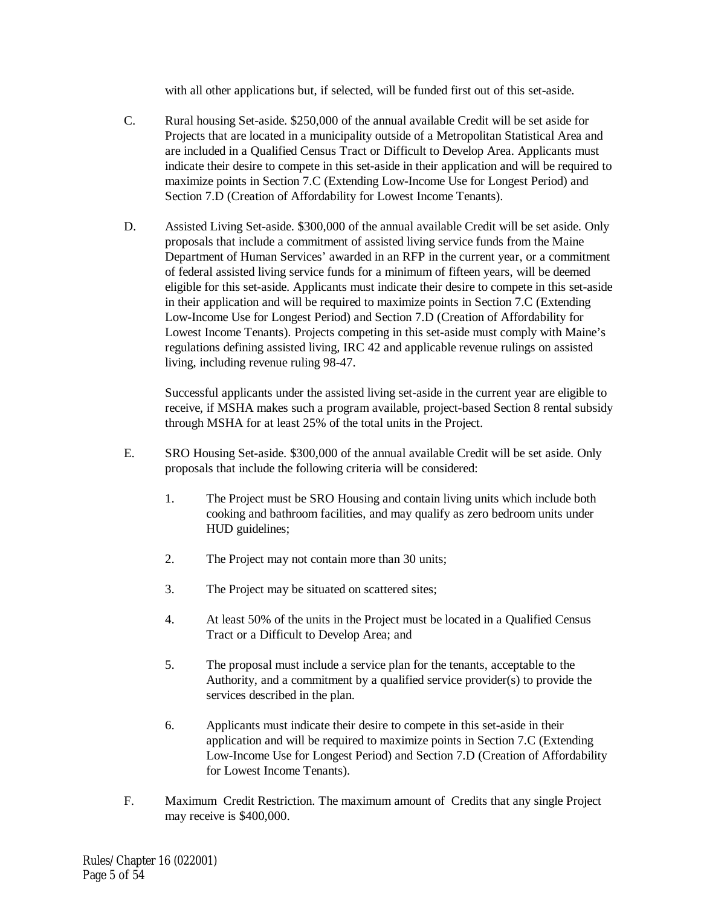with all other applications but, if selected, will be funded first out of this set-aside.

C. Rural housing Set-aside. $250,000 of the annual available Credit will be set aside for Projects that are located in a municipality outside of a Metropolitan Statistical Area and are included in a Qualified Census Tract or Difficult to Develop Area. Applicants must indicate their desire to compete in this set-aside in their application and will be required to maximize points in Section 7.C (Extending Low-Income Use for Longest Period) and Section 7.D (Creation of Affordability for Lowest Income Tenants).

D. Assisted Living Set-aside. $300,000 of the annual available Credit will be set aside. Only proposals that include a commitment of assisted living service funds from the Maine Department of Human Services' awarded in an RFP in the current year, or a commitment of federal assisted living service funds for a minimum of fifteen years, will be deemed eligible for this set-aside. Applicants must indicate their desire to compete in this set-aside in their application and will be required to maximize points in Section 7.C (Extending Low-Income Use for Longest Period) and Section 7.D (Creation of Affordability for Lowest Income Tenants). Projects competing in this set-aside must comply with Maine's regulations defining assisted living, IRC 42 and applicable revenue rulings on assisted living, including revenue ruling 98-47.

   Successful applicants under the assisted living set-aside in the current year are eligible to receive, if MSHA makes such a program available, project-based Section 8 rental subsidy through MSHA for at least 25% of the total units in the Project.

E. SRO Housing Set-aside. $300,000 of the annual available Credit will be set aside. Only proposals that include the following criteria will be considered:

   1. The Project must be SRO Housing and contain living units which include both cooking and bathroom facilities, and may qualify as zero bedroom units under HUD guidelines;

   2. The Project may not contain more than 30 units;

   3. The Project may be situated on scattered sites;

   4. At least 50% of the units in the Project must be located in a Qualified Census Tract or a Difficult to Develop Area; and

   5. The proposal must include a service plan for the tenants, acceptable to the Authority, and a commitment by a qualified service provider(s) to provide the services described in the plan.

   6. Applicants must indicate their desire to compete in this set-aside in their application and will be required to maximize points in Section 7.C (Extending Low-Income Use for Longest Period) and Section 7.D (Creation of Affordability for Lowest Income Tenants).

F. Maximum Credit Restriction. The maximum amount of Credits that any single Project may receive is $400,000.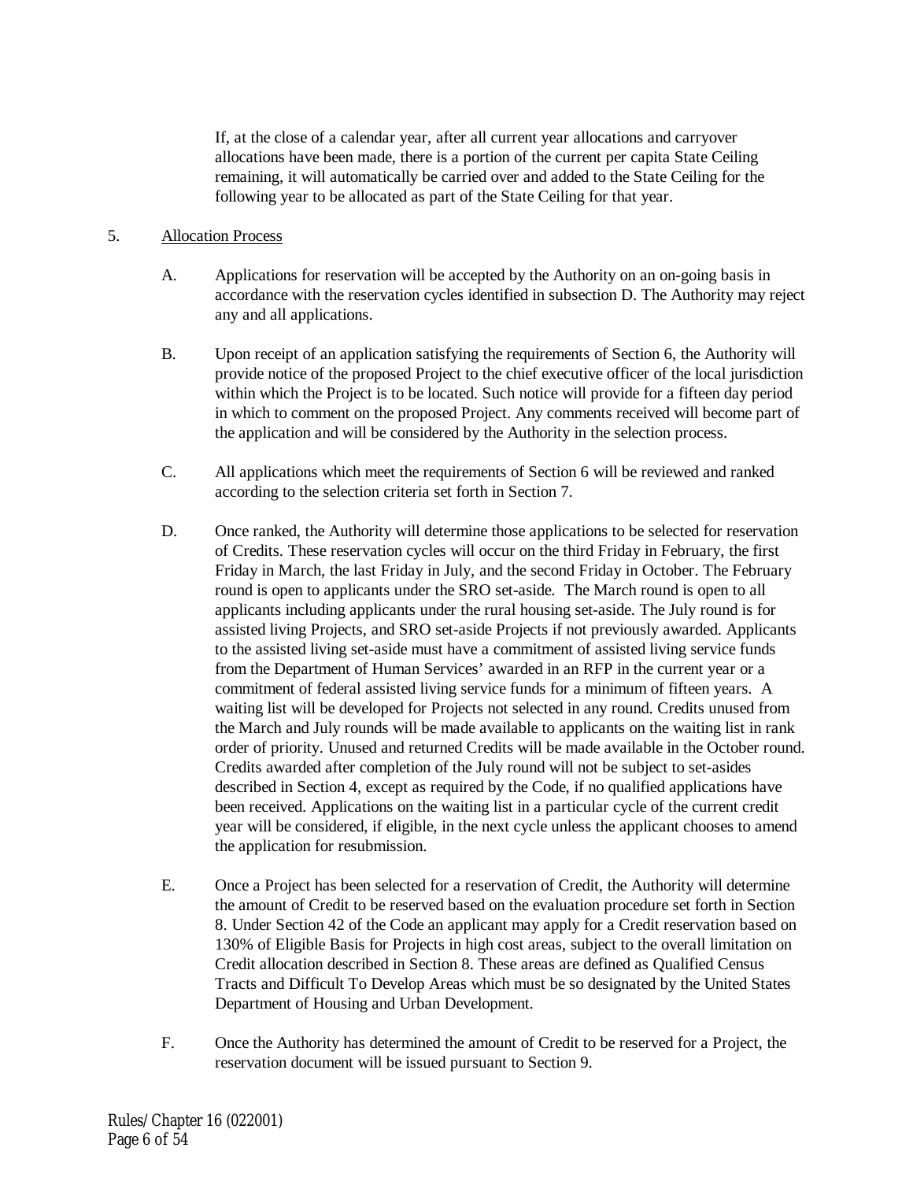If, at the close of a calendar year, after all current year allocations and carryover allocations have been made, there is a portion of the current per capita State Ceiling remaining, it will automatically be carried over and added to the State Ceiling for the following year to be allocated as part of the State Ceiling for that year.

5. Allocation Process

A. Applications for reservation will be accepted by the Authority on an on-going basis in accordance with the reservation cycles identified in subsection D. The Authority may reject any and all applications.

B. Upon receipt of an application satisfying the requirements of Section 6, the Authority will provide notice of the proposed Project to the chief executive officer of the local jurisdiction within which the Project is to be located. Such notice will provide for a fifteen day period in which to comment on the proposed Project. Any comments received will become part of the application and will be considered by the Authority in the selection process.

C. All applications which meet the requirements of Section 6 will be reviewed and ranked according to the selection criteria set forth in Section 7.

D. Once ranked, the Authority will determine those applications to be selected for reservation of Credits. These reservation cycles will occur on the third Friday in February, the first Friday in March, the last Friday in July, and the second Friday in October. The February round is open to applicants under the SRO set-aside. The March round is open to all applicants including applicants under the rural housing set-aside. The July round is for assisted living Projects, and SRO set-aside Projects if not previously awarded. Applicants to the assisted living set-aside must have a commitment of assisted living service funds from the Department of Human Services' awarded in an RFP in the current year or a commitment of federal assisted living service funds for a minimum of fifteen years. A waiting list will be developed for Projects not selected in any round. Credits unused from the March and July rounds will be made available to applicants on the waiting list in rank order of priority. Unused and returned Credits will be made available in the October round. Credits awarded after completion of the July round will not be subject to set-asides described in Section 4, except as required by the Code, if no qualified applications have been received. Applications on the waiting list in a particular cycle of the current credit year will be considered, if eligible, in the next cycle unless the applicant chooses to amend the application for resubmission.

E. Once a Project has been selected for a reservation of Credit, the Authority will determine the amount of Credit to be reserved based on the evaluation procedure set forth in Section 8. Under Section 42 of the Code an applicant may apply for a Credit reservation based on 130% of Eligible Basis for Projects in high cost areas, subject to the overall limitation on Credit allocation described in Section 8. These areas are defined as Qualified Census Tracts and Difficult To Develop Areas which must be so designated by the United States Department of Housing and Urban Development.

F. Once the Authority has determined the amount of Credit to be reserved for a Project, the reservation document will be issued pursuant to Section 9.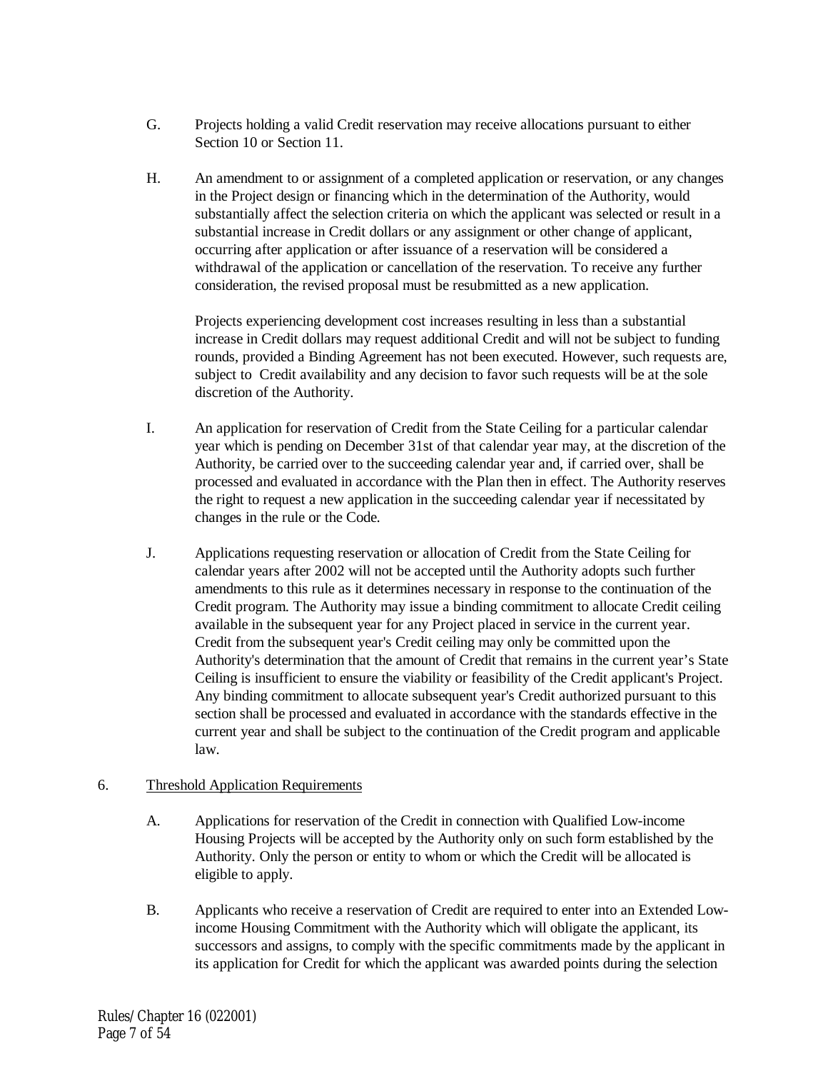G. Projects holding a valid Credit reservation may receive allocations pursuant to either Section 10 or Section 11.

H. An amendment to or assignment of a completed application or reservation, or any changes in the Project design or financing which in the determination of the Authority, would substantially affect the selection criteria on which the applicant was selected or result in a substantial increase in Credit dollars or any assignment or other change of applicant, occurring after application or after issuance of a reservation will be considered a withdrawal of the application or cancellation of the reservation. To receive any further consideration, the revised proposal must be resubmitted as a new application.

Projects experiencing development cost increases resulting in less than a substantial increase in Credit dollars may request additional Credit and will not be subject to funding rounds, provided a Binding Agreement has not been executed. However, such requests are, subject to Credit availability and any decision to favor such requests will be at the sole discretion of the Authority.

I. An application for reservation of Credit from the State Ceiling for a particular calendar year which is pending on December 31st of that calendar year may, at the discretion of the Authority, be carried over to the succeeding calendar year and, if carried over, shall be processed and evaluated in accordance with the Plan then in effect. The Authority reserves the right to request a new application in the succeeding calendar year if necessitated by changes in the rule or the Code.

J. Applications requesting reservation or allocation of Credit from the State Ceiling for calendar years after 2002 will not be accepted until the Authority adopts such further amendments to this rule as it determines necessary in response to the continuation of the Credit program. The Authority may issue a binding commitment to allocate Credit ceiling available in the subsequent year for any Project placed in service in the current year. Credit from the subsequent year's Credit ceiling may only be committed upon the Authority's determination that the amount of Credit that remains in the current year's State Ceiling is insufficient to ensure the viability or feasibility of the Credit applicant's Project. Any binding commitment to allocate subsequent year's Credit authorized pursuant to this section shall be processed and evaluated in accordance with the standards effective in the current year and shall be subject to the continuation of the Credit program and applicable law.

6. Threshold Application Requirements

A. Applications for reservation of the Credit in connection with Qualified Low-income Housing Projects will be accepted by the Authority only on such form established by the Authority. Only the person or entity to whom or which the Credit will be allocated is eligible to apply.

B. Applicants who receive a reservation of Credit are required to enter into an Extended Low-income Housing Commitment with the Authority which will obligate the applicant, its successors and assigns, to comply with the specific commitments made by the applicant in its application for Credit for which the applicant was awarded points during the selection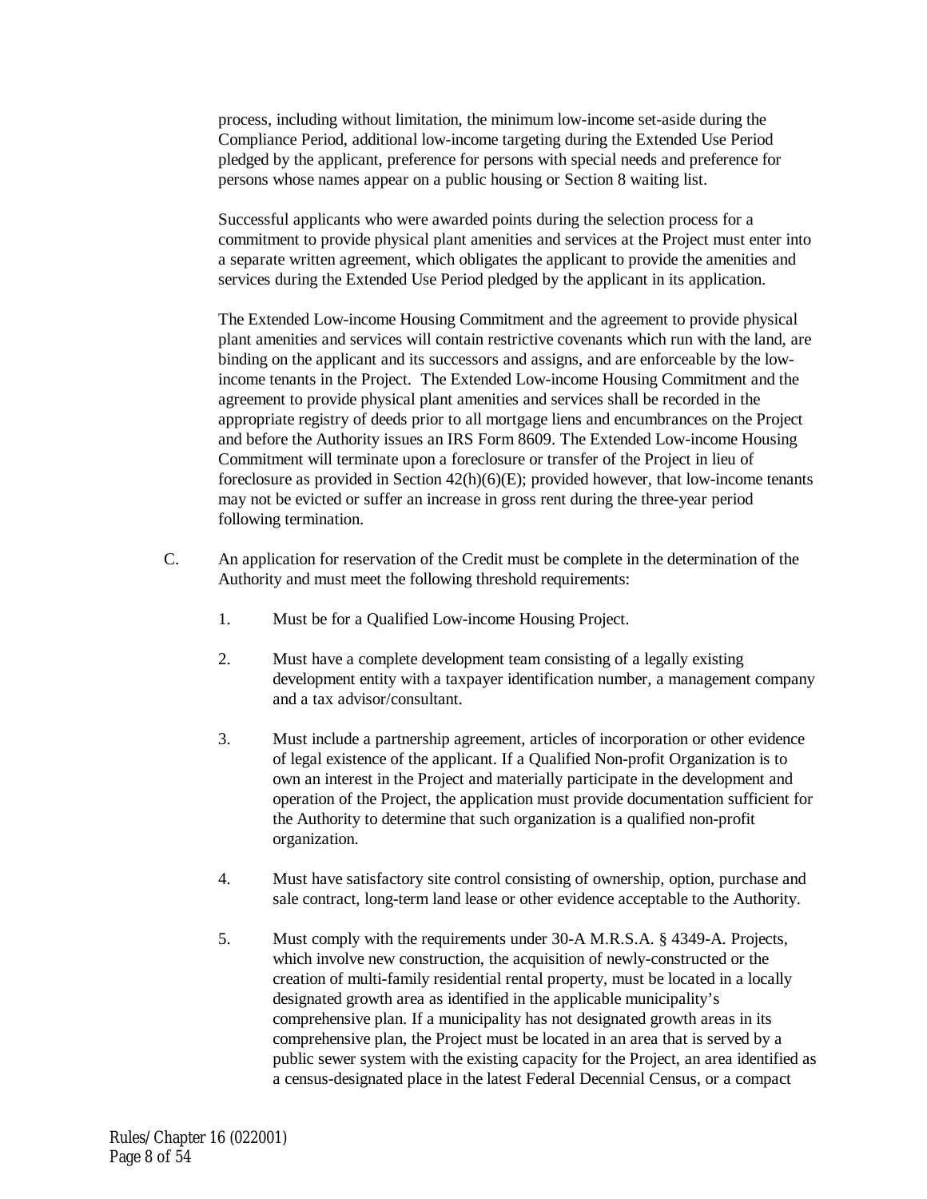process, including without limitation, the minimum low-income set-aside during the Compliance Period, additional low-income targeting during the Extended Use Period pledged by the applicant, preference for persons with special needs and preference for persons whose names appear on a public housing or Section 8 waiting list.

Successful applicants who were awarded points during the selection process for a commitment to provide physical plant amenities and services at the Project must enter into a separate written agreement, which obligates the applicant to provide the amenities and services during the Extended Use Period pledged by the applicant in its application.

The Extended Low-income Housing Commitment and the agreement to provide physical plant amenities and services will contain restrictive covenants which run with the land, are binding on the applicant and its successors and assigns, and are enforceable by the low-income tenants in the Project. The Extended Low-income Housing Commitment and the agreement to provide physical plant amenities and services shall be recorded in the appropriate registry of deeds prior to all mortgage liens and encumbrances on the Project and before the Authority issues an IRS Form 8609. The Extended Low-income Housing Commitment will terminate upon a foreclosure or transfer of the Project in lieu of foreclosure as provided in Section 42(h)(6)(E); provided however, that low-income tenants may not be evicted or suffer an increase in gross rent during the three-year period following termination.

C. An application for reservation of the Credit must be complete in the determination of the Authority and must meet the following threshold requirements:

1. Must be for a Qualified Low-income Housing Project.

2. Must have a complete development team consisting of a legally existing development entity with a taxpayer identification number, a management company and a tax advisor/consultant.

3. Must include a partnership agreement, articles of incorporation or other evidence of legal existence of the applicant. If a Qualified Non-profit Organization is to own an interest in the Project and materially participate in the development and operation of the Project, the application must provide documentation sufficient for the Authority to determine that such organization is a qualified non-profit organization.

4. Must have satisfactory site control consisting of ownership, option, purchase and sale contract, long-term land lease or other evidence acceptable to the Authority.

5. Must comply with the requirements under 30-A M.R.S.A. § 4349-A. Projects, which involve new construction, the acquisition of newly-constructed or the creation of multi-family residential rental property, must be located in a locally designated growth area as identified in the applicable municipality's comprehensive plan. If a municipality has not designated growth areas in its comprehensive plan, the Project must be located in an area that is served by a public sewer system with the existing capacity for the Project, an area identified as a census-designated place in the latest Federal Decennial Census, or a compact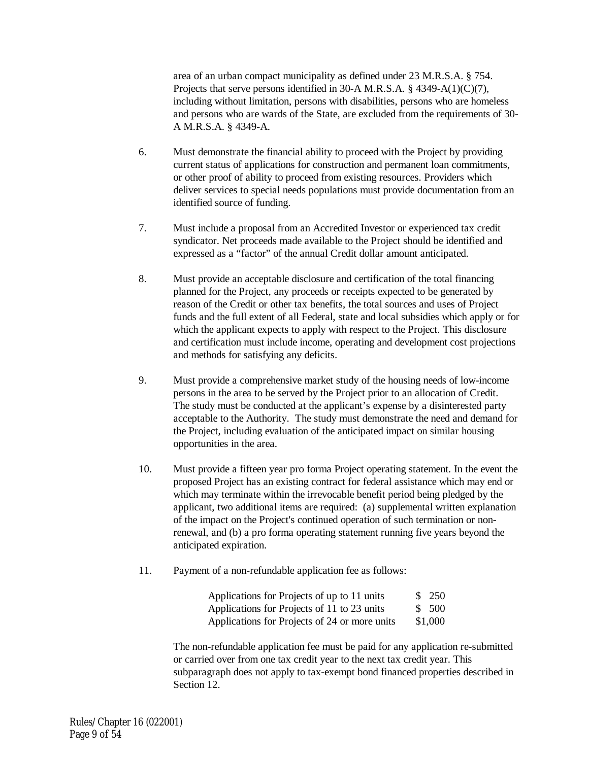area of an urban compact municipality as defined under 23 M.R.S.A. § 754. Projects that serve persons identified in 30-A M.R.S.A. § 4349-A(1)(C)(7), including without limitation, persons with disabilities, persons who are homeless and persons who are wards of the State, are excluded from the requirements of 30-A M.R.S.A. § 4349-A.

6. Must demonstrate the financial ability to proceed with the Project by providing current status of applications for construction and permanent loan commitments, or other proof of ability to proceed from existing resources. Providers which deliver services to special needs populations must provide documentation from an identified source of funding.

7. Must include a proposal from an Accredited Investor or experienced tax credit syndicator. Net proceeds made available to the Project should be identified and expressed as a "factor" of the annual Credit dollar amount anticipated.

8. Must provide an acceptable disclosure and certification of the total financing planned for the Project, any proceeds or receipts expected to be generated by reason of the Credit or other tax benefits, the total sources and uses of Project funds and the full extent of all Federal, state and local subsidies which apply or for which the applicant expects to apply with respect to the Project. This disclosure and certification must include income, operating and development cost projections and methods for satisfying any deficits.

9. Must provide a comprehensive market study of the housing needs of low-income persons in the area to be served by the Project prior to an allocation of Credit. The study must be conducted at the applicant's expense by a disinterested party acceptable to the Authority. The study must demonstrate the need and demand for the Project, including evaluation of the anticipated impact on similar housing opportunities in the area.

10. Must provide a fifteen year pro forma Project operating statement. In the event the proposed Project has an existing contract for federal assistance which may end or which may terminate within the irrevocable benefit period being pledged by the applicant, two additional items are required: (a) supplemental written explanation of the impact on the Project's continued operation of such termination or non-renewal, and (b) a pro forma operating statement running five years beyond the anticipated expiration.

11. Payment of a non-refundable application fee as follows:

| | |
|---|---|
| Applications for Projects of up to 11 units | $ 250 |
| Applications for Projects of 11 to 23 units | $ 500 |
| Applications for Projects of 24 or more units | $1,000 |

The non-refundable application fee must be paid for any application re-submitted or carried over from one tax credit year to the next tax credit year. This subparagraph does not apply to tax-exempt bond financed properties described in Section 12.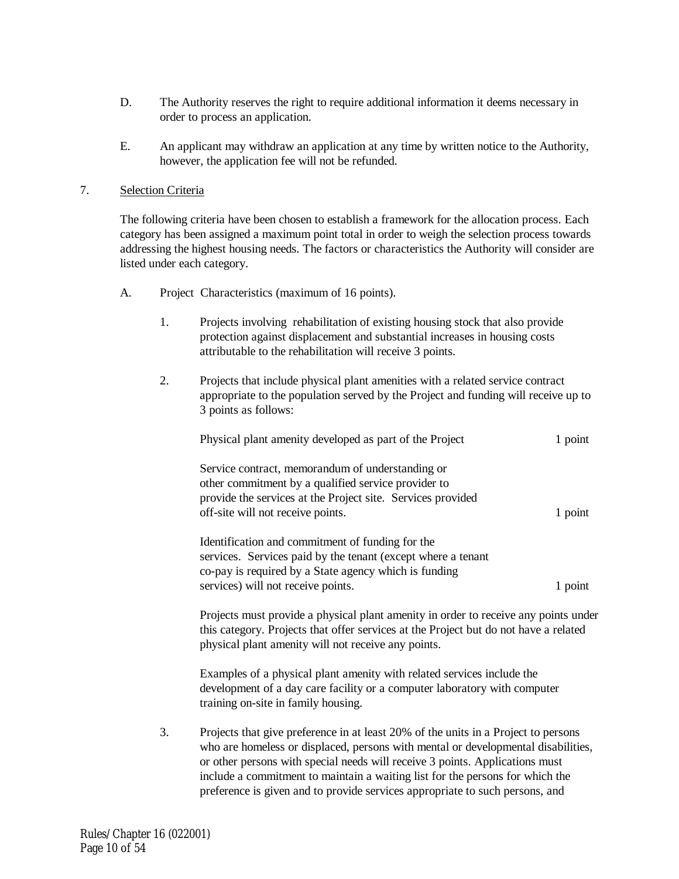D. The Authority reserves the right to require additional information it deems necessary in order to process an application.

E. An applicant may withdraw an application at any time by written notice to the Authority, however, the application fee will not be refunded.

7. Selection Criteria

The following criteria have been chosen to establish a framework for the allocation process. Each category has been assigned a maximum point total in order to weigh the selection process towards addressing the highest housing needs. The factors or characteristics the Authority will consider are listed under each category.

A. Project Characteristics (maximum of 16 points).

1. Projects involving rehabilitation of existing housing stock that also provide protection against displacement and substantial increases in housing costs attributable to the rehabilitation will receive 3 points.

2. Projects that include physical plant amenities with a related service contract appropriate to the population served by the Project and funding will receive up to 3 points as follows:

| | |
|---|---|
| Physical plant amenity developed as part of the Project | 1 point |
| Service contract, memorandum of understanding or other commitment by a qualified service provider to provide the services at the Project site. Services provided off-site will not receive points. | 1 point |
| Identification and commitment of funding for the services. Services paid by the tenant (except where a tenant co-pay is required by a State agency which is funding services) will not receive points. | 1 point |

Projects must provide a physical plant amenity in order to receive any points under this category. Projects that offer services at the Project but do not have a related physical plant amenity will not receive any points.

Examples of a physical plant amenity with related services include the development of a day care facility or a computer laboratory with computer training on-site in family housing.

3. Projects that give preference in at least 20% of the units in a Project to persons who are homeless or displaced, persons with mental or developmental disabilities, or other persons with special needs will receive 3 points. Applications must include a commitment to maintain a waiting list for the persons for which the preference is given and to provide services appropriate to such persons, and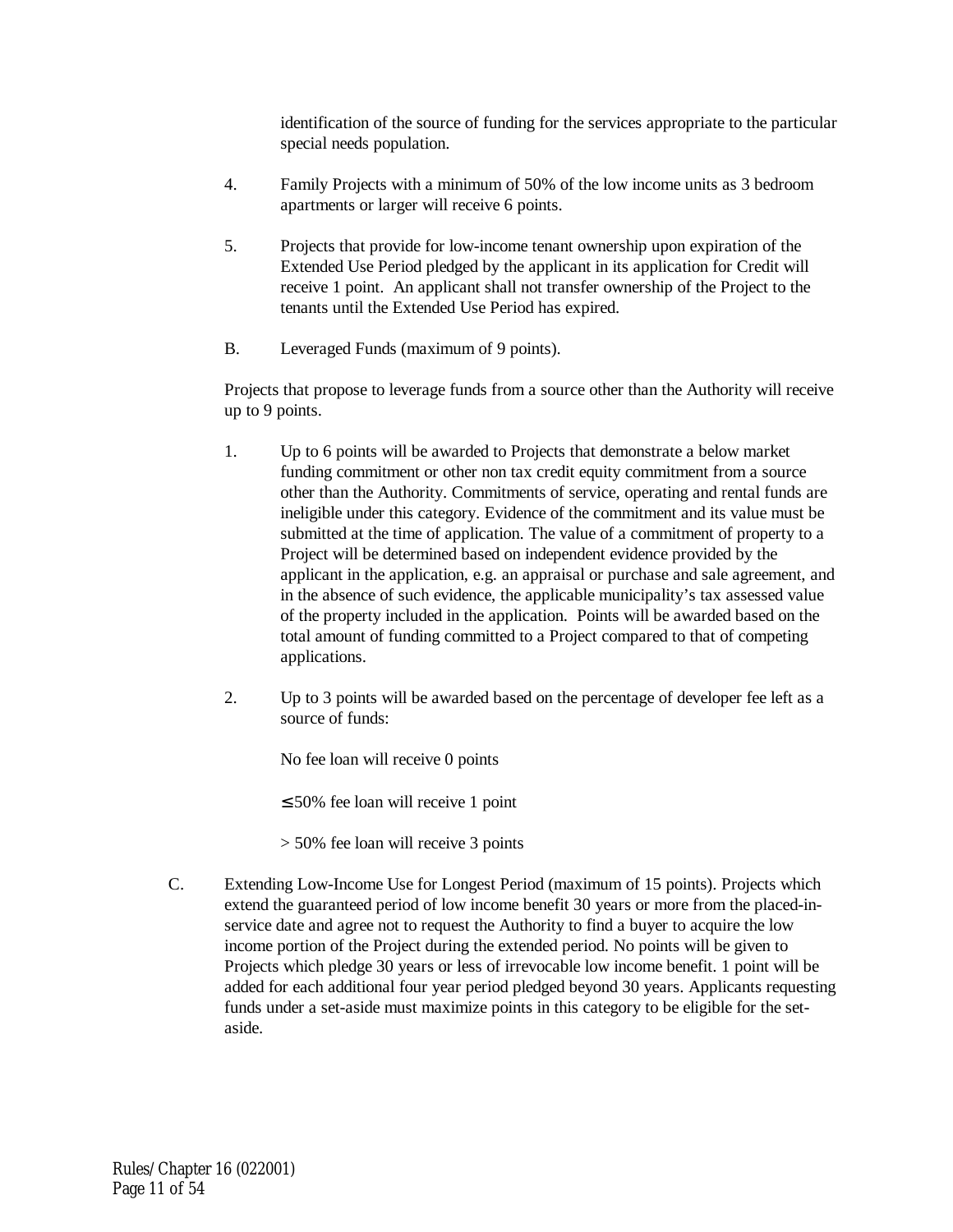identification of the source of funding for the services appropriate to the particular special needs population.

4. Family Projects with a minimum of 50% of the low income units as 3 bedroom apartments or larger will receive 6 points.

5. Projects that provide for low-income tenant ownership upon expiration of the Extended Use Period pledged by the applicant in its application for Credit will receive 1 point. An applicant shall not transfer ownership of the Project to the tenants until the Extended Use Period has expired.

B. Leveraged Funds (maximum of 9 points).

Projects that propose to leverage funds from a source other than the Authority will receive up to 9 points.

1. Up to 6 points will be awarded to Projects that demonstrate a below market funding commitment or other non tax credit equity commitment from a source other than the Authority. Commitments of service, operating and rental funds are ineligible under this category. Evidence of the commitment and its value must be submitted at the time of application. The value of a commitment of property to a Project will be determined based on independent evidence provided by the applicant in the application, e.g. an appraisal or purchase and sale agreement, and in the absence of such evidence, the applicable municipality's tax assessed value of the property included in the application. Points will be awarded based on the total amount of funding committed to a Project compared to that of competing applications.

2. Up to 3 points will be awarded based on the percentage of developer fee left as a source of funds:

   No fee loan will receive 0 points

   ≤ 50% fee loan will receive 1 point

   > 50% fee loan will receive 3 points

C. Extending Low-Income Use for Longest Period (maximum of 15 points). Projects which extend the guaranteed period of low income benefit 30 years or more from the placed-in-service date and agree not to request the Authority to find a buyer to acquire the low income portion of the Project during the extended period. No points will be given to Projects which pledge 30 years or less of irrevocable low income benefit. 1 point will be added for each additional four year period pledged beyond 30 years. Applicants requesting funds under a set-aside must maximize points in this category to be eligible for the set-aside.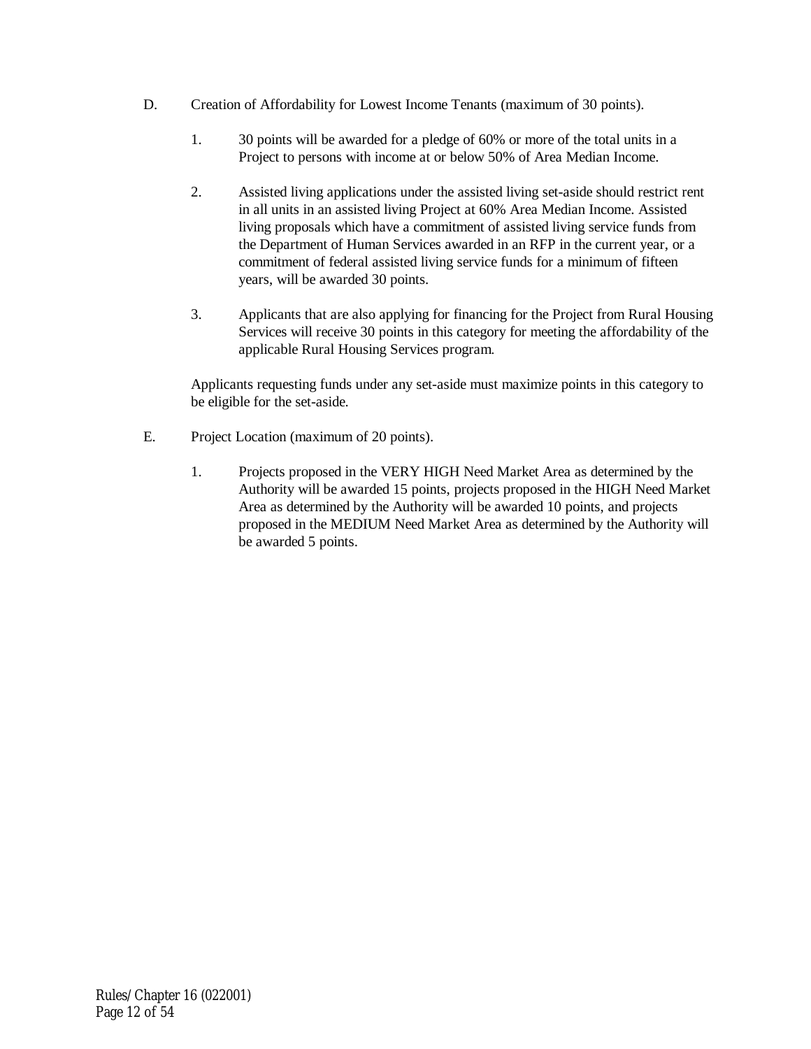D. Creation of Affordability for Lowest Income Tenants (maximum of 30 points).

1. 30 points will be awarded for a pledge of 60% or more of the total units in a Project to persons with income at or below 50% of Area Median Income.

2. Assisted living applications under the assisted living set-aside should restrict rent in all units in an assisted living Project at 60% Area Median Income. Assisted living proposals which have a commitment of assisted living service funds from the Department of Human Services awarded in an RFP in the current year, or a commitment of federal assisted living service funds for a minimum of fifteen years, will be awarded 30 points.

3. Applicants that are also applying for financing for the Project from Rural Housing Services will receive 30 points in this category for meeting the affordability of the applicable Rural Housing Services program.

Applicants requesting funds under any set-aside must maximize points in this category to be eligible for the set-aside.

E. Project Location (maximum of 20 points).

1. Projects proposed in the VERY HIGH Need Market Area as determined by the Authority will be awarded 15 points, projects proposed in the HIGH Need Market Area as determined by the Authority will be awarded 10 points, and projects proposed in the MEDIUM Need Market Area as determined by the Authority will be awarded 5 points.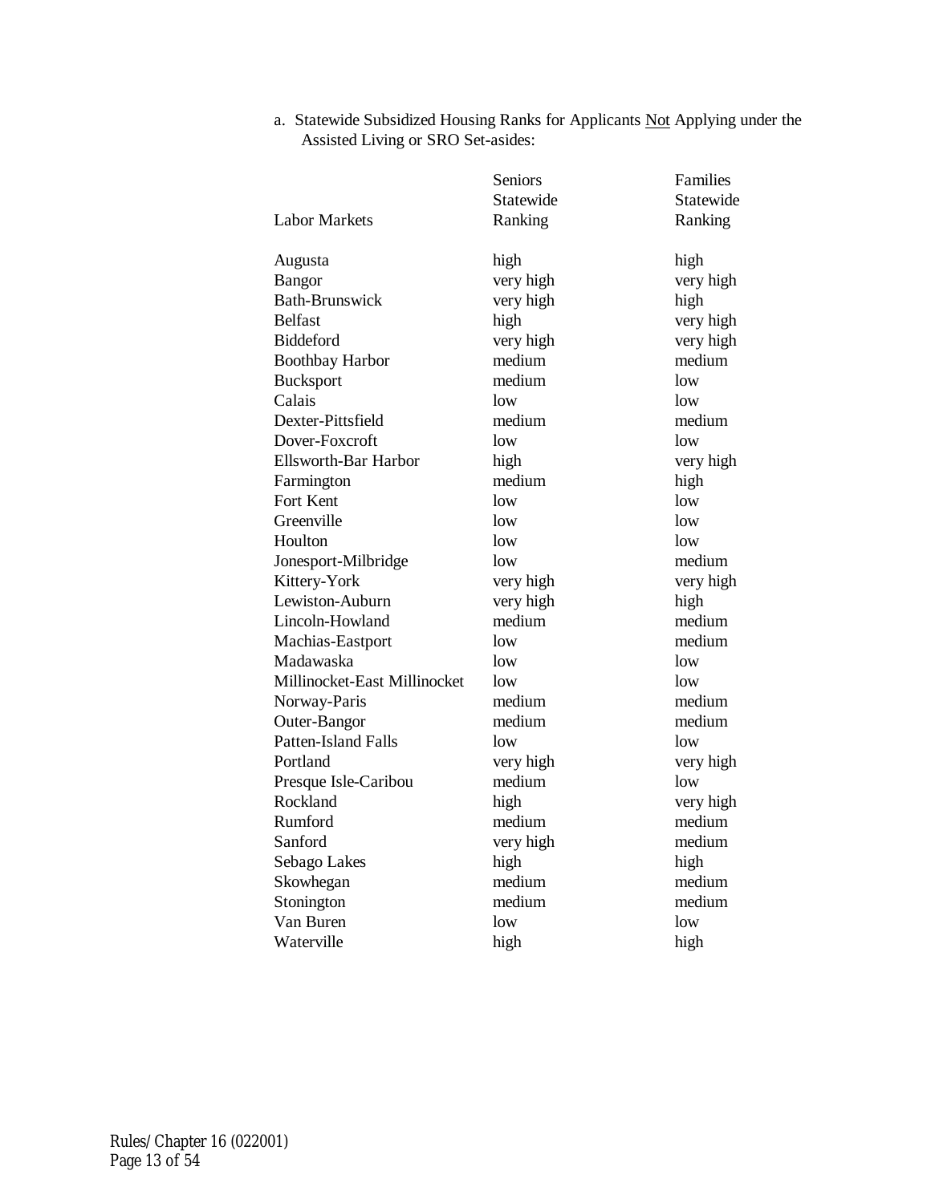a. Statewide Subsidized Housing Ranks for Applicants <u>Not</u> Applying under the Assisted Living or SRO Set-asides:

| Labor Markets | Seniors Statewide Ranking | Families Statewide Ranking |
|---|---|---|
| Augusta | high | high |
| Bangor | very high | very high |
| Bath-Brunswick | very high | high |
| Belfast | high | very high |
| Biddeford | very high | very high |
| Boothbay Harbor | medium | medium |
| Bucksport | medium | low |
| Calais | low | low |
| Dexter-Pittsfield | medium | medium |
| Dover-Foxcroft | low | low |
| Ellsworth-Bar Harbor | high | very high |
| Farmington | medium | high |
| Fort Kent | low | low |
| Greenville | low | low |
| Houlton | low | low |
| Jonesport-Milbridge | low | medium |
| Kittery-York | very high | very high |
| Lewiston-Auburn | very high | high |
| Lincoln-Howland | medium | medium |
| Machias-Eastport | low | medium |
| Madawaska | low | low |
| Millinocket-East Millinocket | low | low |
| Norway-Paris | medium | medium |
| Outer-Bangor | medium | medium |
| Patten-Island Falls | low | low |
| Portland | very high | very high |
| Presque Isle-Caribou | medium | low |
| Rockland | high | very high |
| Rumford | medium | medium |
| Sanford | very high | medium |
| Sebago Lakes | high | high |
| Skowhegan | medium | medium |
| Stonington | medium | medium |
| Van Buren | low | low |
| Waterville | high | high |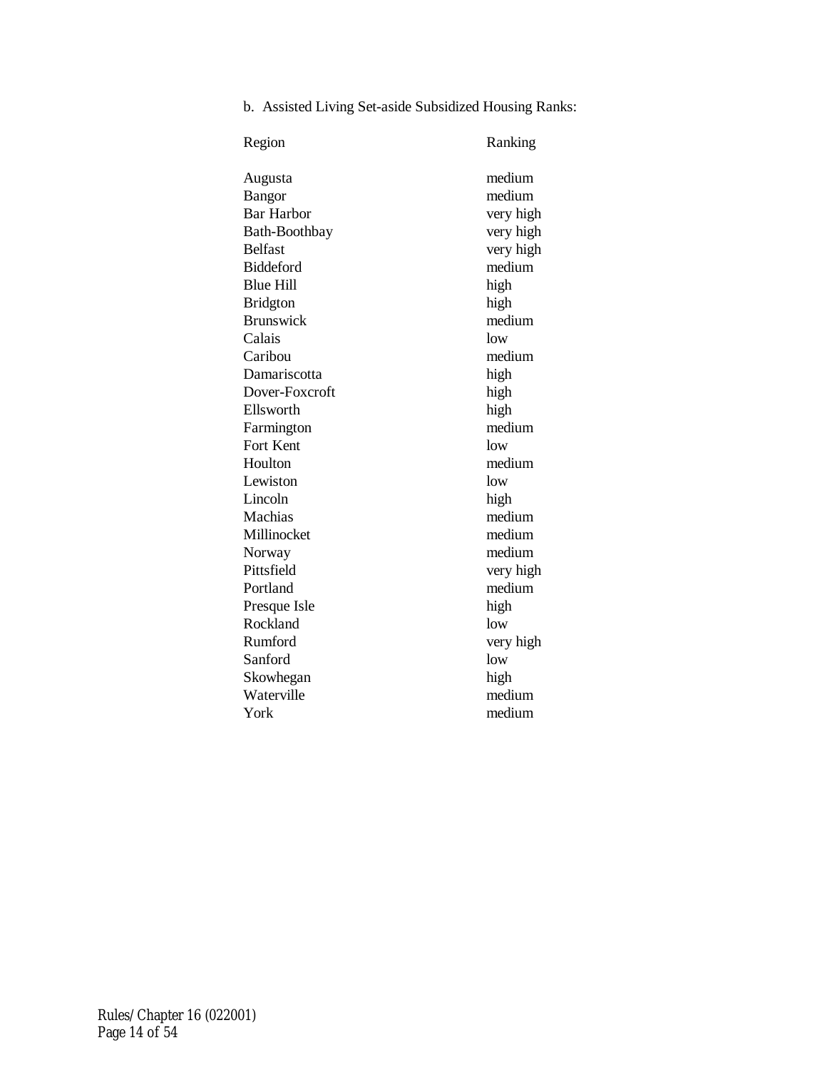b. Assisted Living Set-aside Subsidized Housing Ranks:

| Region | Ranking |
| --- | --- |
| Augusta | medium |
| Bangor | medium |
| Bar Harbor | very high |
| Bath-Boothbay | very high |
| Belfast | very high |
| Biddeford | medium |
| Blue Hill | high |
| Bridgton | high |
| Brunswick | medium |
| Calais | low |
| Caribou | medium |
| Damariscotta | high |
| Dover-Foxcroft | high |
| Ellsworth | high |
| Farmington | medium |
| Fort Kent | low |
| Houlton | medium |
| Lewiston | low |
| Lincoln | high |
| Machias | medium |
| Millinocket | medium |
| Norway | medium |
| Pittsfield | very high |
| Portland | medium |
| Presque Isle | high |
| Rockland | low |
| Rumford | very high |
| Sanford | low |
| Skowhegan | high |
| Waterville | medium |
| York | medium |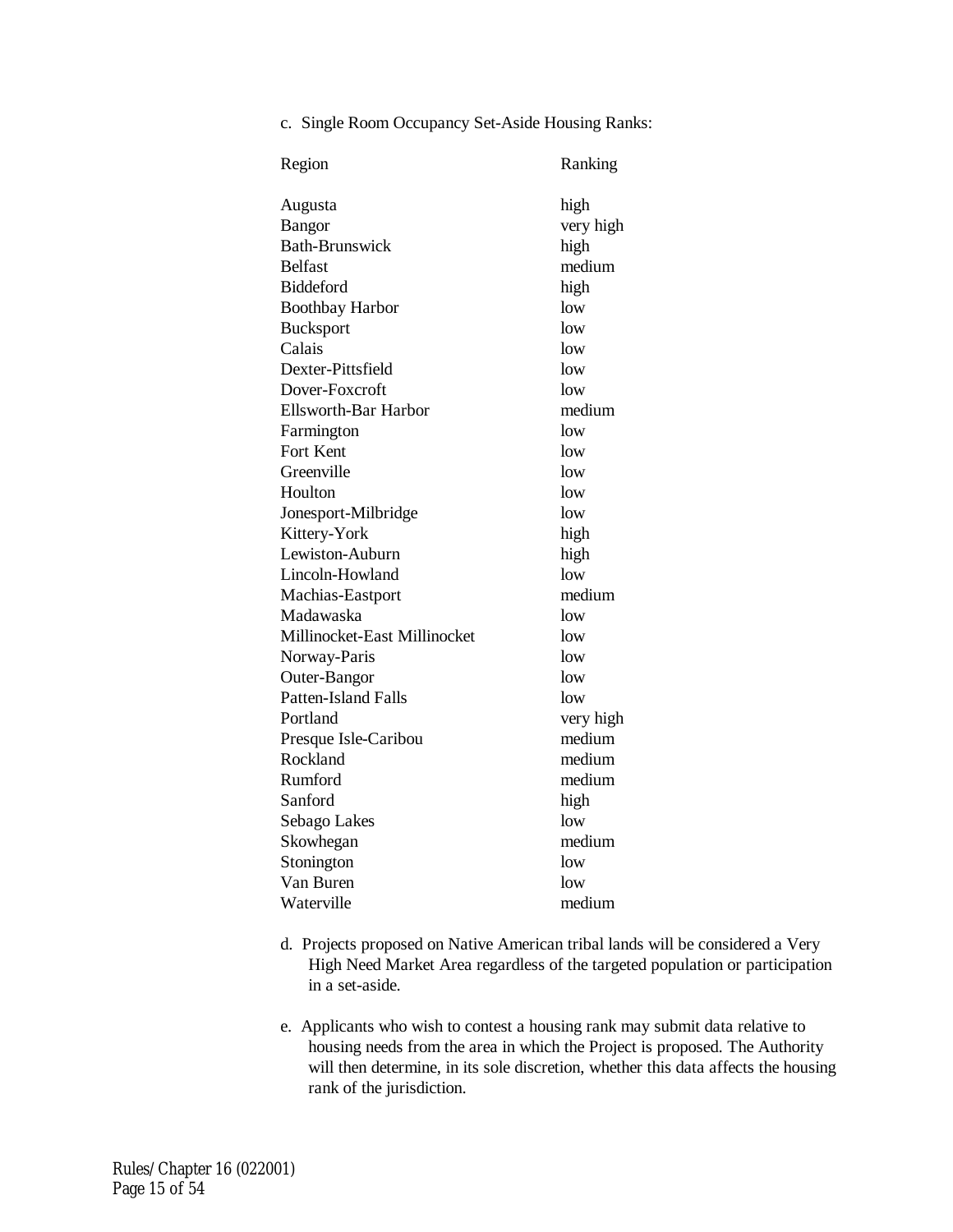c. Single Room Occupancy Set-Aside Housing Ranks:

| Region | Ranking |
|---|---|
| Augusta | high |
| Bangor | very high |
| Bath-Brunswick | high |
| Belfast | medium |
| Biddeford | high |
| Boothbay Harbor | low |
| Bucksport | low |
| Calais | low |
| Dexter-Pittsfield | low |
| Dover-Foxcroft | low |
| Ellsworth-Bar Harbor | medium |
| Farmington | low |
| Fort Kent | low |
| Greenville | low |
| Houlton | low |
| Jonesport-Milbridge | low |
| Kittery-York | high |
| Lewiston-Auburn | high |
| Lincoln-Howland | low |
| Machias-Eastport | medium |
| Madawaska | low |
| Millinocket-East Millinocket | low |
| Norway-Paris | low |
| Outer-Bangor | low |
| Patten-Island Falls | low |
| Portland | very high |
| Presque Isle-Caribou | medium |
| Rockland | medium |
| Rumford | medium |
| Sanford | high |
| Sebago Lakes | low |
| Skowhegan | medium |
| Stonington | low |
| Van Buren | low |
| Waterville | medium |

d. Projects proposed on Native American tribal lands will be considered a Very High Need Market Area regardless of the targeted population or participation in a set-aside.

e. Applicants who wish to contest a housing rank may submit data relative to housing needs from the area in which the Project is proposed. The Authority will then determine, in its sole discretion, whether this data affects the housing rank of the jurisdiction.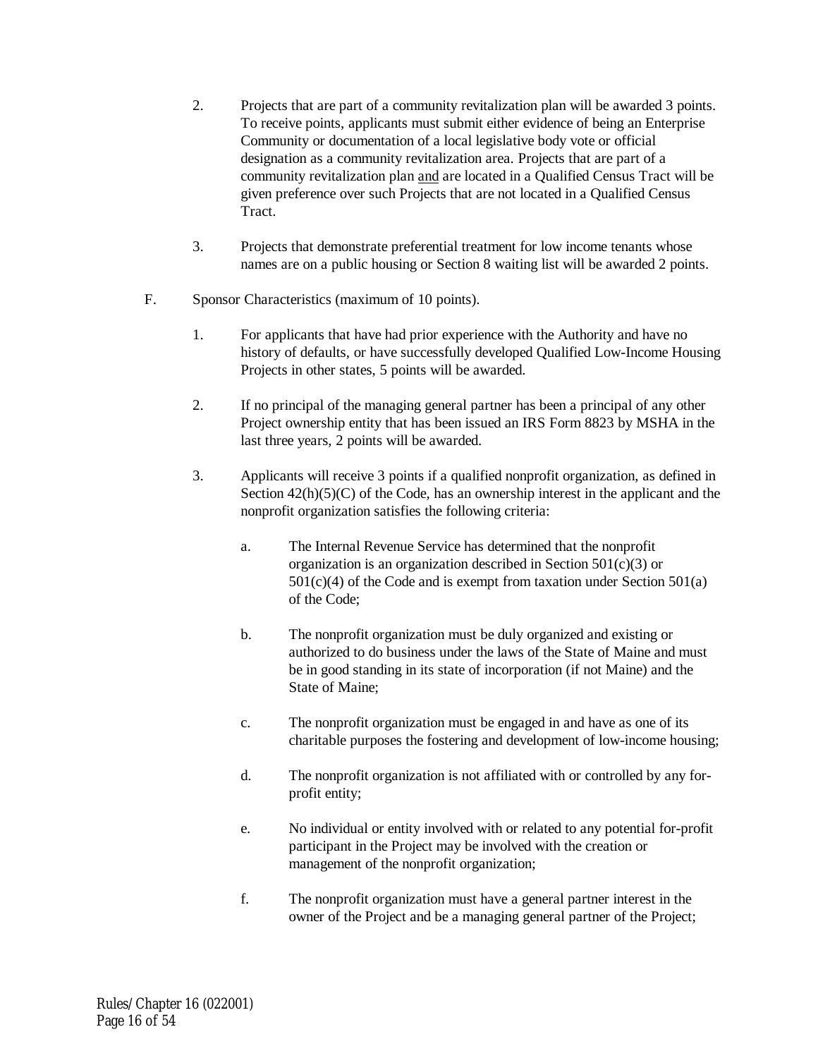2. Projects that are part of a community revitalization plan will be awarded 3 points. To receive points, applicants must submit either evidence of being an Enterprise Community or documentation of a local legislative body vote or official designation as a community revitalization area. Projects that are part of a community revitalization plan <u>and</u> are located in a Qualified Census Tract will be given preference over such Projects that are not located in a Qualified Census Tract.

3. Projects that demonstrate preferential treatment for low income tenants whose names are on a public housing or Section 8 waiting list will be awarded 2 points.

F. Sponsor Characteristics (maximum of 10 points).

1. For applicants that have had prior experience with the Authority and have no history of defaults, or have successfully developed Qualified Low-Income Housing Projects in other states, 5 points will be awarded.

2. If no principal of the managing general partner has been a principal of any other Project ownership entity that has been issued an IRS Form 8823 by MSHA in the last three years, 2 points will be awarded.

3. Applicants will receive 3 points if a qualified nonprofit organization, as defined in Section 42(h)(5)(C) of the Code, has an ownership interest in the applicant and the nonprofit organization satisfies the following criteria:

   a. The Internal Revenue Service has determined that the nonprofit organization is an organization described in Section 501(c)(3) or 501(c)(4) of the Code and is exempt from taxation under Section 501(a) of the Code;

   b. The nonprofit organization must be duly organized and existing or authorized to do business under the laws of the State of Maine and must be in good standing in its state of incorporation (if not Maine) and the State of Maine;

   c. The nonprofit organization must be engaged in and have as one of its charitable purposes the fostering and development of low-income housing;

   d. The nonprofit organization is not affiliated with or controlled by any for-profit entity;

   e. No individual or entity involved with or related to any potential for-profit participant in the Project may be involved with the creation or management of the nonprofit organization;

   f. The nonprofit organization must have a general partner interest in the owner of the Project and be a managing general partner of the Project;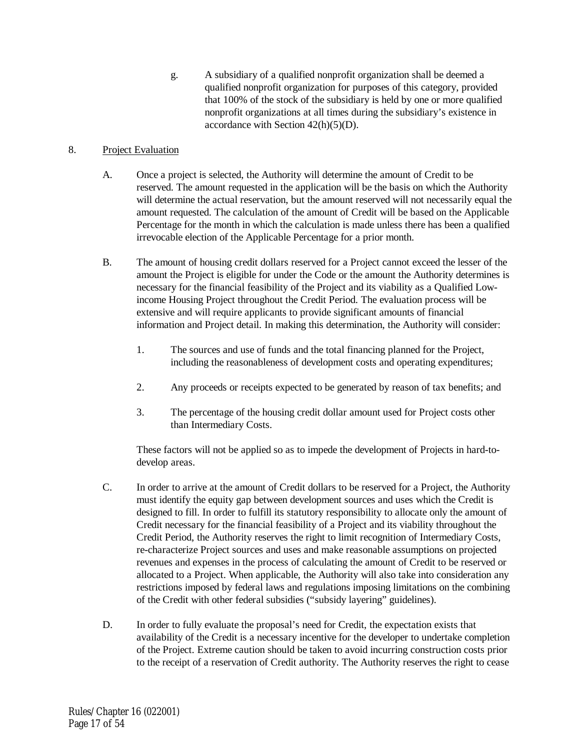g. A subsidiary of a qualified nonprofit organization shall be deemed a qualified nonprofit organization for purposes of this category, provided that 100% of the stock of the subsidiary is held by one or more qualified nonprofit organizations at all times during the subsidiary's existence in accordance with Section 42(h)(5)(D).

8. <u>Project Evaluation</u>

A. Once a project is selected, the Authority will determine the amount of Credit to be reserved. The amount requested in the application will be the basis on which the Authority will determine the actual reservation, but the amount reserved will not necessarily equal the amount requested. The calculation of the amount of Credit will be based on the Applicable Percentage for the month in which the calculation is made unless there has been a qualified irrevocable election of the Applicable Percentage for a prior month.

B. The amount of housing credit dollars reserved for a Project cannot exceed the lesser of the amount the Project is eligible for under the Code or the amount the Authority determines is necessary for the financial feasibility of the Project and its viability as a Qualified Low-income Housing Project throughout the Credit Period. The evaluation process will be extensive and will require applicants to provide significant amounts of financial information and Project detail. In making this determination, the Authority will consider:

1. The sources and use of funds and the total financing planned for the Project, including the reasonableness of development costs and operating expenditures;

2. Any proceeds or receipts expected to be generated by reason of tax benefits; and

3. The percentage of the housing credit dollar amount used for Project costs other than Intermediary Costs.

These factors will not be applied so as to impede the development of Projects in hard-to-develop areas.

C. In order to arrive at the amount of Credit dollars to be reserved for a Project, the Authority must identify the equity gap between development sources and uses which the Credit is designed to fill. In order to fulfill its statutory responsibility to allocate only the amount of Credit necessary for the financial feasibility of a Project and its viability throughout the Credit Period, the Authority reserves the right to limit recognition of Intermediary Costs, re-characterize Project sources and uses and make reasonable assumptions on projected revenues and expenses in the process of calculating the amount of Credit to be reserved or allocated to a Project. When applicable, the Authority will also take into consideration any restrictions imposed by federal laws and regulations imposing limitations on the combining of the Credit with other federal subsidies ("subsidy layering" guidelines).

D. In order to fully evaluate the proposal's need for Credit, the expectation exists that availability of the Credit is a necessary incentive for the developer to undertake completion of the Project. Extreme caution should be taken to avoid incurring construction costs prior to the receipt of a reservation of Credit authority. The Authority reserves the right to cease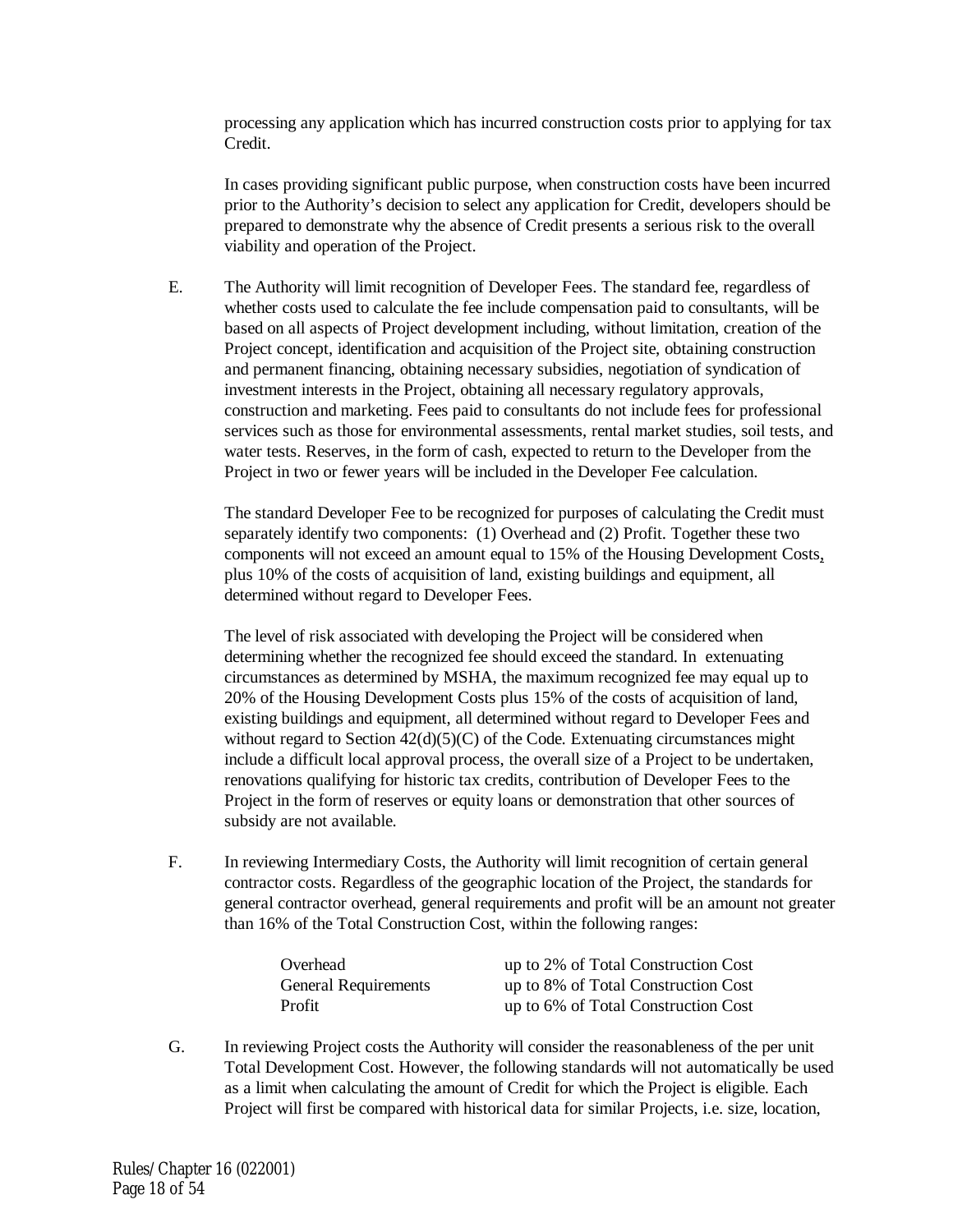processing any application which has incurred construction costs prior to applying for tax Credit.

In cases providing significant public purpose, when construction costs have been incurred prior to the Authority's decision to select any application for Credit, developers should be prepared to demonstrate why the absence of Credit presents a serious risk to the overall viability and operation of the Project.

E. The Authority will limit recognition of Developer Fees. The standard fee, regardless of whether costs used to calculate the fee include compensation paid to consultants, will be based on all aspects of Project development including, without limitation, creation of the Project concept, identification and acquisition of the Project site, obtaining construction and permanent financing, obtaining necessary subsidies, negotiation of syndication of investment interests in the Project, obtaining all necessary regulatory approvals, construction and marketing. Fees paid to consultants do not include fees for professional services such as those for environmental assessments, rental market studies, soil tests, and water tests. Reserves, in the form of cash, expected to return to the Developer from the Project in two or fewer years will be included in the Developer Fee calculation.

The standard Developer Fee to be recognized for purposes of calculating the Credit must separately identify two components: (1) Overhead and (2) Profit. Together these two components will not exceed an amount equal to 15% of the Housing Development Costs, plus 10% of the costs of acquisition of land, existing buildings and equipment, all determined without regard to Developer Fees.

The level of risk associated with developing the Project will be considered when determining whether the recognized fee should exceed the standard. In extenuating circumstances as determined by MSHA, the maximum recognized fee may equal up to 20% of the Housing Development Costs plus 15% of the costs of acquisition of land, existing buildings and equipment, all determined without regard to Developer Fees and without regard to Section 42(d)(5)(C) of the Code. Extenuating circumstances might include a difficult local approval process, the overall size of a Project to be undertaken, renovations qualifying for historic tax credits, contribution of Developer Fees to the Project in the form of reserves or equity loans or demonstration that other sources of subsidy are not available.

F. In reviewing Intermediary Costs, the Authority will limit recognition of certain general contractor costs. Regardless of the geographic location of the Project, the standards for general contractor overhead, general requirements and profit will be an amount not greater than 16% of the Total Construction Cost, within the following ranges:

| | |
|---|---|
| Overhead | up to 2% of Total Construction Cost |
| General Requirements | up to 8% of Total Construction Cost |
| Profit | up to 6% of Total Construction Cost |

G. In reviewing Project costs the Authority will consider the reasonableness of the per unit Total Development Cost. However, the following standards will not automatically be used as a limit when calculating the amount of Credit for which the Project is eligible. Each Project will first be compared with historical data for similar Projects, i.e. size, location,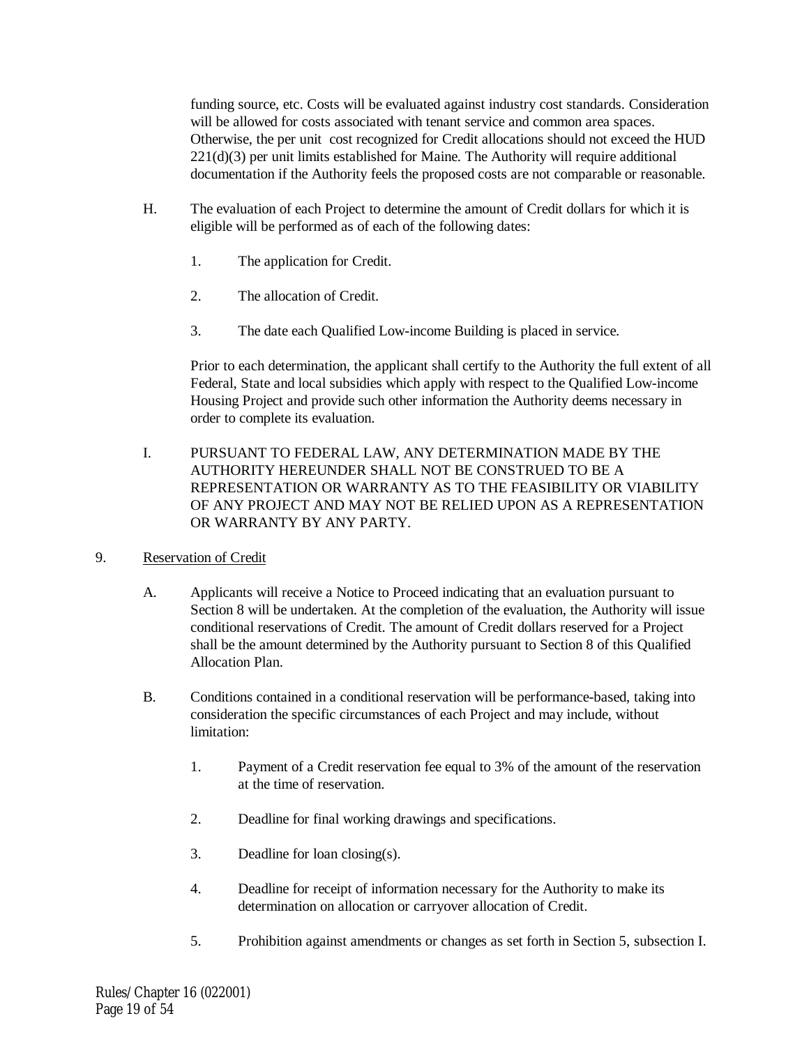funding source, etc. Costs will be evaluated against industry cost standards. Consideration will be allowed for costs associated with tenant service and common area spaces. Otherwise, the per unit cost recognized for Credit allocations should not exceed the HUD 221(d)(3) per unit limits established for Maine. The Authority will require additional documentation if the Authority feels the proposed costs are not comparable or reasonable.

H. The evaluation of each Project to determine the amount of Credit dollars for which it is eligible will be performed as of each of the following dates:

   1. The application for Credit.

   2. The allocation of Credit.

   3. The date each Qualified Low-income Building is placed in service.

   Prior to each determination, the applicant shall certify to the Authority the full extent of all Federal, State and local subsidies which apply with respect to the Qualified Low-income Housing Project and provide such other information the Authority deems necessary in order to complete its evaluation.

I. PURSUANT TO FEDERAL LAW, ANY DETERMINATION MADE BY THE AUTHORITY HEREUNDER SHALL NOT BE CONSTRUED TO BE A REPRESENTATION OR WARRANTY AS TO THE FEASIBILITY OR VIABILITY OF ANY PROJECT AND MAY NOT BE RELIED UPON AS A REPRESENTATION OR WARRANTY BY ANY PARTY.

9. Reservation of Credit

A. Applicants will receive a Notice to Proceed indicating that an evaluation pursuant to Section 8 will be undertaken. At the completion of the evaluation, the Authority will issue conditional reservations of Credit. The amount of Credit dollars reserved for a Project shall be the amount determined by the Authority pursuant to Section 8 of this Qualified Allocation Plan.

B. Conditions contained in a conditional reservation will be performance-based, taking into consideration the specific circumstances of each Project and may include, without limitation:

   1. Payment of a Credit reservation fee equal to 3% of the amount of the reservation at the time of reservation.

   2. Deadline for final working drawings and specifications.

   3. Deadline for loan closing(s).

   4. Deadline for receipt of information necessary for the Authority to make its determination on allocation or carryover allocation of Credit.

   5. Prohibition against amendments or changes as set forth in Section 5, subsection I.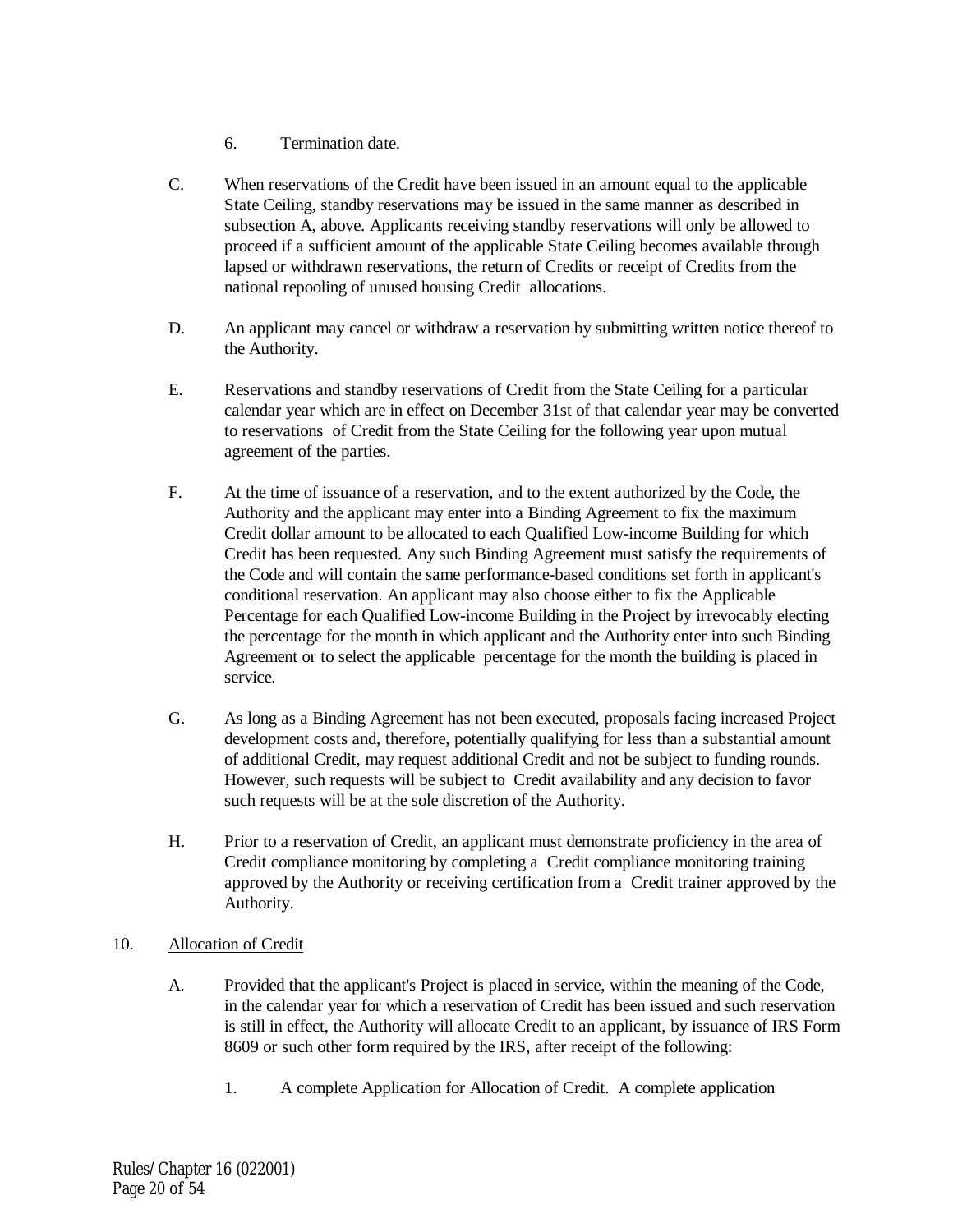6. Termination date.

C. When reservations of the Credit have been issued in an amount equal to the applicable State Ceiling, standby reservations may be issued in the same manner as described in subsection A, above. Applicants receiving standby reservations will only be allowed to proceed if a sufficient amount of the applicable State Ceiling becomes available through lapsed or withdrawn reservations, the return of Credits or receipt of Credits from the national repooling of unused housing Credit allocations.

D. An applicant may cancel or withdraw a reservation by submitting written notice thereof to the Authority.

E. Reservations and standby reservations of Credit from the State Ceiling for a particular calendar year which are in effect on December 31st of that calendar year may be converted to reservations of Credit from the State Ceiling for the following year upon mutual agreement of the parties.

F. At the time of issuance of a reservation, and to the extent authorized by the Code, the Authority and the applicant may enter into a Binding Agreement to fix the maximum Credit dollar amount to be allocated to each Qualified Low-income Building for which Credit has been requested. Any such Binding Agreement must satisfy the requirements of the Code and will contain the same performance-based conditions set forth in applicant's conditional reservation. An applicant may also choose either to fix the Applicable Percentage for each Qualified Low-income Building in the Project by irrevocably electing the percentage for the month in which applicant and the Authority enter into such Binding Agreement or to select the applicable percentage for the month the building is placed in service.

G. As long as a Binding Agreement has not been executed, proposals facing increased Project development costs and, therefore, potentially qualifying for less than a substantial amount of additional Credit, may request additional Credit and not be subject to funding rounds. However, such requests will be subject to Credit availability and any decision to favor such requests will be at the sole discretion of the Authority.

H. Prior to a reservation of Credit, an applicant must demonstrate proficiency in the area of Credit compliance monitoring by completing a Credit compliance monitoring training approved by the Authority or receiving certification from a Credit trainer approved by the Authority.

10. Allocation of Credit

A. Provided that the applicant's Project is placed in service, within the meaning of the Code, in the calendar year for which a reservation of Credit has been issued and such reservation is still in effect, the Authority will allocate Credit to an applicant, by issuance of IRS Form 8609 or such other form required by the IRS, after receipt of the following:

1. A complete Application for Allocation of Credit. A complete application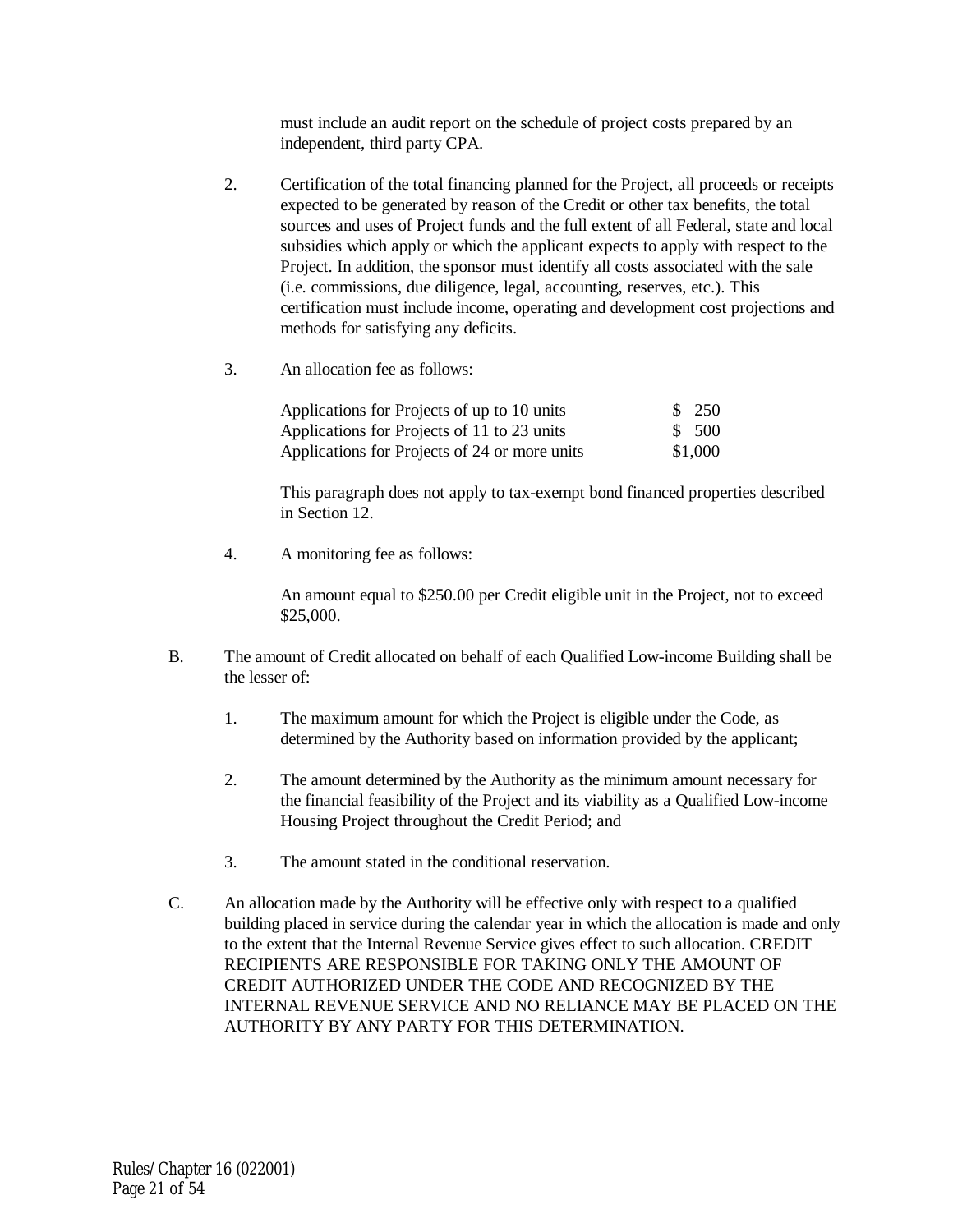must include an audit report on the schedule of project costs prepared by an independent, third party CPA.

2. Certification of the total financing planned for the Project, all proceeds or receipts expected to be generated by reason of the Credit or other tax benefits, the total sources and uses of Project funds and the full extent of all Federal, state and local subsidies which apply or which the applicant expects to apply with respect to the Project. In addition, the sponsor must identify all costs associated with the sale (i.e. commissions, due diligence, legal, accounting, reserves, etc.). This certification must include income, operating and development cost projections and methods for satisfying any deficits.

3. An allocation fee as follows:

| | |
|---|---|
| Applications for Projects of up to 10 units | $ 250 |
| Applications for Projects of 11 to 23 units | $ 500 |
| Applications for Projects of 24 or more units | $1,000 |

This paragraph does not apply to tax-exempt bond financed properties described in Section 12.

4. A monitoring fee as follows:

An amount equal to $250.00 per Credit eligible unit in the Project, not to exceed $25,000.

B. The amount of Credit allocated on behalf of each Qualified Low-income Building shall be the lesser of:

1. The maximum amount for which the Project is eligible under the Code, as determined by the Authority based on information provided by the applicant;

2. The amount determined by the Authority as the minimum amount necessary for the financial feasibility of the Project and its viability as a Qualified Low-income Housing Project throughout the Credit Period; and

3. The amount stated in the conditional reservation.

C. An allocation made by the Authority will be effective only with respect to a qualified building placed in service during the calendar year in which the allocation is made and only to the extent that the Internal Revenue Service gives effect to such allocation. CREDIT RECIPIENTS ARE RESPONSIBLE FOR TAKING ONLY THE AMOUNT OF CREDIT AUTHORIZED UNDER THE CODE AND RECOGNIZED BY THE INTERNAL REVENUE SERVICE AND NO RELIANCE MAY BE PLACED ON THE AUTHORITY BY ANY PARTY FOR THIS DETERMINATION.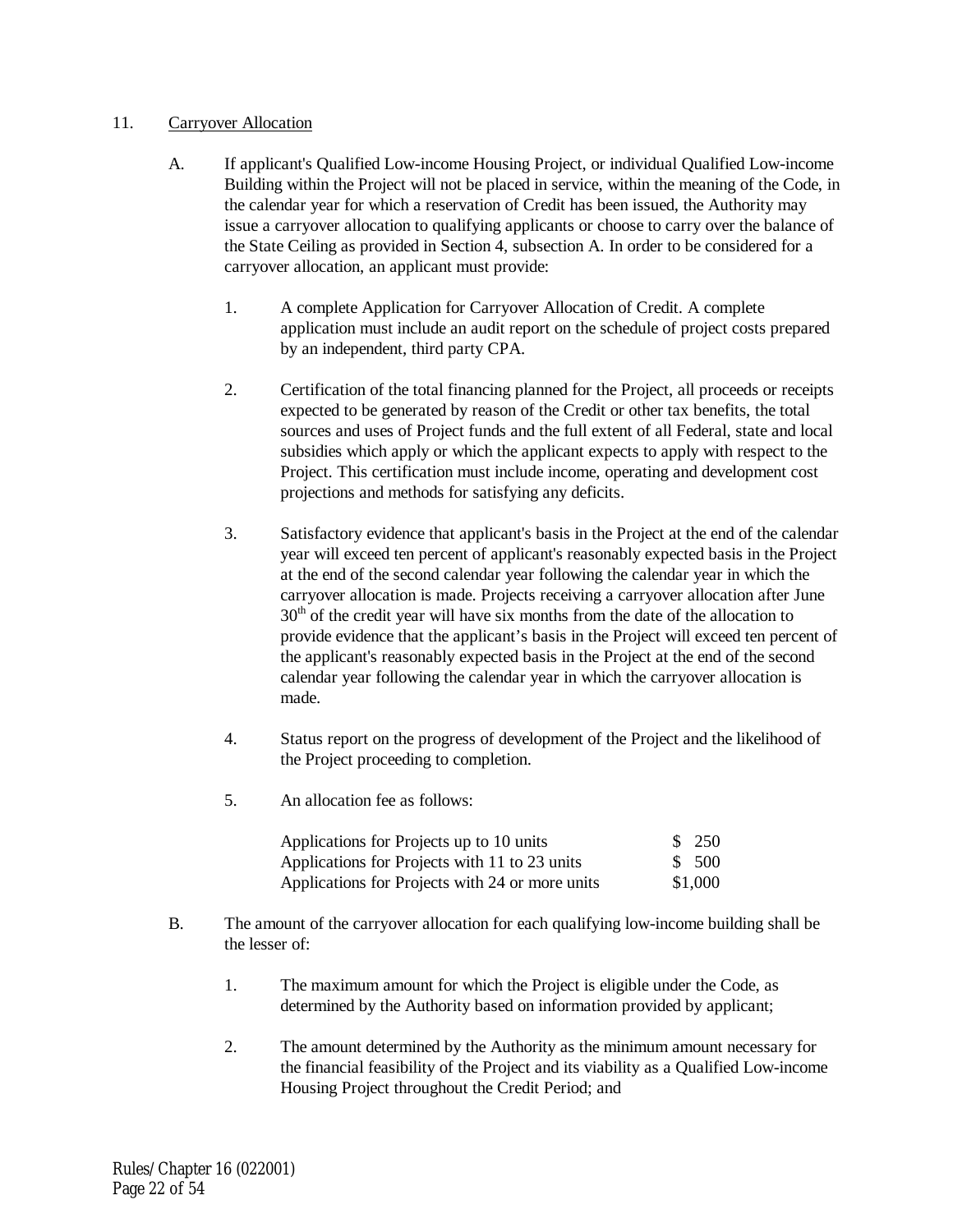11. Carryover Allocation

A. If applicant's Qualified Low-income Housing Project, or individual Qualified Low-income Building within the Project will not be placed in service, within the meaning of the Code, in the calendar year for which a reservation of Credit has been issued, the Authority may issue a carryover allocation to qualifying applicants or choose to carry over the balance of the State Ceiling as provided in Section 4, subsection A. In order to be considered for a carryover allocation, an applicant must provide:

1. A complete Application for Carryover Allocation of Credit. A complete application must include an audit report on the schedule of project costs prepared by an independent, third party CPA.

2. Certification of the total financing planned for the Project, all proceeds or receipts expected to be generated by reason of the Credit or other tax benefits, the total sources and uses of Project funds and the full extent of all Federal, state and local subsidies which apply or which the applicant expects to apply with respect to the Project. This certification must include income, operating and development cost projections and methods for satisfying any deficits.

3. Satisfactory evidence that applicant's basis in the Project at the end of the calendar year will exceed ten percent of applicant's reasonably expected basis in the Project at the end of the second calendar year following the calendar year in which the carryover allocation is made. Projects receiving a carryover allocation after June 30th of the credit year will have six months from the date of the allocation to provide evidence that the applicant's basis in the Project will exceed ten percent of the applicant's reasonably expected basis in the Project at the end of the second calendar year following the calendar year in which the carryover allocation is made.

4. Status report on the progress of development of the Project and the likelihood of the Project proceeding to completion.

5. An allocation fee as follows:

| | |
|---|---|
| Applications for Projects up to 10 units | $ 250 |
| Applications for Projects with 11 to 23 units | $ 500 |
| Applications for Projects with 24 or more units | $1,000 |

B. The amount of the carryover allocation for each qualifying low-income building shall be the lesser of:

1. The maximum amount for which the Project is eligible under the Code, as determined by the Authority based on information provided by applicant;

2. The amount determined by the Authority as the minimum amount necessary for the financial feasibility of the Project and its viability as a Qualified Low-income Housing Project throughout the Credit Period; and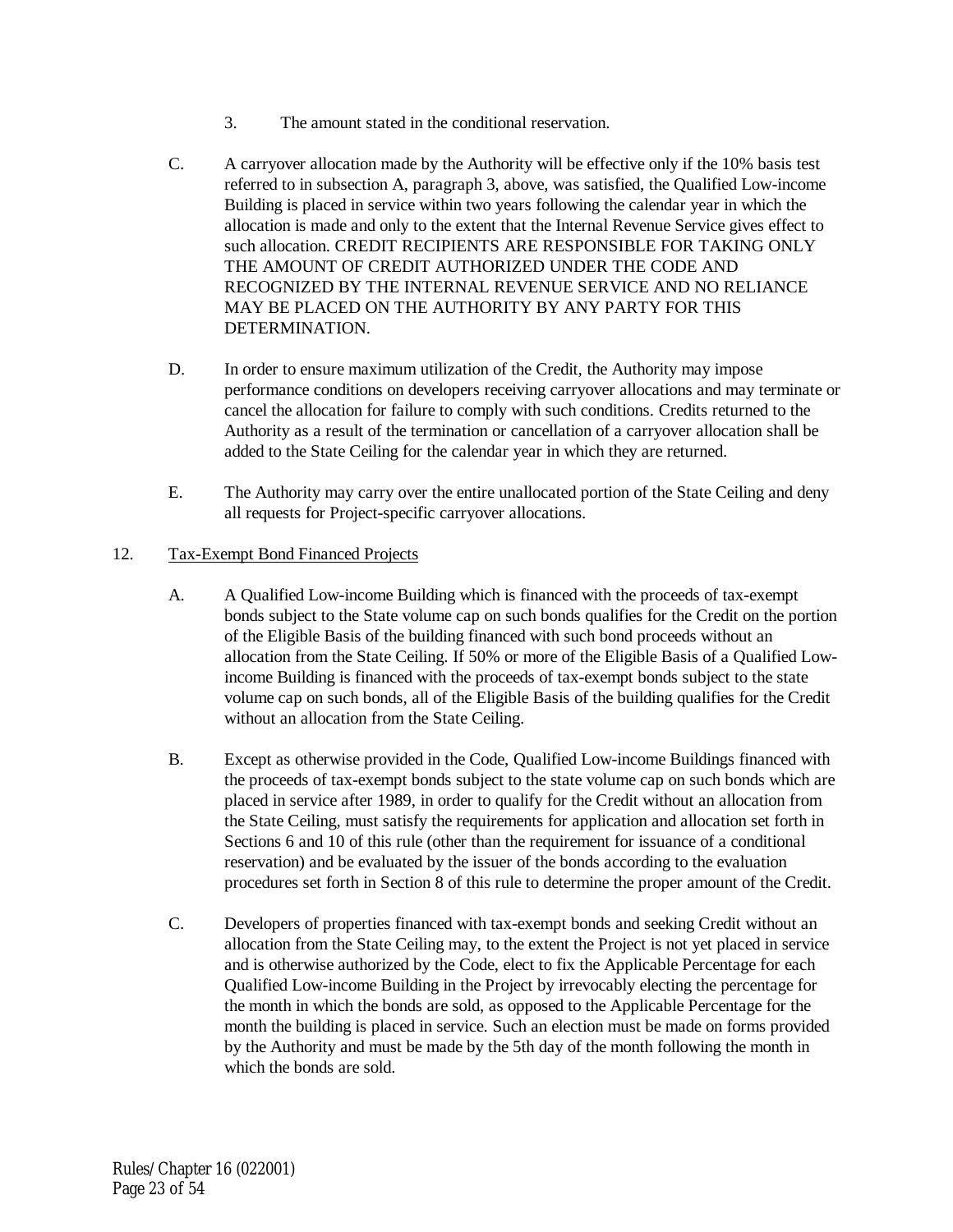3. The amount stated in the conditional reservation.

C. A carryover allocation made by the Authority will be effective only if the 10% basis test referred to in subsection A, paragraph 3, above, was satisfied, the Qualified Low-income Building is placed in service within two years following the calendar year in which the allocation is made and only to the extent that the Internal Revenue Service gives effect to such allocation. CREDIT RECIPIENTS ARE RESPONSIBLE FOR TAKING ONLY THE AMOUNT OF CREDIT AUTHORIZED UNDER THE CODE AND RECOGNIZED BY THE INTERNAL REVENUE SERVICE AND NO RELIANCE MAY BE PLACED ON THE AUTHORITY BY ANY PARTY FOR THIS DETERMINATION.

D. In order to ensure maximum utilization of the Credit, the Authority may impose performance conditions on developers receiving carryover allocations and may terminate or cancel the allocation for failure to comply with such conditions. Credits returned to the Authority as a result of the termination or cancellation of a carryover allocation shall be added to the State Ceiling for the calendar year in which they are returned.

E. The Authority may carry over the entire unallocated portion of the State Ceiling and deny all requests for Project-specific carryover allocations.

12. Tax-Exempt Bond Financed Projects

A. A Qualified Low-income Building which is financed with the proceeds of tax-exempt bonds subject to the State volume cap on such bonds qualifies for the Credit on the portion of the Eligible Basis of the building financed with such bond proceeds without an allocation from the State Ceiling. If 50% or more of the Eligible Basis of a Qualified Low-income Building is financed with the proceeds of tax-exempt bonds subject to the state volume cap on such bonds, all of the Eligible Basis of the building qualifies for the Credit without an allocation from the State Ceiling.

B. Except as otherwise provided in the Code, Qualified Low-income Buildings financed with the proceeds of tax-exempt bonds subject to the state volume cap on such bonds which are placed in service after 1989, in order to qualify for the Credit without an allocation from the State Ceiling, must satisfy the requirements for application and allocation set forth in Sections 6 and 10 of this rule (other than the requirement for issuance of a conditional reservation) and be evaluated by the issuer of the bonds according to the evaluation procedures set forth in Section 8 of this rule to determine the proper amount of the Credit.

C. Developers of properties financed with tax-exempt bonds and seeking Credit without an allocation from the State Ceiling may, to the extent the Project is not yet placed in service and is otherwise authorized by the Code, elect to fix the Applicable Percentage for each Qualified Low-income Building in the Project by irrevocably electing the percentage for the month in which the bonds are sold, as opposed to the Applicable Percentage for the month the building is placed in service. Such an election must be made on forms provided by the Authority and must be made by the 5th day of the month following the month in which the bonds are sold.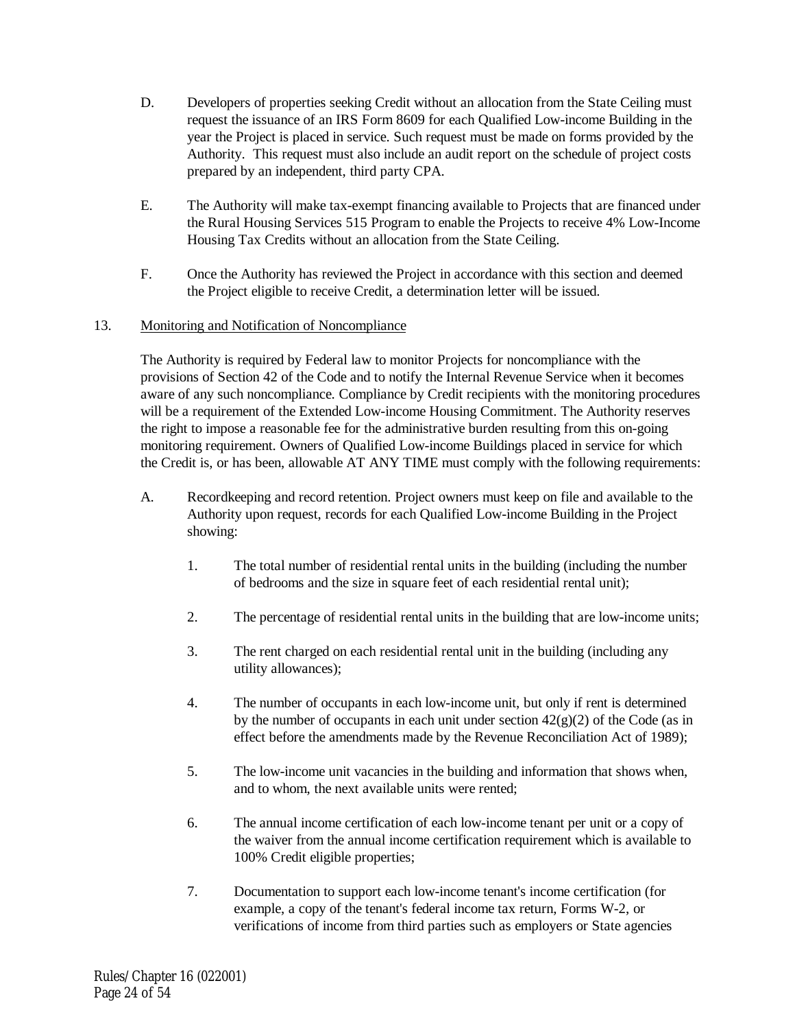D. Developers of properties seeking Credit without an allocation from the State Ceiling must request the issuance of an IRS Form 8609 for each Qualified Low-income Building in the year the Project is placed in service. Such request must be made on forms provided by the Authority. This request must also include an audit report on the schedule of project costs prepared by an independent, third party CPA.

E. The Authority will make tax-exempt financing available to Projects that are financed under the Rural Housing Services 515 Program to enable the Projects to receive 4% Low-Income Housing Tax Credits without an allocation from the State Ceiling.

F. Once the Authority has reviewed the Project in accordance with this section and deemed the Project eligible to receive Credit, a determination letter will be issued.

13. Monitoring and Notification of Noncompliance

The Authority is required by Federal law to monitor Projects for noncompliance with the provisions of Section 42 of the Code and to notify the Internal Revenue Service when it becomes aware of any such noncompliance. Compliance by Credit recipients with the monitoring procedures will be a requirement of the Extended Low-income Housing Commitment. The Authority reserves the right to impose a reasonable fee for the administrative burden resulting from this on-going monitoring requirement. Owners of Qualified Low-income Buildings placed in service for which the Credit is, or has been, allowable AT ANY TIME must comply with the following requirements:

A. Recordkeeping and record retention. Project owners must keep on file and available to the Authority upon request, records for each Qualified Low-income Building in the Project showing:

1. The total number of residential rental units in the building (including the number of bedrooms and the size in square feet of each residential rental unit);

2. The percentage of residential rental units in the building that are low-income units;

3. The rent charged on each residential rental unit in the building (including any utility allowances);

4. The number of occupants in each low-income unit, but only if rent is determined by the number of occupants in each unit under section 42(g)(2) of the Code (as in effect before the amendments made by the Revenue Reconciliation Act of 1989);

5. The low-income unit vacancies in the building and information that shows when, and to whom, the next available units were rented;

6. The annual income certification of each low-income tenant per unit or a copy of the waiver from the annual income certification requirement which is available to 100% Credit eligible properties;

7. Documentation to support each low-income tenant's income certification (for example, a copy of the tenant's federal income tax return, Forms W-2, or verifications of income from third parties such as employers or State agencies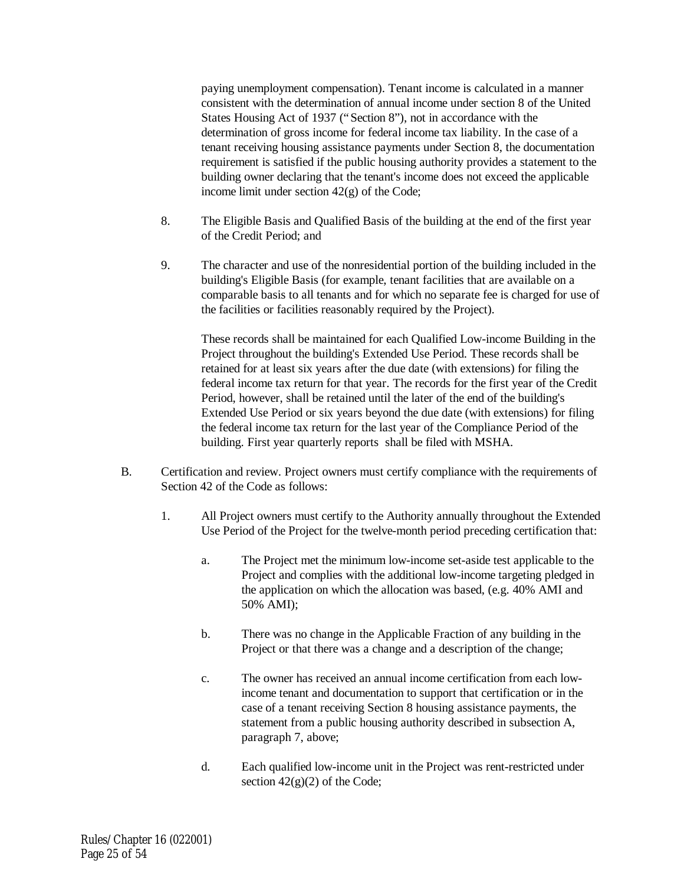paying unemployment compensation). Tenant income is calculated in a manner consistent with the determination of annual income under section 8 of the United States Housing Act of 1937 ("Section 8"), not in accordance with the determination of gross income for federal income tax liability. In the case of a tenant receiving housing assistance payments under Section 8, the documentation requirement is satisfied if the public housing authority provides a statement to the building owner declaring that the tenant's income does not exceed the applicable income limit under section 42(g) of the Code;

8. The Eligible Basis and Qualified Basis of the building at the end of the first year of the Credit Period; and

9. The character and use of the nonresidential portion of the building included in the building's Eligible Basis (for example, tenant facilities that are available on a comparable basis to all tenants and for which no separate fee is charged for use of the facilities or facilities reasonably required by the Project).

   These records shall be maintained for each Qualified Low-income Building in the Project throughout the building's Extended Use Period. These records shall be retained for at least six years after the due date (with extensions) for filing the federal income tax return for that year. The records for the first year of the Credit Period, however, shall be retained until the later of the end of the building's Extended Use Period or six years beyond the due date (with extensions) for filing the federal income tax return for the last year of the Compliance Period of the building. First year quarterly reports shall be filed with MSHA.

B. Certification and review. Project owners must certify compliance with the requirements of Section 42 of the Code as follows:

   1. All Project owners must certify to the Authority annually throughout the Extended Use Period of the Project for the twelve-month period preceding certification that:

      a. The Project met the minimum low-income set-aside test applicable to the Project and complies with the additional low-income targeting pledged in the application on which the allocation was based, (e.g. 40% AMI and 50% AMI);

      b. There was no change in the Applicable Fraction of any building in the Project or that there was a change and a description of the change;

      c. The owner has received an annual income certification from each low-income tenant and documentation to support that certification or in the case of a tenant receiving Section 8 housing assistance payments, the statement from a public housing authority described in subsection A, paragraph 7, above;

      d. Each qualified low-income unit in the Project was rent-restricted under section 42(g)(2) of the Code;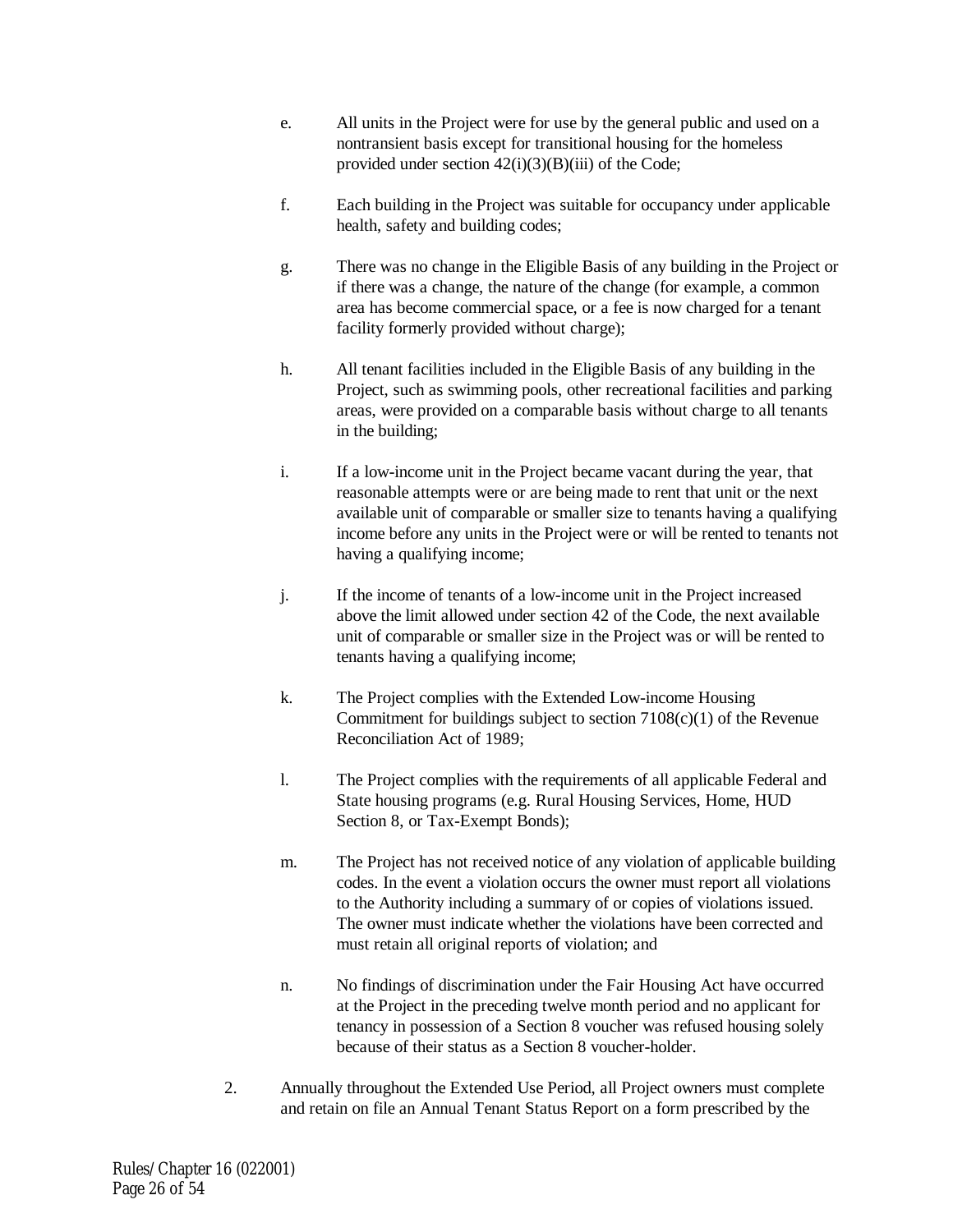e. All units in the Project were for use by the general public and used on a nontransient basis except for transitional housing for the homeless provided under section 42(i)(3)(B)(iii) of the Code;

f. Each building in the Project was suitable for occupancy under applicable health, safety and building codes;

g. There was no change in the Eligible Basis of any building in the Project or if there was a change, the nature of the change (for example, a common area has become commercial space, or a fee is now charged for a tenant facility formerly provided without charge);

h. All tenant facilities included in the Eligible Basis of any building in the Project, such as swimming pools, other recreational facilities and parking areas, were provided on a comparable basis without charge to all tenants in the building;

i. If a low-income unit in the Project became vacant during the year, that reasonable attempts were or are being made to rent that unit or the next available unit of comparable or smaller size to tenants having a qualifying income before any units in the Project were or will be rented to tenants not having a qualifying income;

j. If the income of tenants of a low-income unit in the Project increased above the limit allowed under section 42 of the Code, the next available unit of comparable or smaller size in the Project was or will be rented to tenants having a qualifying income;

k. The Project complies with the Extended Low-income Housing Commitment for buildings subject to section 7108(c)(1) of the Revenue Reconciliation Act of 1989;

l. The Project complies with the requirements of all applicable Federal and State housing programs (e.g. Rural Housing Services, Home, HUD Section 8, or Tax-Exempt Bonds);

m. The Project has not received notice of any violation of applicable building codes. In the event a violation occurs the owner must report all violations to the Authority including a summary of or copies of violations issued. The owner must indicate whether the violations have been corrected and must retain all original reports of violation; and

n. No findings of discrimination under the Fair Housing Act have occurred at the Project in the preceding twelve month period and no applicant for tenancy in possession of a Section 8 voucher was refused housing solely because of their status as a Section 8 voucher-holder.

2. Annually throughout the Extended Use Period, all Project owners must complete and retain on file an Annual Tenant Status Report on a form prescribed by the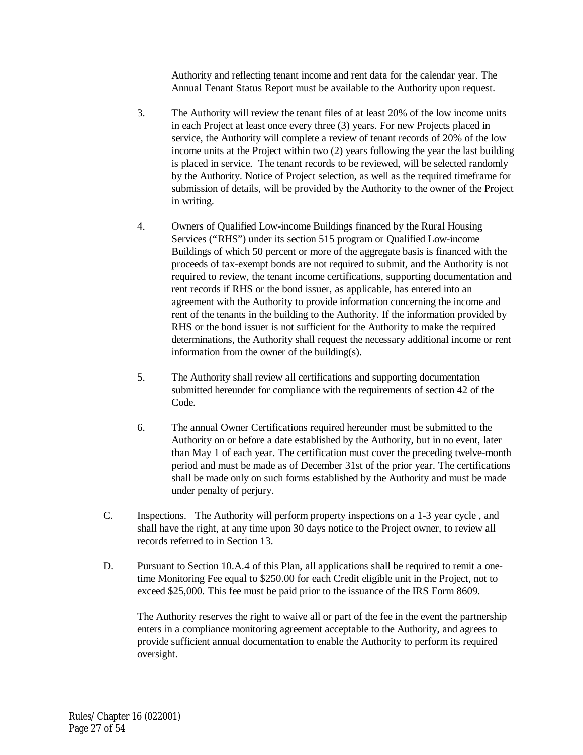Authority and reflecting tenant income and rent data for the calendar year. The Annual Tenant Status Report must be available to the Authority upon request.

3. The Authority will review the tenant files of at least 20% of the low income units in each Project at least once every three (3) years. For new Projects placed in service, the Authority will complete a review of tenant records of 20% of the low income units at the Project within two (2) years following the year the last building is placed in service. The tenant records to be reviewed, will be selected randomly by the Authority. Notice of Project selection, as well as the required timeframe for submission of details, will be provided by the Authority to the owner of the Project in writing.

4. Owners of Qualified Low-income Buildings financed by the Rural Housing Services ("RHS") under its section 515 program or Qualified Low-income Buildings of which 50 percent or more of the aggregate basis is financed with the proceeds of tax-exempt bonds are not required to submit, and the Authority is not required to review, the tenant income certifications, supporting documentation and rent records if RHS or the bond issuer, as applicable, has entered into an agreement with the Authority to provide information concerning the income and rent of the tenants in the building to the Authority. If the information provided by RHS or the bond issuer is not sufficient for the Authority to make the required determinations, the Authority shall request the necessary additional income or rent information from the owner of the building(s).

5. The Authority shall review all certifications and supporting documentation submitted hereunder for compliance with the requirements of section 42 of the Code.

6. The annual Owner Certifications required hereunder must be submitted to the Authority on or before a date established by the Authority, but in no event, later than May 1 of each year. The certification must cover the preceding twelve-month period and must be made as of December 31st of the prior year. The certifications shall be made only on such forms established by the Authority and must be made under penalty of perjury.

C. Inspections. The Authority will perform property inspections on a 1-3 year cycle , and shall have the right, at any time upon 30 days notice to the Project owner, to review all records referred to in Section 13.

D. Pursuant to Section 10.A.4 of this Plan, all applications shall be required to remit a one-time Monitoring Fee equal to $250.00 for each Credit eligible unit in the Project, not to exceed $25,000. This fee must be paid prior to the issuance of the IRS Form 8609.

The Authority reserves the right to waive all or part of the fee in the event the partnership enters in a compliance monitoring agreement acceptable to the Authority, and agrees to provide sufficient annual documentation to enable the Authority to perform its required oversight.

Rules/Chapter 16 (022001)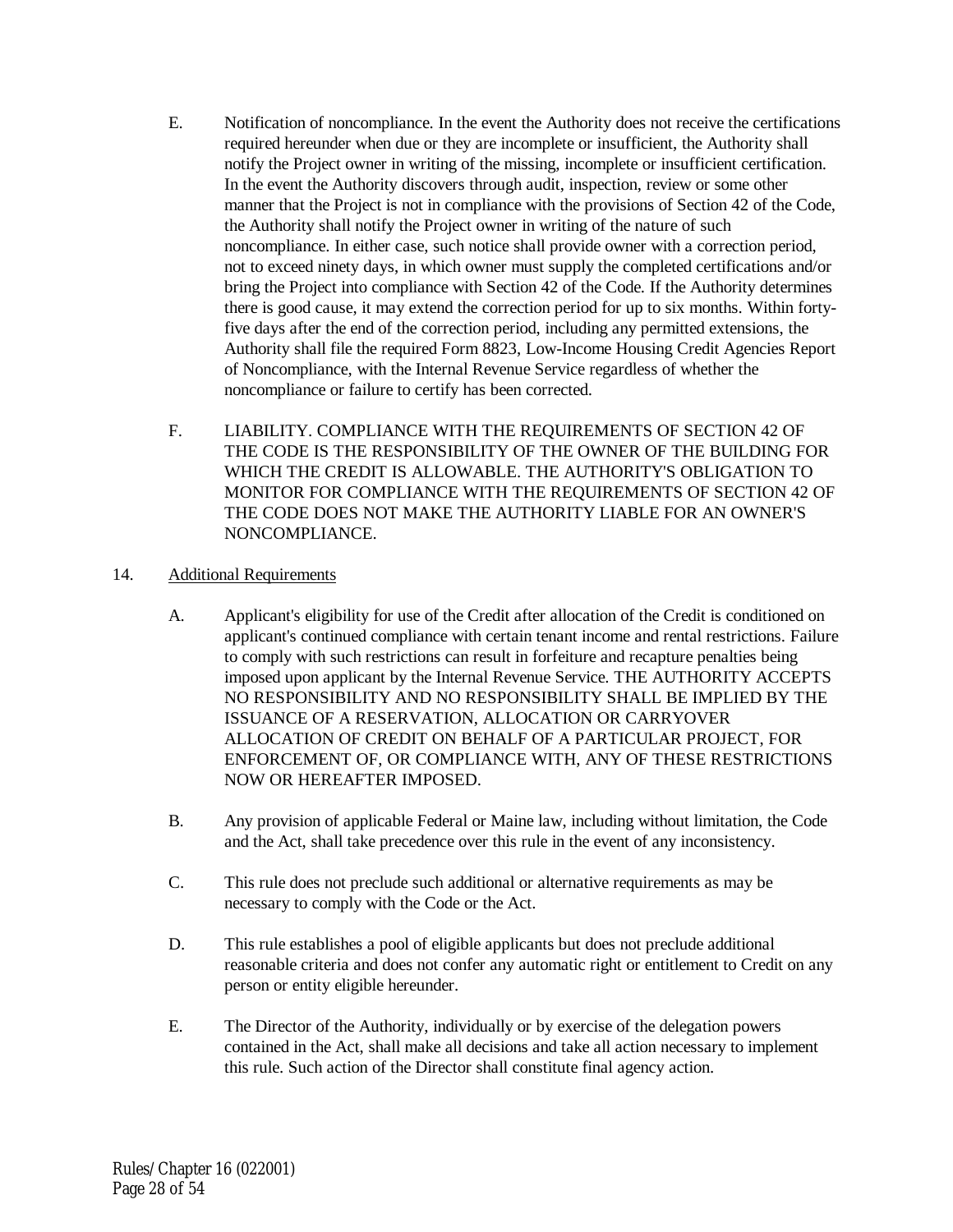E. Notification of noncompliance. In the event the Authority does not receive the certifications required hereunder when due or they are incomplete or insufficient, the Authority shall notify the Project owner in writing of the missing, incomplete or insufficient certification. In the event the Authority discovers through audit, inspection, review or some other manner that the Project is not in compliance with the provisions of Section 42 of the Code, the Authority shall notify the Project owner in writing of the nature of such noncompliance. In either case, such notice shall provide owner with a correction period, not to exceed ninety days, in which owner must supply the completed certifications and/or bring the Project into compliance with Section 42 of the Code. If the Authority determines there is good cause, it may extend the correction period for up to six months. Within forty-five days after the end of the correction period, including any permitted extensions, the Authority shall file the required Form 8823, Low-Income Housing Credit Agencies Report of Noncompliance, with the Internal Revenue Service regardless of whether the noncompliance or failure to certify has been corrected.

F. LIABILITY. COMPLIANCE WITH THE REQUIREMENTS OF SECTION 42 OF THE CODE IS THE RESPONSIBILITY OF THE OWNER OF THE BUILDING FOR WHICH THE CREDIT IS ALLOWABLE. THE AUTHORITY'S OBLIGATION TO MONITOR FOR COMPLIANCE WITH THE REQUIREMENTS OF SECTION 42 OF THE CODE DOES NOT MAKE THE AUTHORITY LIABLE FOR AN OWNER'S NONCOMPLIANCE.

14. Additional Requirements

A. Applicant's eligibility for use of the Credit after allocation of the Credit is conditioned on applicant's continued compliance with certain tenant income and rental restrictions. Failure to comply with such restrictions can result in forfeiture and recapture penalties being imposed upon applicant by the Internal Revenue Service. THE AUTHORITY ACCEPTS NO RESPONSIBILITY AND NO RESPONSIBILITY SHALL BE IMPLIED BY THE ISSUANCE OF A RESERVATION, ALLOCATION OR CARRYOVER ALLOCATION OF CREDIT ON BEHALF OF A PARTICULAR PROJECT, FOR ENFORCEMENT OF, OR COMPLIANCE WITH, ANY OF THESE RESTRICTIONS NOW OR HEREAFTER IMPOSED.

B. Any provision of applicable Federal or Maine law, including without limitation, the Code and the Act, shall take precedence over this rule in the event of any inconsistency.

C. This rule does not preclude such additional or alternative requirements as may be necessary to comply with the Code or the Act.

D. This rule establishes a pool of eligible applicants but does not preclude additional reasonable criteria and does not confer any automatic right or entitlement to Credit on any person or entity eligible hereunder.

E. The Director of the Authority, individually or by exercise of the delegation powers contained in the Act, shall make all decisions and take all action necessary to implement this rule. Such action of the Director shall constitute final agency action.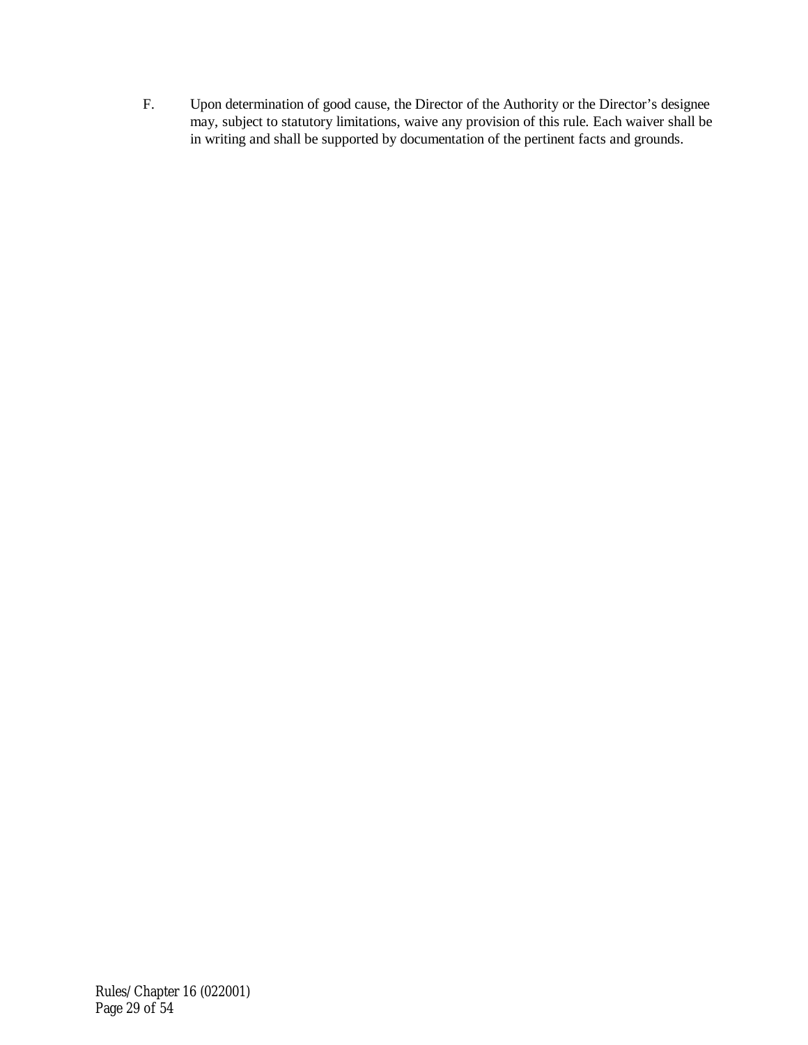F. Upon determination of good cause, the Director of the Authority or the Director's designee may, subject to statutory limitations, waive any provision of this rule. Each waiver shall be in writing and shall be supported by documentation of the pertinent facts and grounds.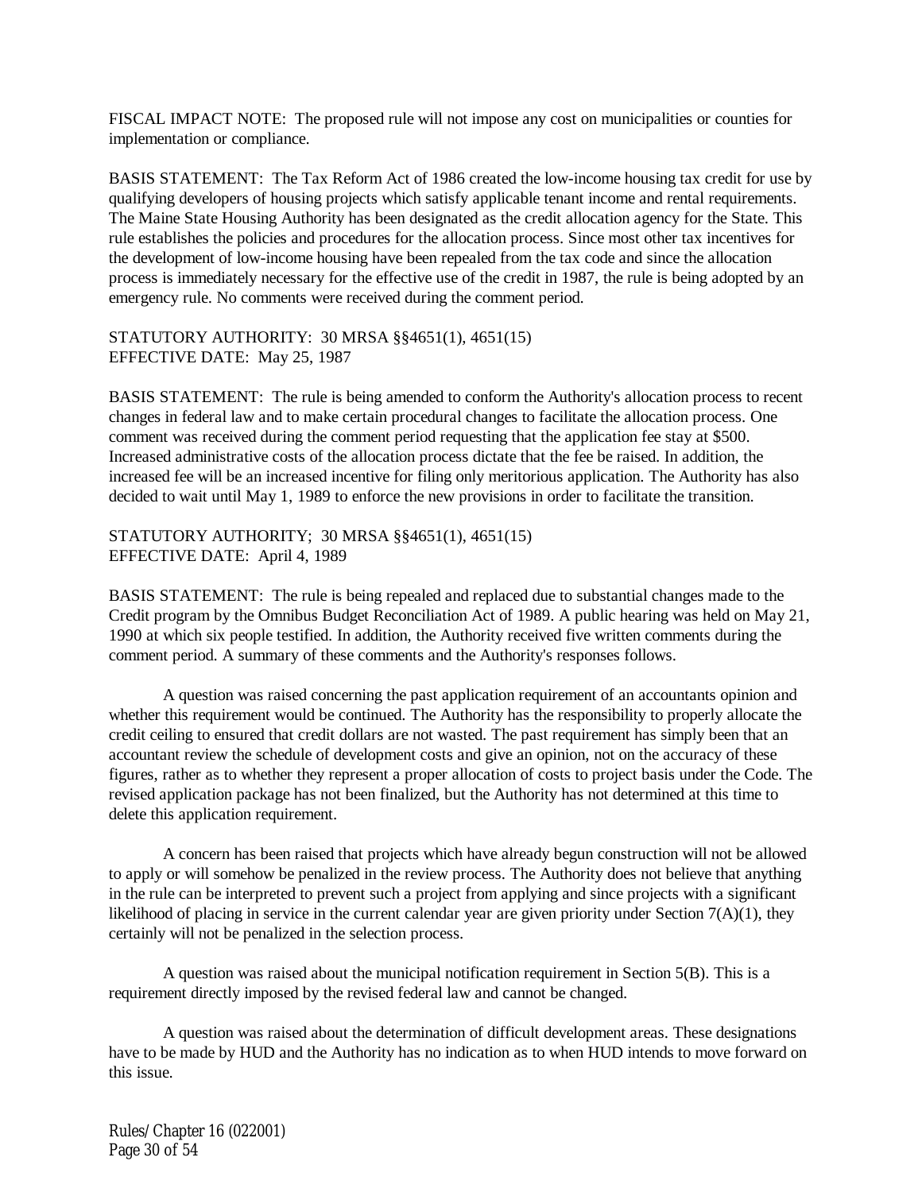FISCAL IMPACT NOTE: The proposed rule will not impose any cost on municipalities or counties for implementation or compliance.

BASIS STATEMENT: The Tax Reform Act of 1986 created the low-income housing tax credit for use by qualifying developers of housing projects which satisfy applicable tenant income and rental requirements. The Maine State Housing Authority has been designated as the credit allocation agency for the State. This rule establishes the policies and procedures for the allocation process. Since most other tax incentives for the development of low-income housing have been repealed from the tax code and since the allocation process is immediately necessary for the effective use of the credit in 1987, the rule is being adopted by an emergency rule. No comments were received during the comment period.

STATUTORY AUTHORITY: 30 MRSA §§4651(1), 4651(15)
EFFECTIVE DATE: May 25, 1987

BASIS STATEMENT: The rule is being amended to conform the Authority's allocation process to recent changes in federal law and to make certain procedural changes to facilitate the allocation process. One comment was received during the comment period requesting that the application fee stay at $500. Increased administrative costs of the allocation process dictate that the fee be raised. In addition, the increased fee will be an increased incentive for filing only meritorious application. The Authority has also decided to wait until May 1, 1989 to enforce the new provisions in order to facilitate the transition.

STATUTORY AUTHORITY; 30 MRSA §§4651(1), 4651(15)
EFFECTIVE DATE: April 4, 1989

BASIS STATEMENT: The rule is being repealed and replaced due to substantial changes made to the Credit program by the Omnibus Budget Reconciliation Act of 1989. A public hearing was held on May 21, 1990 at which six people testified. In addition, the Authority received five written comments during the comment period. A summary of these comments and the Authority's responses follows.

A question was raised concerning the past application requirement of an accountants opinion and whether this requirement would be continued. The Authority has the responsibility to properly allocate the credit ceiling to ensured that credit dollars are not wasted. The past requirement has simply been that an accountant review the schedule of development costs and give an opinion, not on the accuracy of these figures, rather as to whether they represent a proper allocation of costs to project basis under the Code. The revised application package has not been finalized, but the Authority has not determined at this time to delete this application requirement.

A concern has been raised that projects which have already begun construction will not be allowed to apply or will somehow be penalized in the review process. The Authority does not believe that anything in the rule can be interpreted to prevent such a project from applying and since projects with a significant likelihood of placing in service in the current calendar year are given priority under Section 7(A)(1), they certainly will not be penalized in the selection process.

A question was raised about the municipal notification requirement in Section 5(B). This is a requirement directly imposed by the revised federal law and cannot be changed.

A question was raised about the determination of difficult development areas. These designations have to be made by HUD and the Authority has no indication as to when HUD intends to move forward on this issue.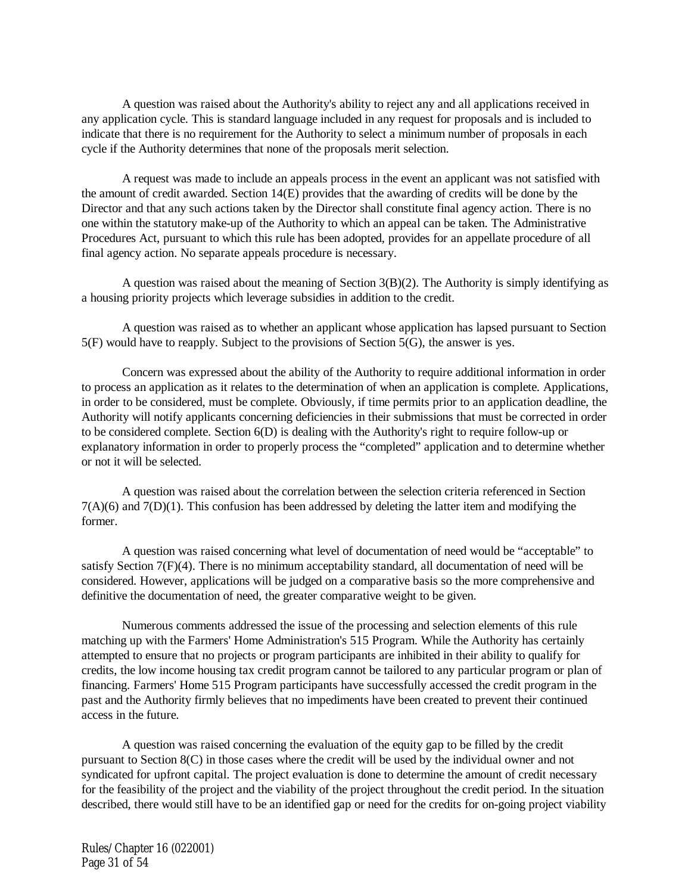A question was raised about the Authority's ability to reject any and all applications received in any application cycle. This is standard language included in any request for proposals and is included to indicate that there is no requirement for the Authority to select a minimum number of proposals in each cycle if the Authority determines that none of the proposals merit selection.

A request was made to include an appeals process in the event an applicant was not satisfied with the amount of credit awarded. Section 14(E) provides that the awarding of credits will be done by the Director and that any such actions taken by the Director shall constitute final agency action. There is no one within the statutory make-up of the Authority to which an appeal can be taken. The Administrative Procedures Act, pursuant to which this rule has been adopted, provides for an appellate procedure of all final agency action. No separate appeals procedure is necessary.

A question was raised about the meaning of Section 3(B)(2). The Authority is simply identifying as a housing priority projects which leverage subsidies in addition to the credit.

A question was raised as to whether an applicant whose application has lapsed pursuant to Section 5(F) would have to reapply. Subject to the provisions of Section 5(G), the answer is yes.

Concern was expressed about the ability of the Authority to require additional information in order to process an application as it relates to the determination of when an application is complete. Applications, in order to be considered, must be complete. Obviously, if time permits prior to an application deadline, the Authority will notify applicants concerning deficiencies in their submissions that must be corrected in order to be considered complete. Section 6(D) is dealing with the Authority's right to require follow-up or explanatory information in order to properly process the "completed" application and to determine whether or not it will be selected.

A question was raised about the correlation between the selection criteria referenced in Section 7(A)(6) and 7(D)(1). This confusion has been addressed by deleting the latter item and modifying the former.

A question was raised concerning what level of documentation of need would be "acceptable" to satisfy Section 7(F)(4). There is no minimum acceptability standard, all documentation of need will be considered. However, applications will be judged on a comparative basis so the more comprehensive and definitive the documentation of need, the greater comparative weight to be given.

Numerous comments addressed the issue of the processing and selection elements of this rule matching up with the Farmers' Home Administration's 515 Program. While the Authority has certainly attempted to ensure that no projects or program participants are inhibited in their ability to qualify for credits, the low income housing tax credit program cannot be tailored to any particular program or plan of financing. Farmers' Home 515 Program participants have successfully accessed the credit program in the past and the Authority firmly believes that no impediments have been created to prevent their continued access in the future.

A question was raised concerning the evaluation of the equity gap to be filled by the credit pursuant to Section 8(C) in those cases where the credit will be used by the individual owner and not syndicated for upfront capital. The project evaluation is done to determine the amount of credit necessary for the feasibility of the project and the viability of the project throughout the credit period. In the situation described, there would still have to be an identified gap or need for the credits for on-going project viability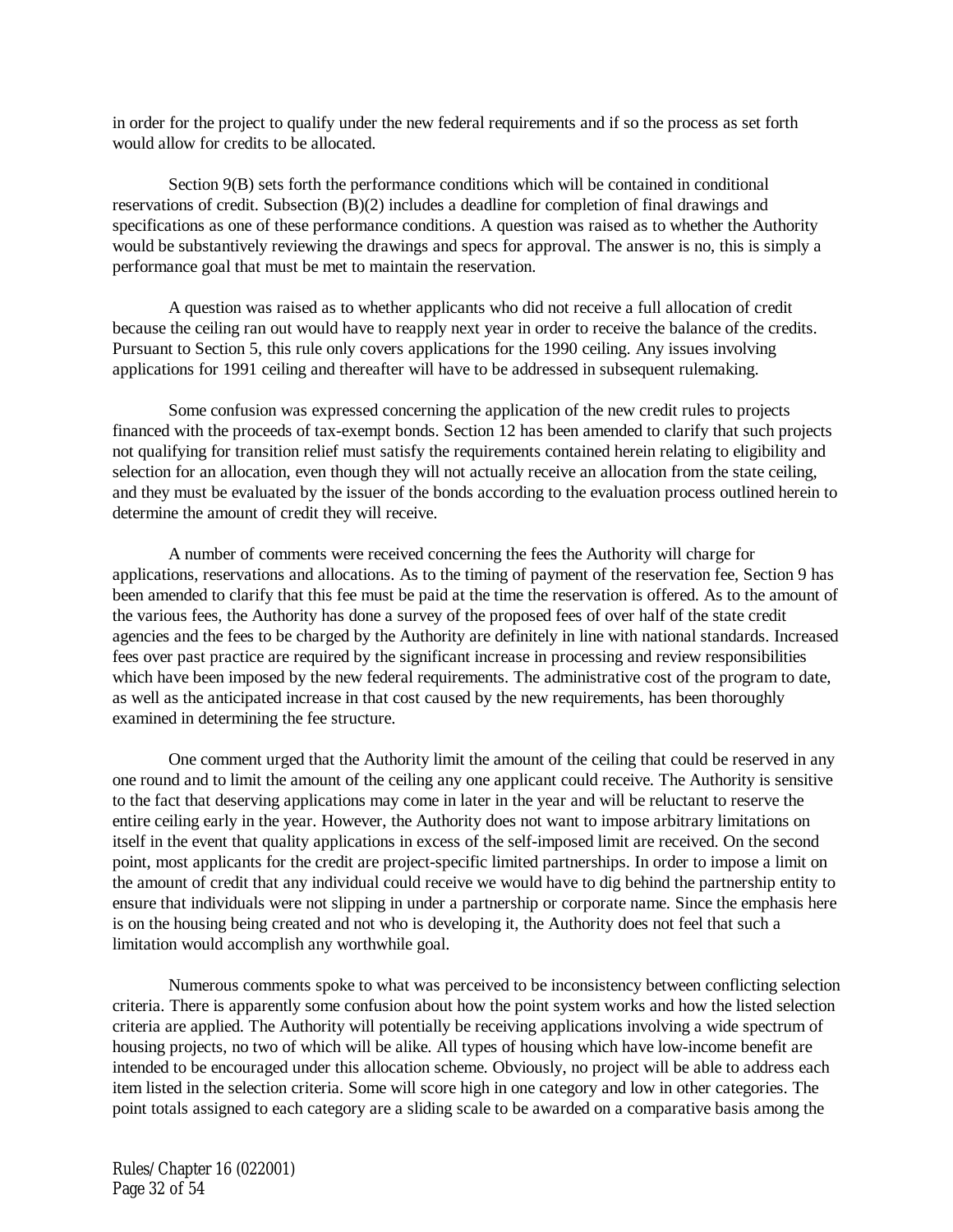in order for the project to qualify under the new federal requirements and if so the process as set forth would allow for credits to be allocated.

Section 9(B) sets forth the performance conditions which will be contained in conditional reservations of credit. Subsection (B)(2) includes a deadline for completion of final drawings and specifications as one of these performance conditions. A question was raised as to whether the Authority would be substantively reviewing the drawings and specs for approval. The answer is no, this is simply a performance goal that must be met to maintain the reservation.

A question was raised as to whether applicants who did not receive a full allocation of credit because the ceiling ran out would have to reapply next year in order to receive the balance of the credits. Pursuant to Section 5, this rule only covers applications for the 1990 ceiling. Any issues involving applications for 1991 ceiling and thereafter will have to be addressed in subsequent rulemaking.

Some confusion was expressed concerning the application of the new credit rules to projects financed with the proceeds of tax-exempt bonds. Section 12 has been amended to clarify that such projects not qualifying for transition relief must satisfy the requirements contained herein relating to eligibility and selection for an allocation, even though they will not actually receive an allocation from the state ceiling, and they must be evaluated by the issuer of the bonds according to the evaluation process outlined herein to determine the amount of credit they will receive.

A number of comments were received concerning the fees the Authority will charge for applications, reservations and allocations. As to the timing of payment of the reservation fee, Section 9 has been amended to clarify that this fee must be paid at the time the reservation is offered. As to the amount of the various fees, the Authority has done a survey of the proposed fees of over half of the state credit agencies and the fees to be charged by the Authority are definitely in line with national standards. Increased fees over past practice are required by the significant increase in processing and review responsibilities which have been imposed by the new federal requirements. The administrative cost of the program to date, as well as the anticipated increase in that cost caused by the new requirements, has been thoroughly examined in determining the fee structure.

One comment urged that the Authority limit the amount of the ceiling that could be reserved in any one round and to limit the amount of the ceiling any one applicant could receive. The Authority is sensitive to the fact that deserving applications may come in later in the year and will be reluctant to reserve the entire ceiling early in the year. However, the Authority does not want to impose arbitrary limitations on itself in the event that quality applications in excess of the self-imposed limit are received. On the second point, most applicants for the credit are project-specific limited partnerships. In order to impose a limit on the amount of credit that any individual could receive we would have to dig behind the partnership entity to ensure that individuals were not slipping in under a partnership or corporate name. Since the emphasis here is on the housing being created and not who is developing it, the Authority does not feel that such a limitation would accomplish any worthwhile goal.

Numerous comments spoke to what was perceived to be inconsistency between conflicting selection criteria. There is apparently some confusion about how the point system works and how the listed selection criteria are applied. The Authority will potentially be receiving applications involving a wide spectrum of housing projects, no two of which will be alike. All types of housing which have low-income benefit are intended to be encouraged under this allocation scheme. Obviously, no project will be able to address each item listed in the selection criteria. Some will score high in one category and low in other categories. The point totals assigned to each category are a sliding scale to be awarded on a comparative basis among the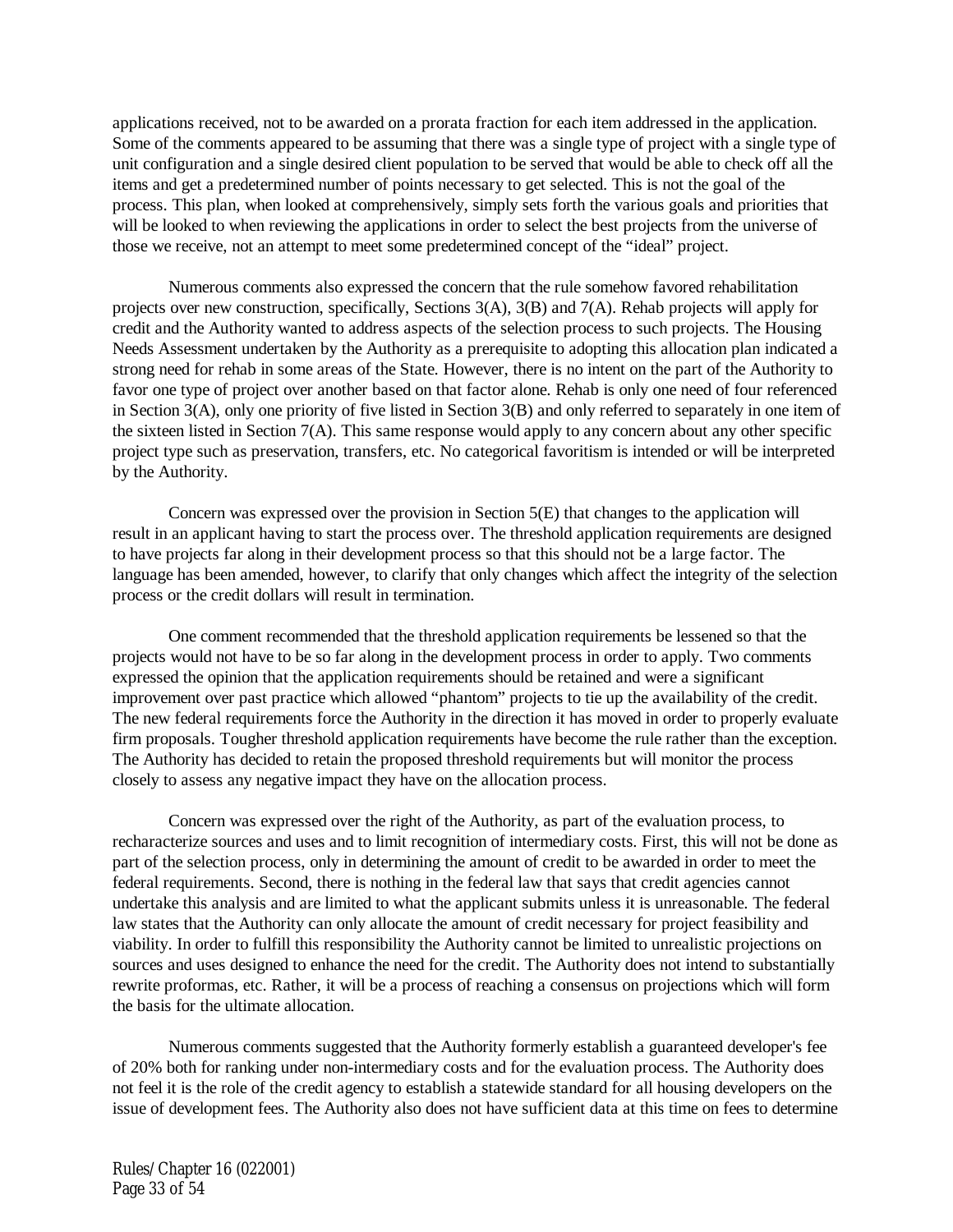applications received, not to be awarded on a prorata fraction for each item addressed in the application. Some of the comments appeared to be assuming that there was a single type of project with a single type of unit configuration and a single desired client population to be served that would be able to check off all the items and get a predetermined number of points necessary to get selected. This is not the goal of the process. This plan, when looked at comprehensively, simply sets forth the various goals and priorities that will be looked to when reviewing the applications in order to select the best projects from the universe of those we receive, not an attempt to meet some predetermined concept of the "ideal" project.

Numerous comments also expressed the concern that the rule somehow favored rehabilitation projects over new construction, specifically, Sections 3(A), 3(B) and 7(A). Rehab projects will apply for credit and the Authority wanted to address aspects of the selection process to such projects. The Housing Needs Assessment undertaken by the Authority as a prerequisite to adopting this allocation plan indicated a strong need for rehab in some areas of the State. However, there is no intent on the part of the Authority to favor one type of project over another based on that factor alone. Rehab is only one need of four referenced in Section 3(A), only one priority of five listed in Section 3(B) and only referred to separately in one item of the sixteen listed in Section 7(A). This same response would apply to any concern about any other specific project type such as preservation, transfers, etc. No categorical favoritism is intended or will be interpreted by the Authority.

Concern was expressed over the provision in Section 5(E) that changes to the application will result in an applicant having to start the process over. The threshold application requirements are designed to have projects far along in their development process so that this should not be a large factor. The language has been amended, however, to clarify that only changes which affect the integrity of the selection process or the credit dollars will result in termination.

One comment recommended that the threshold application requirements be lessened so that the projects would not have to be so far along in the development process in order to apply. Two comments expressed the opinion that the application requirements should be retained and were a significant improvement over past practice which allowed "phantom" projects to tie up the availability of the credit. The new federal requirements force the Authority in the direction it has moved in order to properly evaluate firm proposals. Tougher threshold application requirements have become the rule rather than the exception. The Authority has decided to retain the proposed threshold requirements but will monitor the process closely to assess any negative impact they have on the allocation process.

Concern was expressed over the right of the Authority, as part of the evaluation process, to recharacterize sources and uses and to limit recognition of intermediary costs. First, this will not be done as part of the selection process, only in determining the amount of credit to be awarded in order to meet the federal requirements. Second, there is nothing in the federal law that says that credit agencies cannot undertake this analysis and are limited to what the applicant submits unless it is unreasonable. The federal law states that the Authority can only allocate the amount of credit necessary for project feasibility and viability. In order to fulfill this responsibility the Authority cannot be limited to unrealistic projections on sources and uses designed to enhance the need for the credit. The Authority does not intend to substantially rewrite proformas, etc. Rather, it will be a process of reaching a consensus on projections which will form the basis for the ultimate allocation.

Numerous comments suggested that the Authority formerly establish a guaranteed developer's fee of 20% both for ranking under non-intermediary costs and for the evaluation process. The Authority does not feel it is the role of the credit agency to establish a statewide standard for all housing developers on the issue of development fees. The Authority also does not have sufficient data at this time on fees to determine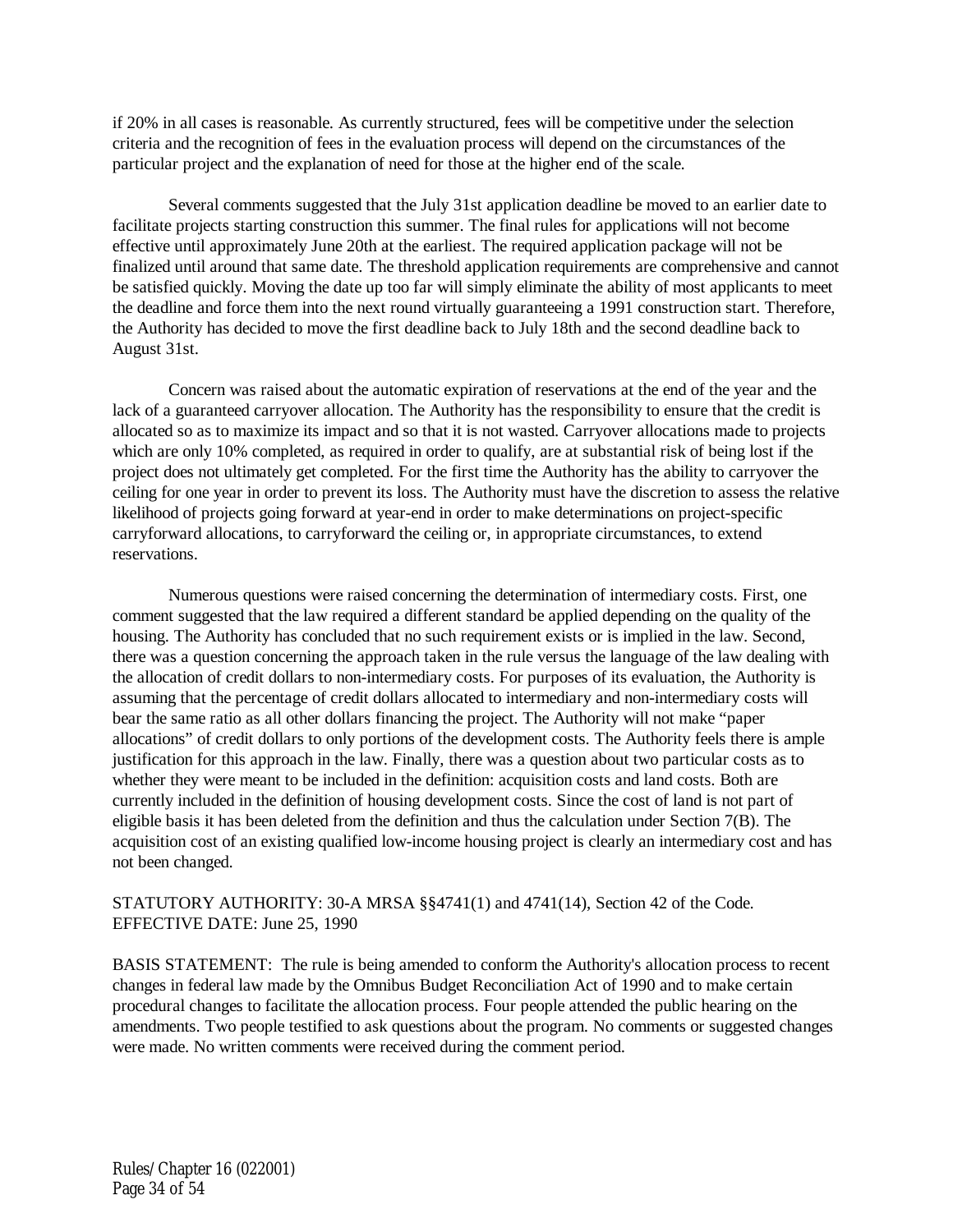if 20% in all cases is reasonable. As currently structured, fees will be competitive under the selection criteria and the recognition of fees in the evaluation process will depend on the circumstances of the particular project and the explanation of need for those at the higher end of the scale.

Several comments suggested that the July 31st application deadline be moved to an earlier date to facilitate projects starting construction this summer. The final rules for applications will not become effective until approximately June 20th at the earliest. The required application package will not be finalized until around that same date. The threshold application requirements are comprehensive and cannot be satisfied quickly. Moving the date up too far will simply eliminate the ability of most applicants to meet the deadline and force them into the next round virtually guaranteeing a 1991 construction start. Therefore, the Authority has decided to move the first deadline back to July 18th and the second deadline back to August 31st.

Concern was raised about the automatic expiration of reservations at the end of the year and the lack of a guaranteed carryover allocation. The Authority has the responsibility to ensure that the credit is allocated so as to maximize its impact and so that it is not wasted. Carryover allocations made to projects which are only 10% completed, as required in order to qualify, are at substantial risk of being lost if the project does not ultimately get completed. For the first time the Authority has the ability to carryover the ceiling for one year in order to prevent its loss. The Authority must have the discretion to assess the relative likelihood of projects going forward at year-end in order to make determinations on project-specific carryforward allocations, to carryforward the ceiling or, in appropriate circumstances, to extend reservations.

Numerous questions were raised concerning the determination of intermediary costs. First, one comment suggested that the law required a different standard be applied depending on the quality of the housing. The Authority has concluded that no such requirement exists or is implied in the law. Second, there was a question concerning the approach taken in the rule versus the language of the law dealing with the allocation of credit dollars to non-intermediary costs. For purposes of its evaluation, the Authority is assuming that the percentage of credit dollars allocated to intermediary and non-intermediary costs will bear the same ratio as all other dollars financing the project. The Authority will not make "paper allocations" of credit dollars to only portions of the development costs. The Authority feels there is ample justification for this approach in the law. Finally, there was a question about two particular costs as to whether they were meant to be included in the definition: acquisition costs and land costs. Both are currently included in the definition of housing development costs. Since the cost of land is not part of eligible basis it has been deleted from the definition and thus the calculation under Section 7(B). The acquisition cost of an existing qualified low-income housing project is clearly an intermediary cost and has not been changed.

STATUTORY AUTHORITY: 30-A MRSA §§4741(1) and 4741(14), Section 42 of the Code.
EFFECTIVE DATE: June 25, 1990

BASIS STATEMENT: The rule is being amended to conform the Authority's allocation process to recent changes in federal law made by the Omnibus Budget Reconciliation Act of 1990 and to make certain procedural changes to facilitate the allocation process. Four people attended the public hearing on the amendments. Two people testified to ask questions about the program. No comments or suggested changes were made. No written comments were received during the comment period.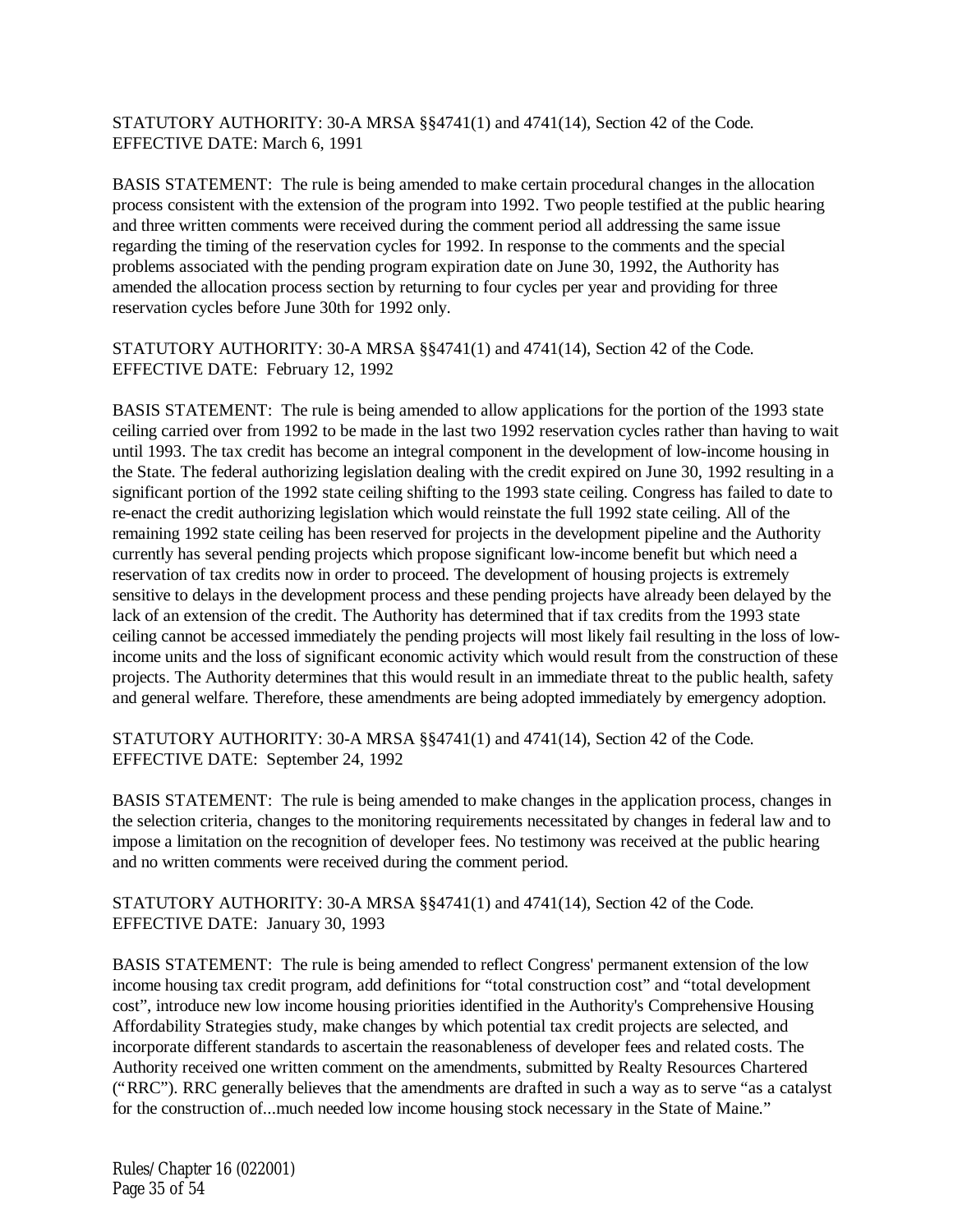STATUTORY AUTHORITY: 30-A MRSA §§4741(1) and 4741(14), Section 42 of the Code.
EFFECTIVE DATE: March 6, 1991

BASIS STATEMENT: The rule is being amended to make certain procedural changes in the allocation process consistent with the extension of the program into 1992. Two people testified at the public hearing and three written comments were received during the comment period all addressing the same issue regarding the timing of the reservation cycles for 1992. In response to the comments and the special problems associated with the pending program expiration date on June 30, 1992, the Authority has amended the allocation process section by returning to four cycles per year and providing for three reservation cycles before June 30th for 1992 only.

STATUTORY AUTHORITY: 30-A MRSA §§4741(1) and 4741(14), Section 42 of the Code.
EFFECTIVE DATE: February 12, 1992

BASIS STATEMENT: The rule is being amended to allow applications for the portion of the 1993 state ceiling carried over from 1992 to be made in the last two 1992 reservation cycles rather than having to wait until 1993. The tax credit has become an integral component in the development of low-income housing in the State. The federal authorizing legislation dealing with the credit expired on June 30, 1992 resulting in a significant portion of the 1992 state ceiling shifting to the 1993 state ceiling. Congress has failed to date to re-enact the credit authorizing legislation which would reinstate the full 1992 state ceiling. All of the remaining 1992 state ceiling has been reserved for projects in the development pipeline and the Authority currently has several pending projects which propose significant low-income benefit but which need a reservation of tax credits now in order to proceed. The development of housing projects is extremely sensitive to delays in the development process and these pending projects have already been delayed by the lack of an extension of the credit. The Authority has determined that if tax credits from the 1993 state ceiling cannot be accessed immediately the pending projects will most likely fail resulting in the loss of low-income units and the loss of significant economic activity which would result from the construction of these projects. The Authority determines that this would result in an immediate threat to the public health, safety and general welfare. Therefore, these amendments are being adopted immediately by emergency adoption.

STATUTORY AUTHORITY: 30-A MRSA §§4741(1) and 4741(14), Section 42 of the Code.
EFFECTIVE DATE: September 24, 1992

BASIS STATEMENT: The rule is being amended to make changes in the application process, changes in the selection criteria, changes to the monitoring requirements necessitated by changes in federal law and to impose a limitation on the recognition of developer fees. No testimony was received at the public hearing and no written comments were received during the comment period.

STATUTORY AUTHORITY: 30-A MRSA §§4741(1) and 4741(14), Section 42 of the Code.
EFFECTIVE DATE: January 30, 1993

BASIS STATEMENT: The rule is being amended to reflect Congress' permanent extension of the low income housing tax credit program, add definitions for "total construction cost" and "total development cost", introduce new low income housing priorities identified in the Authority's Comprehensive Housing Affordability Strategies study, make changes by which potential tax credit projects are selected, and incorporate different standards to ascertain the reasonableness of developer fees and related costs. The Authority received one written comment on the amendments, submitted by Realty Resources Chartered ("RRC"). RRC generally believes that the amendments are drafted in such a way as to serve "as a catalyst for the construction of...much needed low income housing stock necessary in the State of Maine."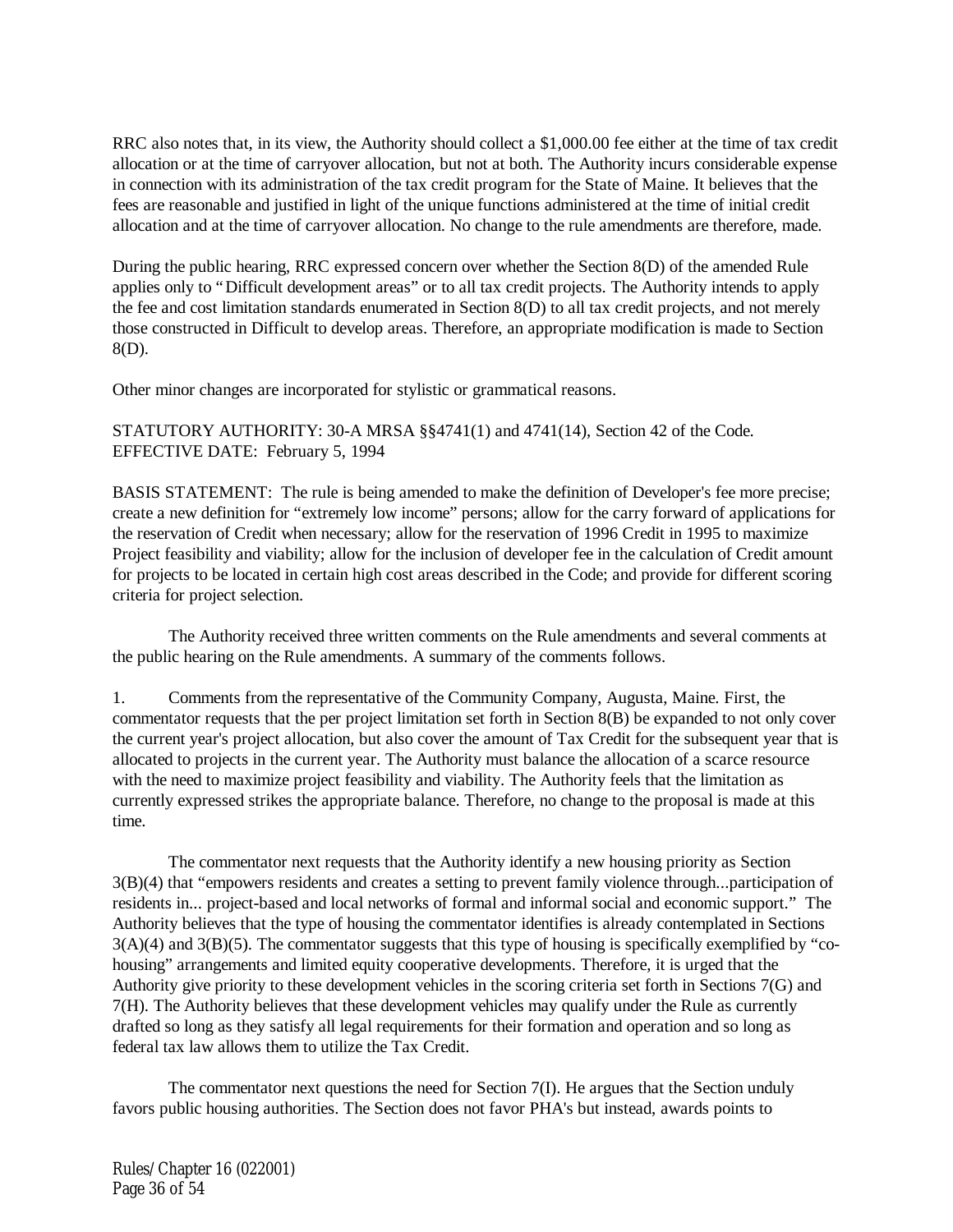RRC also notes that, in its view, the Authority should collect a $1,000.00 fee either at the time of tax credit allocation or at the time of carryover allocation, but not at both. The Authority incurs considerable expense in connection with its administration of the tax credit program for the State of Maine. It believes that the fees are reasonable and justified in light of the unique functions administered at the time of initial credit allocation and at the time of carryover allocation. No change to the rule amendments are therefore, made.

During the public hearing, RRC expressed concern over whether the Section 8(D) of the amended Rule applies only to "Difficult development areas" or to all tax credit projects. The Authority intends to apply the fee and cost limitation standards enumerated in Section 8(D) to all tax credit projects, and not merely those constructed in Difficult to develop areas. Therefore, an appropriate modification is made to Section 8(D).

Other minor changes are incorporated for stylistic or grammatical reasons.

STATUTORY AUTHORITY: 30-A MRSA §§4741(1) and 4741(14), Section 42 of the Code.
EFFECTIVE DATE: February 5, 1994

BASIS STATEMENT: The rule is being amended to make the definition of Developer's fee more precise; create a new definition for "extremely low income" persons; allow for the carry forward of applications for the reservation of Credit when necessary; allow for the reservation of 1996 Credit in 1995 to maximize Project feasibility and viability; allow for the inclusion of developer fee in the calculation of Credit amount for projects to be located in certain high cost areas described in the Code; and provide for different scoring criteria for project selection.

The Authority received three written comments on the Rule amendments and several comments at the public hearing on the Rule amendments. A summary of the comments follows.

1. Comments from the representative of the Community Company, Augusta, Maine. First, the commentator requests that the per project limitation set forth in Section 8(B) be expanded to not only cover the current year's project allocation, but also cover the amount of Tax Credit for the subsequent year that is allocated to projects in the current year. The Authority must balance the allocation of a scarce resource with the need to maximize project feasibility and viability. The Authority feels that the limitation as currently expressed strikes the appropriate balance. Therefore, no change to the proposal is made at this time.

The commentator next requests that the Authority identify a new housing priority as Section 3(B)(4) that "empowers residents and creates a setting to prevent family violence through...participation of residents in... project-based and local networks of formal and informal social and economic support." The Authority believes that the type of housing the commentator identifies is already contemplated in Sections 3(A)(4) and 3(B)(5). The commentator suggests that this type of housing is specifically exemplified by "co-housing" arrangements and limited equity cooperative developments. Therefore, it is urged that the Authority give priority to these development vehicles in the scoring criteria set forth in Sections 7(G) and 7(H). The Authority believes that these development vehicles may qualify under the Rule as currently drafted so long as they satisfy all legal requirements for their formation and operation and so long as federal tax law allows them to utilize the Tax Credit.

The commentator next questions the need for Section 7(I). He argues that the Section unduly favors public housing authorities. The Section does not favor PHA's but instead, awards points to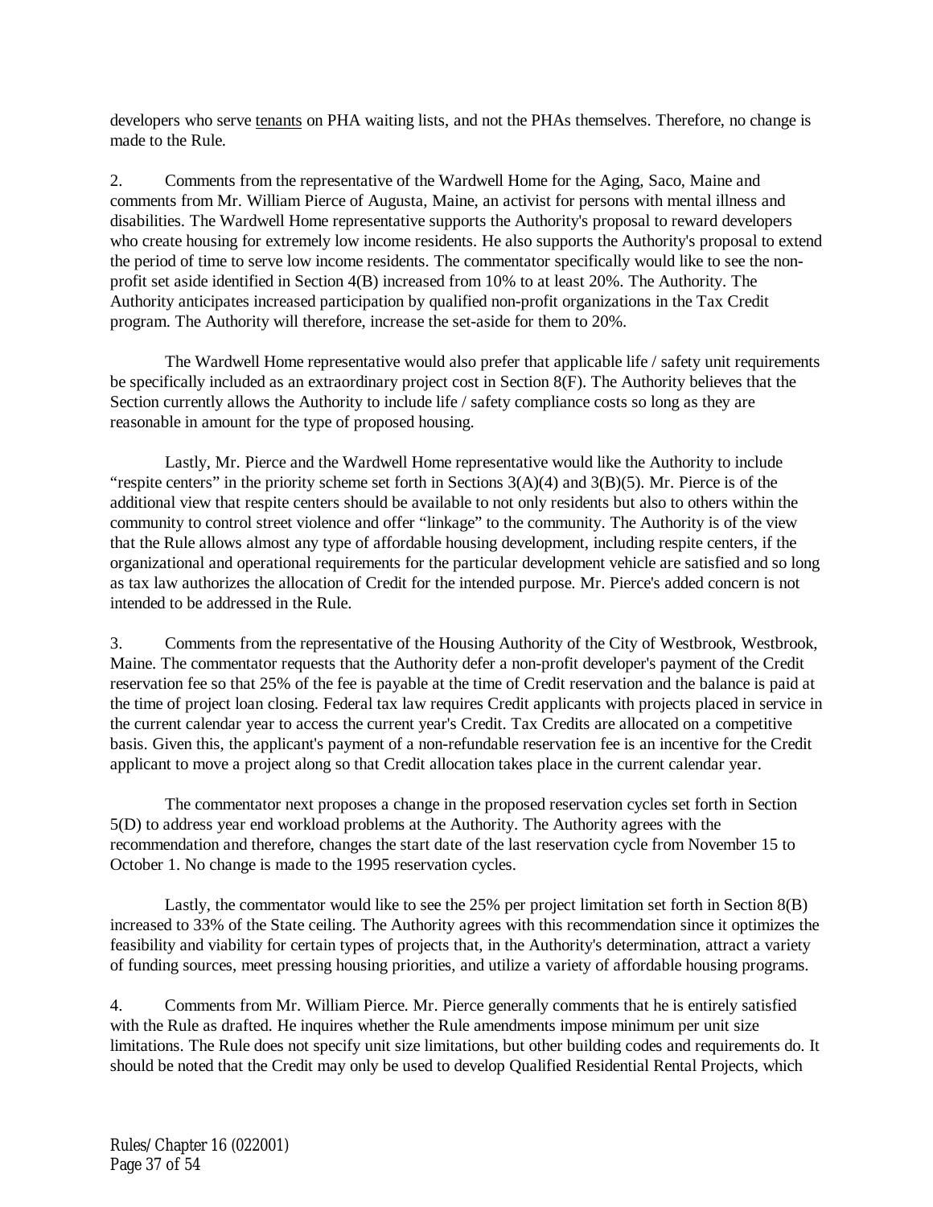developers who serve tenants on PHA waiting lists, and not the PHAs themselves. Therefore, no change is made to the Rule.

2. Comments from the representative of the Wardwell Home for the Aging, Saco, Maine and comments from Mr. William Pierce of Augusta, Maine, an activist for persons with mental illness and disabilities. The Wardwell Home representative supports the Authority's proposal to reward developers who create housing for extremely low income residents. He also supports the Authority's proposal to extend the period of time to serve low income residents. The commentator specifically would like to see the non-profit set aside identified in Section 4(B) increased from 10% to at least 20%. The Authority. The Authority anticipates increased participation by qualified non-profit organizations in the Tax Credit program. The Authority will therefore, increase the set-aside for them to 20%.

The Wardwell Home representative would also prefer that applicable life / safety unit requirements be specifically included as an extraordinary project cost in Section 8(F). The Authority believes that the Section currently allows the Authority to include life / safety compliance costs so long as they are reasonable in amount for the type of proposed housing.

Lastly, Mr. Pierce and the Wardwell Home representative would like the Authority to include "respite centers" in the priority scheme set forth in Sections 3(A)(4) and 3(B)(5). Mr. Pierce is of the additional view that respite centers should be available to not only residents but also to others within the community to control street violence and offer "linkage" to the community. The Authority is of the view that the Rule allows almost any type of affordable housing development, including respite centers, if the organizational and operational requirements for the particular development vehicle are satisfied and so long as tax law authorizes the allocation of Credit for the intended purpose. Mr. Pierce's added concern is not intended to be addressed in the Rule.

3. Comments from the representative of the Housing Authority of the City of Westbrook, Westbrook, Maine. The commentator requests that the Authority defer a non-profit developer's payment of the Credit reservation fee so that 25% of the fee is payable at the time of Credit reservation and the balance is paid at the time of project loan closing. Federal tax law requires Credit applicants with projects placed in service in the current calendar year to access the current year's Credit. Tax Credits are allocated on a competitive basis. Given this, the applicant's payment of a non-refundable reservation fee is an incentive for the Credit applicant to move a project along so that Credit allocation takes place in the current calendar year.

The commentator next proposes a change in the proposed reservation cycles set forth in Section 5(D) to address year end workload problems at the Authority. The Authority agrees with the recommendation and therefore, changes the start date of the last reservation cycle from November 15 to October 1. No change is made to the 1995 reservation cycles.

Lastly, the commentator would like to see the 25% per project limitation set forth in Section 8(B) increased to 33% of the State ceiling. The Authority agrees with this recommendation since it optimizes the feasibility and viability for certain types of projects that, in the Authority's determination, attract a variety of funding sources, meet pressing housing priorities, and utilize a variety of affordable housing programs.

4. Comments from Mr. William Pierce. Mr. Pierce generally comments that he is entirely satisfied with the Rule as drafted. He inquires whether the Rule amendments impose minimum per unit size limitations. The Rule does not specify unit size limitations, but other building codes and requirements do. It should be noted that the Credit may only be used to develop Qualified Residential Rental Projects, which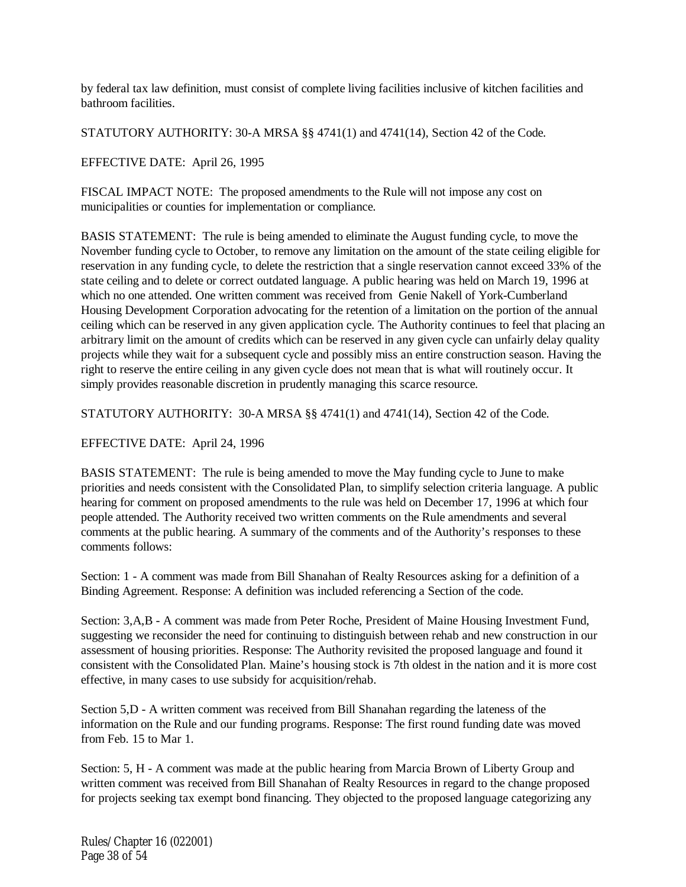by federal tax law definition, must consist of complete living facilities inclusive of kitchen facilities and bathroom facilities.

STATUTORY AUTHORITY: 30-A MRSA §§ 4741(1) and 4741(14), Section 42 of the Code.

EFFECTIVE DATE: April 26, 1995

FISCAL IMPACT NOTE: The proposed amendments to the Rule will not impose any cost on municipalities or counties for implementation or compliance.

BASIS STATEMENT: The rule is being amended to eliminate the August funding cycle, to move the November funding cycle to October, to remove any limitation on the amount of the state ceiling eligible for reservation in any funding cycle, to delete the restriction that a single reservation cannot exceed 33% of the state ceiling and to delete or correct outdated language. A public hearing was held on March 19, 1996 at which no one attended. One written comment was received from Genie Nakell of York-Cumberland Housing Development Corporation advocating for the retention of a limitation on the portion of the annual ceiling which can be reserved in any given application cycle. The Authority continues to feel that placing an arbitrary limit on the amount of credits which can be reserved in any given cycle can unfairly delay quality projects while they wait for a subsequent cycle and possibly miss an entire construction season. Having the right to reserve the entire ceiling in any given cycle does not mean that is what will routinely occur. It simply provides reasonable discretion in prudently managing this scarce resource.

STATUTORY AUTHORITY: 30-A MRSA §§ 4741(1) and 4741(14), Section 42 of the Code.

EFFECTIVE DATE: April 24, 1996

BASIS STATEMENT: The rule is being amended to move the May funding cycle to June to make priorities and needs consistent with the Consolidated Plan, to simplify selection criteria language. A public hearing for comment on proposed amendments to the rule was held on December 17, 1996 at which four people attended. The Authority received two written comments on the Rule amendments and several comments at the public hearing. A summary of the comments and of the Authority's responses to these comments follows:

Section: 1 - A comment was made from Bill Shanahan of Realty Resources asking for a definition of a Binding Agreement. Response: A definition was included referencing a Section of the code.

Section: 3,A,B - A comment was made from Peter Roche, President of Maine Housing Investment Fund, suggesting we reconsider the need for continuing to distinguish between rehab and new construction in our assessment of housing priorities. Response: The Authority revisited the proposed language and found it consistent with the Consolidated Plan. Maine's housing stock is 7th oldest in the nation and it is more cost effective, in many cases to use subsidy for acquisition/rehab.

Section 5,D - A written comment was received from Bill Shanahan regarding the lateness of the information on the Rule and our funding programs. Response: The first round funding date was moved from Feb. 15 to Mar 1.

Section: 5, H - A comment was made at the public hearing from Marcia Brown of Liberty Group and written comment was received from Bill Shanahan of Realty Resources in regard to the change proposed for projects seeking tax exempt bond financing. They objected to the proposed language categorizing any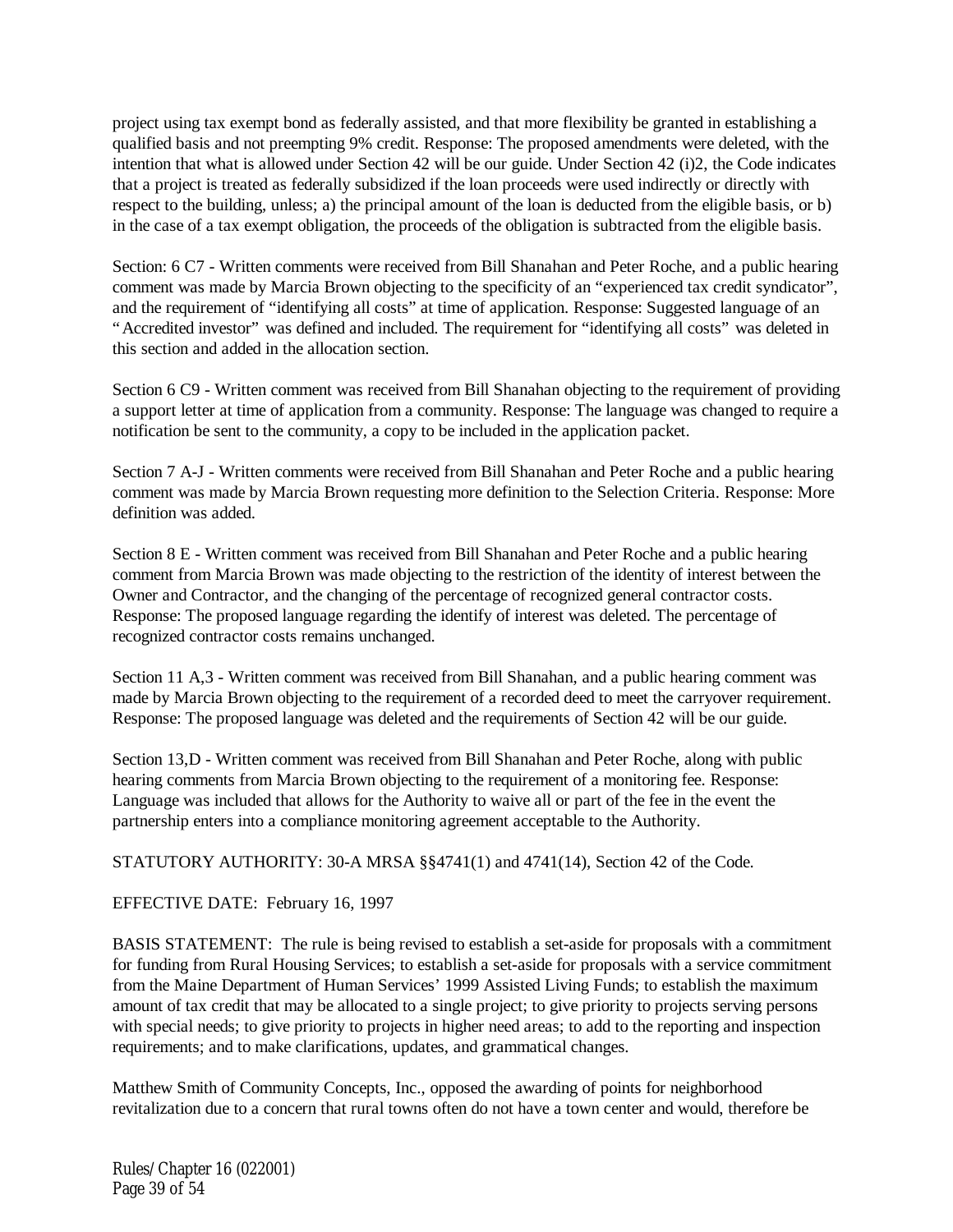project using tax exempt bond as federally assisted, and that more flexibility be granted in establishing a qualified basis and not preempting 9% credit. Response: The proposed amendments were deleted, with the intention that what is allowed under Section 42 will be our guide. Under Section 42 (i)2, the Code indicates that a project is treated as federally subsidized if the loan proceeds were used indirectly or directly with respect to the building, unless; a) the principal amount of the loan is deducted from the eligible basis, or b) in the case of a tax exempt obligation, the proceeds of the obligation is subtracted from the eligible basis.

Section: 6 C7 - Written comments were received from Bill Shanahan and Peter Roche, and a public hearing comment was made by Marcia Brown objecting to the specificity of an "experienced tax credit syndicator", and the requirement of "identifying all costs" at time of application. Response: Suggested language of an "Accredited investor" was defined and included. The requirement for "identifying all costs" was deleted in this section and added in the allocation section.

Section 6 C9 - Written comment was received from Bill Shanahan objecting to the requirement of providing a support letter at time of application from a community. Response: The language was changed to require a notification be sent to the community, a copy to be included in the application packet.

Section 7 A-J - Written comments were received from Bill Shanahan and Peter Roche and a public hearing comment was made by Marcia Brown requesting more definition to the Selection Criteria. Response: More definition was added.

Section 8 E - Written comment was received from Bill Shanahan and Peter Roche and a public hearing comment from Marcia Brown was made objecting to the restriction of the identity of interest between the Owner and Contractor, and the changing of the percentage of recognized general contractor costs. Response: The proposed language regarding the identify of interest was deleted. The percentage of recognized contractor costs remains unchanged.

Section 11 A,3 - Written comment was received from Bill Shanahan, and a public hearing comment was made by Marcia Brown objecting to the requirement of a recorded deed to meet the carryover requirement. Response: The proposed language was deleted and the requirements of Section 42 will be our guide.

Section 13,D - Written comment was received from Bill Shanahan and Peter Roche, along with public hearing comments from Marcia Brown objecting to the requirement of a monitoring fee. Response: Language was included that allows for the Authority to waive all or part of the fee in the event the partnership enters into a compliance monitoring agreement acceptable to the Authority.

STATUTORY AUTHORITY: 30-A MRSA §§4741(1) and 4741(14), Section 42 of the Code.

EFFECTIVE DATE: February 16, 1997

BASIS STATEMENT: The rule is being revised to establish a set-aside for proposals with a commitment for funding from Rural Housing Services; to establish a set-aside for proposals with a service commitment from the Maine Department of Human Services' 1999 Assisted Living Funds; to establish the maximum amount of tax credit that may be allocated to a single project; to give priority to projects serving persons with special needs; to give priority to projects in higher need areas; to add to the reporting and inspection requirements; and to make clarifications, updates, and grammatical changes.

Matthew Smith of Community Concepts, Inc., opposed the awarding of points for neighborhood revitalization due to a concern that rural towns often do not have a town center and would, therefore be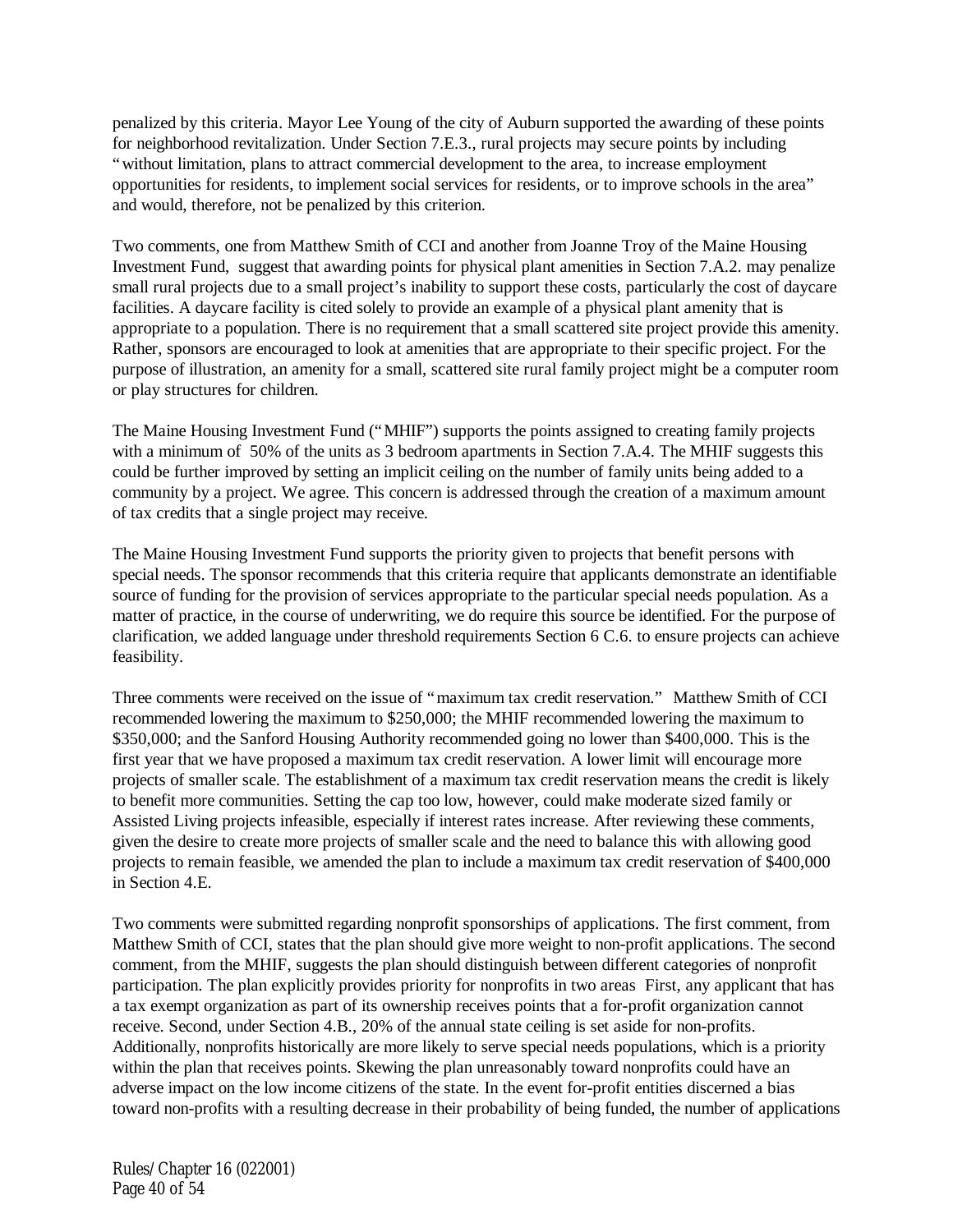penalized by this criteria. Mayor Lee Young of the city of Auburn supported the awarding of these points for neighborhood revitalization. Under Section 7.E.3., rural projects may secure points by including "without limitation, plans to attract commercial development to the area, to increase employment opportunities for residents, to implement social services for residents, or to improve schools in the area" and would, therefore, not be penalized by this criterion.

Two comments, one from Matthew Smith of CCI and another from Joanne Troy of the Maine Housing Investment Fund, suggest that awarding points for physical plant amenities in Section 7.A.2. may penalize small rural projects due to a small project's inability to support these costs, particularly the cost of daycare facilities. A daycare facility is cited solely to provide an example of a physical plant amenity that is appropriate to a population. There is no requirement that a small scattered site project provide this amenity. Rather, sponsors are encouraged to look at amenities that are appropriate to their specific project. For the purpose of illustration, an amenity for a small, scattered site rural family project might be a computer room or play structures for children.

The Maine Housing Investment Fund ("MHIF") supports the points assigned to creating family projects with a minimum of 50% of the units as 3 bedroom apartments in Section 7.A.4. The MHIF suggests this could be further improved by setting an implicit ceiling on the number of family units being added to a community by a project. We agree. This concern is addressed through the creation of a maximum amount of tax credits that a single project may receive.

The Maine Housing Investment Fund supports the priority given to projects that benefit persons with special needs. The sponsor recommends that this criteria require that applicants demonstrate an identifiable source of funding for the provision of services appropriate to the particular special needs population. As a matter of practice, in the course of underwriting, we do require this source be identified. For the purpose of clarification, we added language under threshold requirements Section 6 C.6. to ensure projects can achieve feasibility.

Three comments were received on the issue of "maximum tax credit reservation." Matthew Smith of CCI recommended lowering the maximum to $250,000; the MHIF recommended lowering the maximum to $350,000; and the Sanford Housing Authority recommended going no lower than $400,000. This is the first year that we have proposed a maximum tax credit reservation. A lower limit will encourage more projects of smaller scale. The establishment of a maximum tax credit reservation means the credit is likely to benefit more communities. Setting the cap too low, however, could make moderate sized family or Assisted Living projects infeasible, especially if interest rates increase. After reviewing these comments, given the desire to create more projects of smaller scale and the need to balance this with allowing good projects to remain feasible, we amended the plan to include a maximum tax credit reservation of $400,000 in Section 4.E.

Two comments were submitted regarding nonprofit sponsorships of applications. The first comment, from Matthew Smith of CCI, states that the plan should give more weight to non-profit applications. The second comment, from the MHIF, suggests the plan should distinguish between different categories of nonprofit participation. The plan explicitly provides priority for nonprofits in two areas First, any applicant that has a tax exempt organization as part of its ownership receives points that a for-profit organization cannot receive. Second, under Section 4.B., 20% of the annual state ceiling is set aside for non-profits. Additionally, nonprofits historically are more likely to serve special needs populations, which is a priority within the plan that receives points. Skewing the plan unreasonably toward nonprofits could have an adverse impact on the low income citizens of the state. In the event for-profit entities discerned a bias toward non-profits with a resulting decrease in their probability of being funded, the number of applications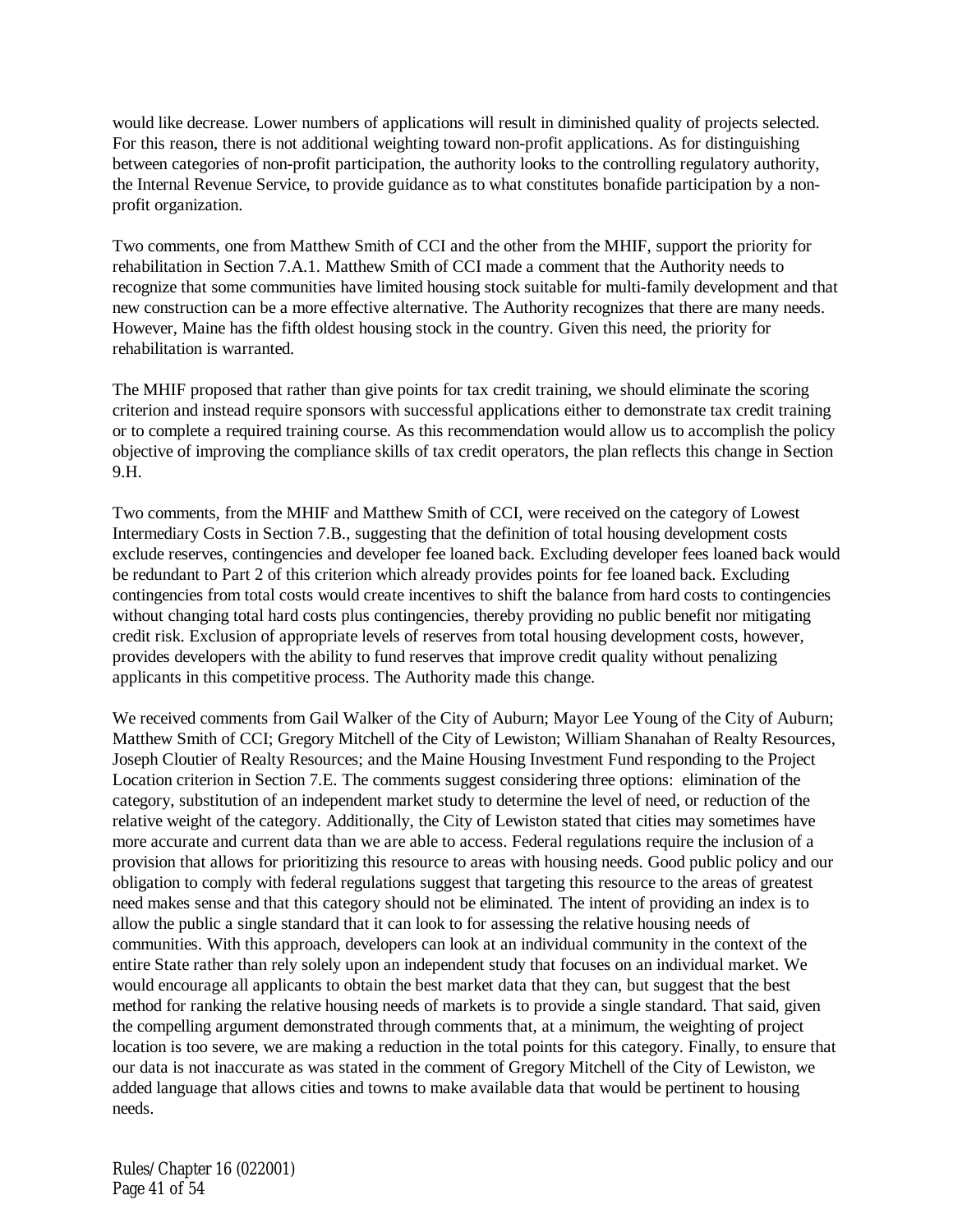would like decrease. Lower numbers of applications will result in diminished quality of projects selected. For this reason, there is not additional weighting toward non-profit applications. As for distinguishing between categories of non-profit participation, the authority looks to the controlling regulatory authority, the Internal Revenue Service, to provide guidance as to what constitutes bonafide participation by a non-profit organization.

Two comments, one from Matthew Smith of CCI and the other from the MHIF, support the priority for rehabilitation in Section 7.A.1. Matthew Smith of CCI made a comment that the Authority needs to recognize that some communities have limited housing stock suitable for multi-family development and that new construction can be a more effective alternative. The Authority recognizes that there are many needs. However, Maine has the fifth oldest housing stock in the country. Given this need, the priority for rehabilitation is warranted.

The MHIF proposed that rather than give points for tax credit training, we should eliminate the scoring criterion and instead require sponsors with successful applications either to demonstrate tax credit training or to complete a required training course. As this recommendation would allow us to accomplish the policy objective of improving the compliance skills of tax credit operators, the plan reflects this change in Section 9.H.

Two comments, from the MHIF and Matthew Smith of CCI, were received on the category of Lowest Intermediary Costs in Section 7.B., suggesting that the definition of total housing development costs exclude reserves, contingencies and developer fee loaned back. Excluding developer fees loaned back would be redundant to Part 2 of this criterion which already provides points for fee loaned back. Excluding contingencies from total costs would create incentives to shift the balance from hard costs to contingencies without changing total hard costs plus contingencies, thereby providing no public benefit nor mitigating credit risk. Exclusion of appropriate levels of reserves from total housing development costs, however, provides developers with the ability to fund reserves that improve credit quality without penalizing applicants in this competitive process. The Authority made this change.

We received comments from Gail Walker of the City of Auburn; Mayor Lee Young of the City of Auburn; Matthew Smith of CCI; Gregory Mitchell of the City of Lewiston; William Shanahan of Realty Resources, Joseph Cloutier of Realty Resources; and the Maine Housing Investment Fund responding to the Project Location criterion in Section 7.E. The comments suggest considering three options: elimination of the category, substitution of an independent market study to determine the level of need, or reduction of the relative weight of the category. Additionally, the City of Lewiston stated that cities may sometimes have more accurate and current data than we are able to access. Federal regulations require the inclusion of a provision that allows for prioritizing this resource to areas with housing needs. Good public policy and our obligation to comply with federal regulations suggest that targeting this resource to the areas of greatest need makes sense and that this category should not be eliminated. The intent of providing an index is to allow the public a single standard that it can look to for assessing the relative housing needs of communities. With this approach, developers can look at an individual community in the context of the entire State rather than rely solely upon an independent study that focuses on an individual market. We would encourage all applicants to obtain the best market data that they can, but suggest that the best method for ranking the relative housing needs of markets is to provide a single standard. That said, given the compelling argument demonstrated through comments that, at a minimum, the weighting of project location is too severe, we are making a reduction in the total points for this category. Finally, to ensure that our data is not inaccurate as was stated in the comment of Gregory Mitchell of the City of Lewiston, we added language that allows cities and towns to make available data that would be pertinent to housing needs.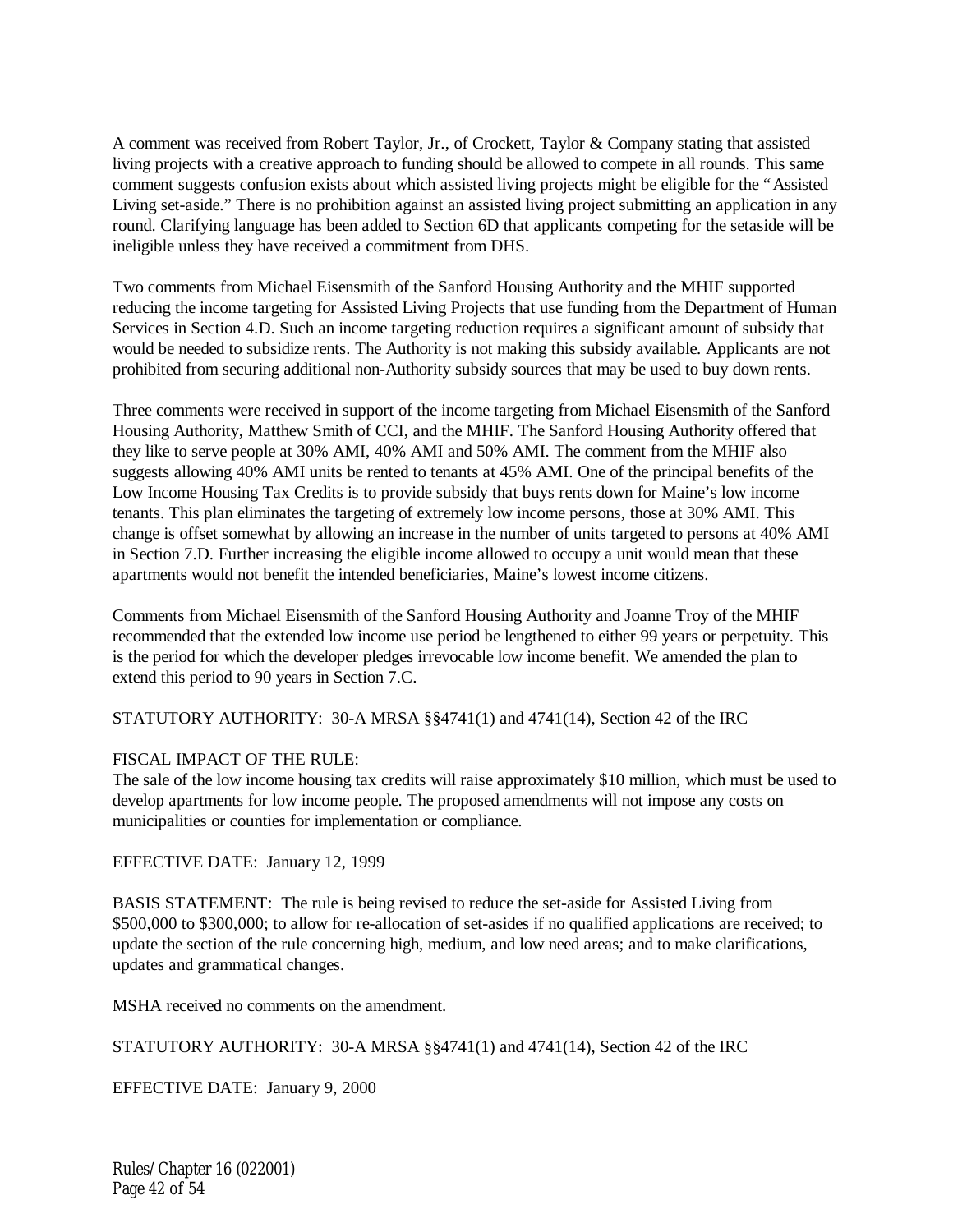A comment was received from Robert Taylor, Jr., of Crockett, Taylor & Company stating that assisted living projects with a creative approach to funding should be allowed to compete in all rounds. This same comment suggests confusion exists about which assisted living projects might be eligible for the "Assisted Living set-aside." There is no prohibition against an assisted living project submitting an application in any round. Clarifying language has been added to Section 6D that applicants competing for the setaside will be ineligible unless they have received a commitment from DHS.

Two comments from Michael Eisensmith of the Sanford Housing Authority and the MHIF supported reducing the income targeting for Assisted Living Projects that use funding from the Department of Human Services in Section 4.D. Such an income targeting reduction requires a significant amount of subsidy that would be needed to subsidize rents. The Authority is not making this subsidy available. Applicants are not prohibited from securing additional non-Authority subsidy sources that may be used to buy down rents.

Three comments were received in support of the income targeting from Michael Eisensmith of the Sanford Housing Authority, Matthew Smith of CCI, and the MHIF. The Sanford Housing Authority offered that they like to serve people at 30% AMI, 40% AMI and 50% AMI. The comment from the MHIF also suggests allowing 40% AMI units be rented to tenants at 45% AMI. One of the principal benefits of the Low Income Housing Tax Credits is to provide subsidy that buys rents down for Maine's low income tenants. This plan eliminates the targeting of extremely low income persons, those at 30% AMI. This change is offset somewhat by allowing an increase in the number of units targeted to persons at 40% AMI in Section 7.D. Further increasing the eligible income allowed to occupy a unit would mean that these apartments would not benefit the intended beneficiaries, Maine's lowest income citizens.

Comments from Michael Eisensmith of the Sanford Housing Authority and Joanne Troy of the MHIF recommended that the extended low income use period be lengthened to either 99 years or perpetuity. This is the period for which the developer pledges irrevocable low income benefit. We amended the plan to extend this period to 90 years in Section 7.C.

STATUTORY AUTHORITY: 30-A MRSA §§4741(1) and 4741(14), Section 42 of the IRC

FISCAL IMPACT OF THE RULE:
The sale of the low income housing tax credits will raise approximately $10 million, which must be used to develop apartments for low income people. The proposed amendments will not impose any costs on municipalities or counties for implementation or compliance.

EFFECTIVE DATE: January 12, 1999

BASIS STATEMENT: The rule is being revised to reduce the set-aside for Assisted Living from $500,000 to $300,000; to allow for re-allocation of set-asides if no qualified applications are received; to update the section of the rule concerning high, medium, and low need areas; and to make clarifications, updates and grammatical changes.

MSHA received no comments on the amendment.

STATUTORY AUTHORITY: 30-A MRSA §§4741(1) and 4741(14), Section 42 of the IRC

EFFECTIVE DATE: January 9, 2000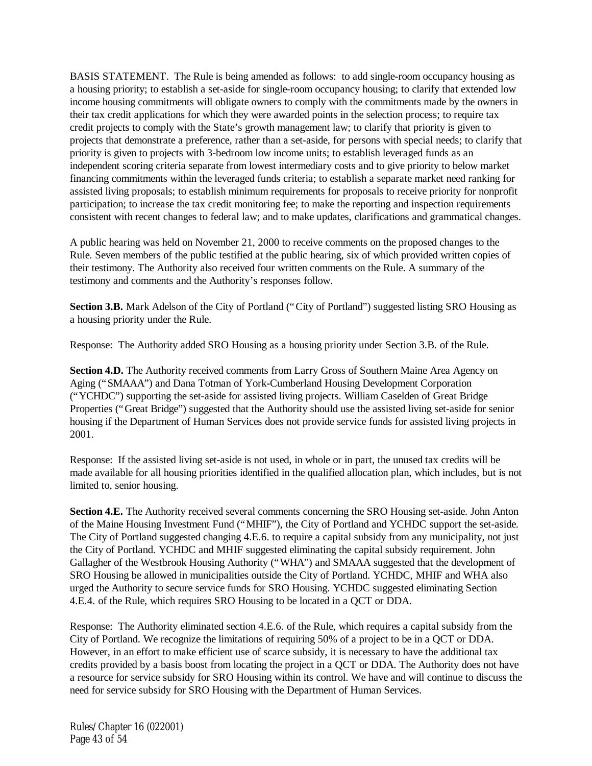BASIS STATEMENT. The Rule is being amended as follows: to add single-room occupancy housing as a housing priority; to establish a set-aside for single-room occupancy housing; to clarify that extended low income housing commitments will obligate owners to comply with the commitments made by the owners in their tax credit applications for which they were awarded points in the selection process; to require tax credit projects to comply with the State's growth management law; to clarify that priority is given to projects that demonstrate a preference, rather than a set-aside, for persons with special needs; to clarify that priority is given to projects with 3-bedroom low income units; to establish leveraged funds as an independent scoring criteria separate from lowest intermediary costs and to give priority to below market financing commitments within the leveraged funds criteria; to establish a separate market need ranking for assisted living proposals; to establish minimum requirements for proposals to receive priority for nonprofit participation; to increase the tax credit monitoring fee; to make the reporting and inspection requirements consistent with recent changes to federal law; and to make updates, clarifications and grammatical changes.

A public hearing was held on November 21, 2000 to receive comments on the proposed changes to the Rule. Seven members of the public testified at the public hearing, six of which provided written copies of their testimony. The Authority also received four written comments on the Rule. A summary of the testimony and comments and the Authority's responses follow.

**Section 3.B.** Mark Adelson of the City of Portland ("City of Portland") suggested listing SRO Housing as a housing priority under the Rule.

Response: The Authority added SRO Housing as a housing priority under Section 3.B. of the Rule.

**Section 4.D.** The Authority received comments from Larry Gross of Southern Maine Area Agency on Aging ("SMAAA") and Dana Totman of York-Cumberland Housing Development Corporation ("YCHDC") supporting the set-aside for assisted living projects. William Caselden of Great Bridge Properties ("Great Bridge") suggested that the Authority should use the assisted living set-aside for senior housing if the Department of Human Services does not provide service funds for assisted living projects in 2001.

Response: If the assisted living set-aside is not used, in whole or in part, the unused tax credits will be made available for all housing priorities identified in the qualified allocation plan, which includes, but is not limited to, senior housing.

**Section 4.E.** The Authority received several comments concerning the SRO Housing set-aside. John Anton of the Maine Housing Investment Fund ("MHIF"), the City of Portland and YCHDC support the set-aside. The City of Portland suggested changing 4.E.6. to require a capital subsidy from any municipality, not just the City of Portland. YCHDC and MHIF suggested eliminating the capital subsidy requirement. John Gallagher of the Westbrook Housing Authority ("WHA") and SMAAA suggested that the development of SRO Housing be allowed in municipalities outside the City of Portland. YCHDC, MHIF and WHA also urged the Authority to secure service funds for SRO Housing. YCHDC suggested eliminating Section 4.E.4. of the Rule, which requires SRO Housing to be located in a QCT or DDA.

Response: The Authority eliminated section 4.E.6. of the Rule, which requires a capital subsidy from the City of Portland. We recognize the limitations of requiring 50% of a project to be in a QCT or DDA. However, in an effort to make efficient use of scarce subsidy, it is necessary to have the additional tax credits provided by a basis boost from locating the project in a QCT or DDA. The Authority does not have a resource for service subsidy for SRO Housing within its control. We have and will continue to discuss the need for service subsidy for SRO Housing with the Department of Human Services.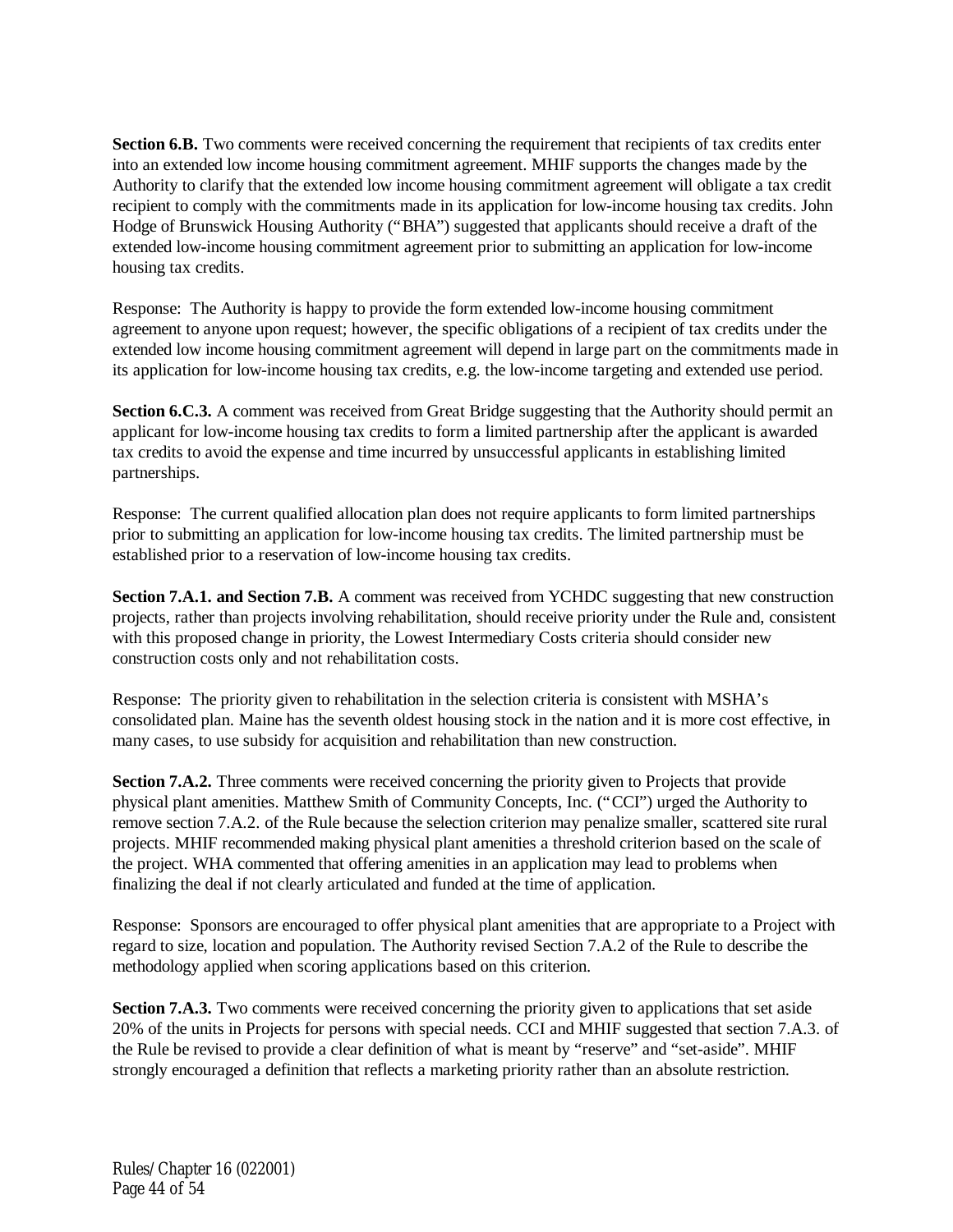**Section 6.B.** Two comments were received concerning the requirement that recipients of tax credits enter into an extended low income housing commitment agreement. MHIF supports the changes made by the Authority to clarify that the extended low income housing commitment agreement will obligate a tax credit recipient to comply with the commitments made in its application for low-income housing tax credits. John Hodge of Brunswick Housing Authority ("BHA") suggested that applicants should receive a draft of the extended low-income housing commitment agreement prior to submitting an application for low-income housing tax credits.

Response: The Authority is happy to provide the form extended low-income housing commitment agreement to anyone upon request; however, the specific obligations of a recipient of tax credits under the extended low income housing commitment agreement will depend in large part on the commitments made in its application for low-income housing tax credits, e.g. the low-income targeting and extended use period.

**Section 6.C.3.** A comment was received from Great Bridge suggesting that the Authority should permit an applicant for low-income housing tax credits to form a limited partnership after the applicant is awarded tax credits to avoid the expense and time incurred by unsuccessful applicants in establishing limited partnerships.

Response: The current qualified allocation plan does not require applicants to form limited partnerships prior to submitting an application for low-income housing tax credits. The limited partnership must be established prior to a reservation of low-income housing tax credits.

**Section 7.A.1. and Section 7.B.** A comment was received from YCHDC suggesting that new construction projects, rather than projects involving rehabilitation, should receive priority under the Rule and, consistent with this proposed change in priority, the Lowest Intermediary Costs criteria should consider new construction costs only and not rehabilitation costs.

Response: The priority given to rehabilitation in the selection criteria is consistent with MSHA's consolidated plan. Maine has the seventh oldest housing stock in the nation and it is more cost effective, in many cases, to use subsidy for acquisition and rehabilitation than new construction.

**Section 7.A.2.** Three comments were received concerning the priority given to Projects that provide physical plant amenities. Matthew Smith of Community Concepts, Inc. ("CCI") urged the Authority to remove section 7.A.2. of the Rule because the selection criterion may penalize smaller, scattered site rural projects. MHIF recommended making physical plant amenities a threshold criterion based on the scale of the project. WHA commented that offering amenities in an application may lead to problems when finalizing the deal if not clearly articulated and funded at the time of application.

Response: Sponsors are encouraged to offer physical plant amenities that are appropriate to a Project with regard to size, location and population. The Authority revised Section 7.A.2 of the Rule to describe the methodology applied when scoring applications based on this criterion.

**Section 7.A.3.** Two comments were received concerning the priority given to applications that set aside 20% of the units in Projects for persons with special needs. CCI and MHIF suggested that section 7.A.3. of the Rule be revised to provide a clear definition of what is meant by "reserve" and "set-aside". MHIF strongly encouraged a definition that reflects a marketing priority rather than an absolute restriction.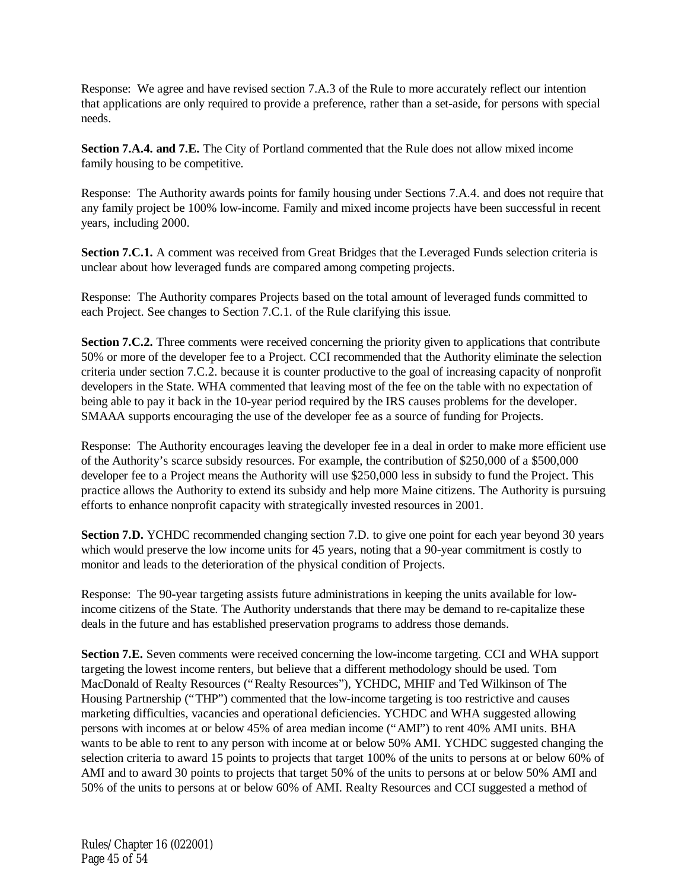Response: We agree and have revised section 7.A.3 of the Rule to more accurately reflect our intention that applications are only required to provide a preference, rather than a set-aside, for persons with special needs.

**Section 7.A.4. and 7.E.** The City of Portland commented that the Rule does not allow mixed income family housing to be competitive.

Response: The Authority awards points for family housing under Sections 7.A.4. and does not require that any family project be 100% low-income. Family and mixed income projects have been successful in recent years, including 2000.

**Section 7.C.1.** A comment was received from Great Bridges that the Leveraged Funds selection criteria is unclear about how leveraged funds are compared among competing projects.

Response: The Authority compares Projects based on the total amount of leveraged funds committed to each Project. See changes to Section 7.C.1. of the Rule clarifying this issue.

**Section 7.C.2.** Three comments were received concerning the priority given to applications that contribute 50% or more of the developer fee to a Project. CCI recommended that the Authority eliminate the selection criteria under section 7.C.2. because it is counter productive to the goal of increasing capacity of nonprofit developers in the State. WHA commented that leaving most of the fee on the table with no expectation of being able to pay it back in the 10-year period required by the IRS causes problems for the developer. SMAAA supports encouraging the use of the developer fee as a source of funding for Projects.

Response: The Authority encourages leaving the developer fee in a deal in order to make more efficient use of the Authority's scarce subsidy resources. For example, the contribution of $250,000 of a $500,000 developer fee to a Project means the Authority will use $250,000 less in subsidy to fund the Project. This practice allows the Authority to extend its subsidy and help more Maine citizens. The Authority is pursuing efforts to enhance nonprofit capacity with strategically invested resources in 2001.

**Section 7.D.** YCHDC recommended changing section 7.D. to give one point for each year beyond 30 years which would preserve the low income units for 45 years, noting that a 90-year commitment is costly to monitor and leads to the deterioration of the physical condition of Projects.

Response: The 90-year targeting assists future administrations in keeping the units available for low-income citizens of the State. The Authority understands that there may be demand to re-capitalize these deals in the future and has established preservation programs to address those demands.

**Section 7.E.** Seven comments were received concerning the low-income targeting. CCI and WHA support targeting the lowest income renters, but believe that a different methodology should be used. Tom MacDonald of Realty Resources ("Realty Resources"), YCHDC, MHIF and Ted Wilkinson of The Housing Partnership ("THP") commented that the low-income targeting is too restrictive and causes marketing difficulties, vacancies and operational deficiencies. YCHDC and WHA suggested allowing persons with incomes at or below 45% of area median income ("AMI") to rent 40% AMI units. BHA wants to be able to rent to any person with income at or below 50% AMI. YCHDC suggested changing the selection criteria to award 15 points to projects that target 100% of the units to persons at or below 60% of AMI and to award 30 points to projects that target 50% of the units to persons at or below 50% AMI and 50% of the units to persons at or below 60% of AMI. Realty Resources and CCI suggested a method of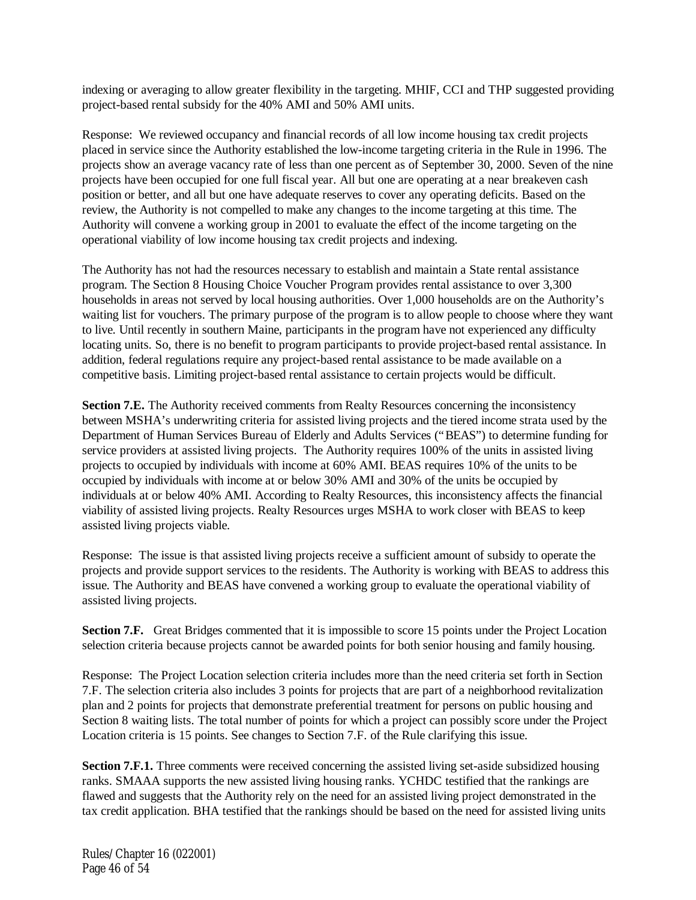indexing or averaging to allow greater flexibility in the targeting. MHIF, CCI and THP suggested providing project-based rental subsidy for the 40% AMI and 50% AMI units.

Response: We reviewed occupancy and financial records of all low income housing tax credit projects placed in service since the Authority established the low-income targeting criteria in the Rule in 1996. The projects show an average vacancy rate of less than one percent as of September 30, 2000. Seven of the nine projects have been occupied for one full fiscal year. All but one are operating at a near breakeven cash position or better, and all but one have adequate reserves to cover any operating deficits. Based on the review, the Authority is not compelled to make any changes to the income targeting at this time. The Authority will convene a working group in 2001 to evaluate the effect of the income targeting on the operational viability of low income housing tax credit projects and indexing.

The Authority has not had the resources necessary to establish and maintain a State rental assistance program. The Section 8 Housing Choice Voucher Program provides rental assistance to over 3,300 households in areas not served by local housing authorities. Over 1,000 households are on the Authority's waiting list for vouchers. The primary purpose of the program is to allow people to choose where they want to live. Until recently in southern Maine, participants in the program have not experienced any difficulty locating units. So, there is no benefit to program participants to provide project-based rental assistance. In addition, federal regulations require any project-based rental assistance to be made available on a competitive basis. Limiting project-based rental assistance to certain projects would be difficult.

**Section 7.E.** The Authority received comments from Realty Resources concerning the inconsistency between MSHA's underwriting criteria for assisted living projects and the tiered income strata used by the Department of Human Services Bureau of Elderly and Adults Services ("BEAS") to determine funding for service providers at assisted living projects. The Authority requires 100% of the units in assisted living projects to occupied by individuals with income at 60% AMI. BEAS requires 10% of the units to be occupied by individuals with income at or below 30% AMI and 30% of the units be occupied by individuals at or below 40% AMI. According to Realty Resources, this inconsistency affects the financial viability of assisted living projects. Realty Resources urges MSHA to work closer with BEAS to keep assisted living projects viable.

Response: The issue is that assisted living projects receive a sufficient amount of subsidy to operate the projects and provide support services to the residents. The Authority is working with BEAS to address this issue. The Authority and BEAS have convened a working group to evaluate the operational viability of assisted living projects.

**Section 7.F.** Great Bridges commented that it is impossible to score 15 points under the Project Location selection criteria because projects cannot be awarded points for both senior housing and family housing.

Response: The Project Location selection criteria includes more than the need criteria set forth in Section 7.F. The selection criteria also includes 3 points for projects that are part of a neighborhood revitalization plan and 2 points for projects that demonstrate preferential treatment for persons on public housing and Section 8 waiting lists. The total number of points for which a project can possibly score under the Project Location criteria is 15 points. See changes to Section 7.F. of the Rule clarifying this issue.

**Section 7.F.1.** Three comments were received concerning the assisted living set-aside subsidized housing ranks. SMAAA supports the new assisted living housing ranks. YCHDC testified that the rankings are flawed and suggests that the Authority rely on the need for an assisted living project demonstrated in the tax credit application. BHA testified that the rankings should be based on the need for assisted living units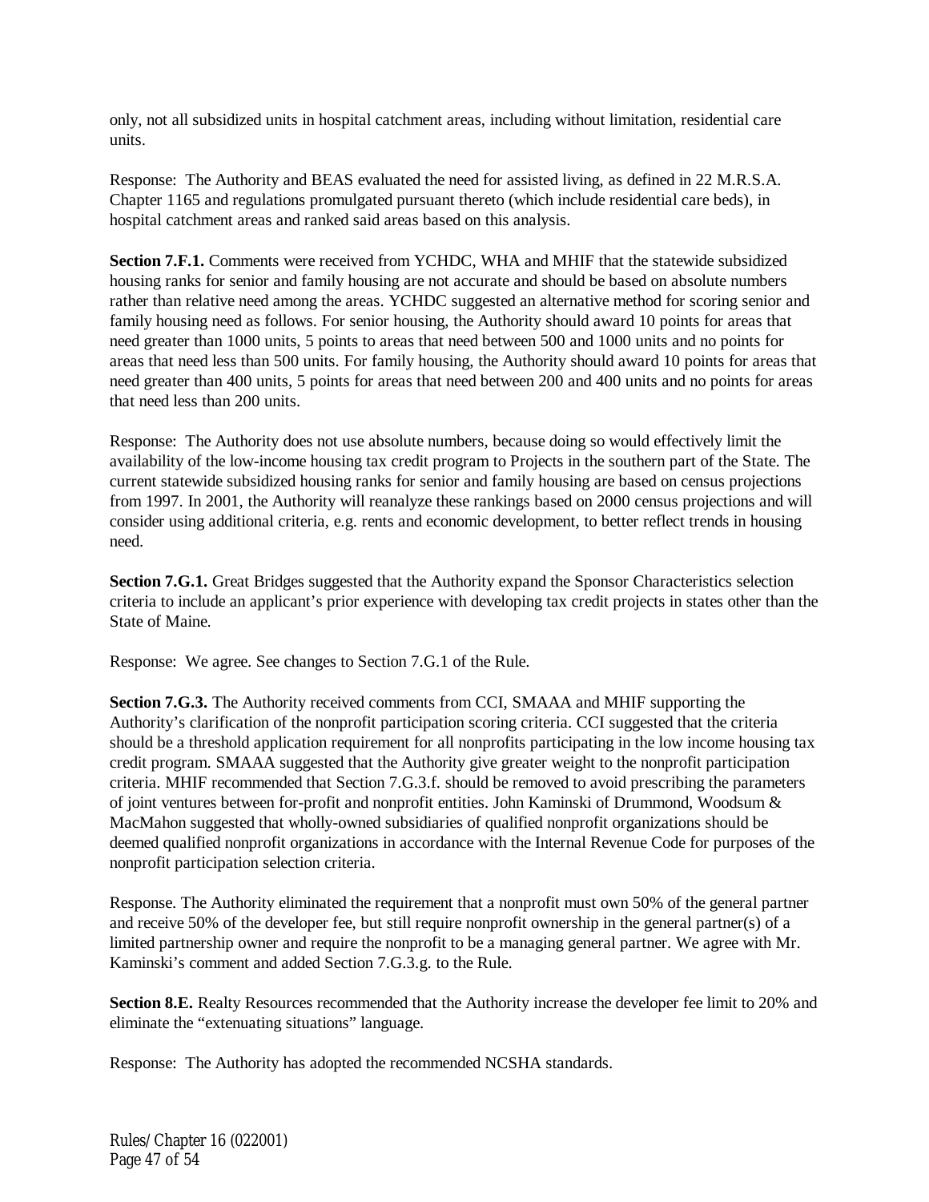only, not all subsidized units in hospital catchment areas, including without limitation, residential care units.

Response: The Authority and BEAS evaluated the need for assisted living, as defined in 22 M.R.S.A. Chapter 1165 and regulations promulgated pursuant thereto (which include residential care beds), in hospital catchment areas and ranked said areas based on this analysis.

**Section 7.F.1.** Comments were received from YCHDC, WHA and MHIF that the statewide subsidized housing ranks for senior and family housing are not accurate and should be based on absolute numbers rather than relative need among the areas. YCHDC suggested an alternative method for scoring senior and family housing need as follows. For senior housing, the Authority should award 10 points for areas that need greater than 1000 units, 5 points to areas that need between 500 and 1000 units and no points for areas that need less than 500 units. For family housing, the Authority should award 10 points for areas that need greater than 400 units, 5 points for areas that need between 200 and 400 units and no points for areas that need less than 200 units.

Response: The Authority does not use absolute numbers, because doing so would effectively limit the availability of the low-income housing tax credit program to Projects in the southern part of the State. The current statewide subsidized housing ranks for senior and family housing are based on census projections from 1997. In 2001, the Authority will reanalyze these rankings based on 2000 census projections and will consider using additional criteria, e.g. rents and economic development, to better reflect trends in housing need.

**Section 7.G.1.** Great Bridges suggested that the Authority expand the Sponsor Characteristics selection criteria to include an applicant's prior experience with developing tax credit projects in states other than the State of Maine.

Response: We agree. See changes to Section 7.G.1 of the Rule.

**Section 7.G.3.** The Authority received comments from CCI, SMAAA and MHIF supporting the Authority's clarification of the nonprofit participation scoring criteria. CCI suggested that the criteria should be a threshold application requirement for all nonprofits participating in the low income housing tax credit program. SMAAA suggested that the Authority give greater weight to the nonprofit participation criteria. MHIF recommended that Section 7.G.3.f. should be removed to avoid prescribing the parameters of joint ventures between for-profit and nonprofit entities. John Kaminski of Drummond, Woodsum & MacMahon suggested that wholly-owned subsidiaries of qualified nonprofit organizations should be deemed qualified nonprofit organizations in accordance with the Internal Revenue Code for purposes of the nonprofit participation selection criteria.

Response. The Authority eliminated the requirement that a nonprofit must own 50% of the general partner and receive 50% of the developer fee, but still require nonprofit ownership in the general partner(s) of a limited partnership owner and require the nonprofit to be a managing general partner. We agree with Mr. Kaminski's comment and added Section 7.G.3.g. to the Rule.

**Section 8.E.** Realty Resources recommended that the Authority increase the developer fee limit to 20% and eliminate the "extenuating situations" language.

Response: The Authority has adopted the recommended NCSHA standards.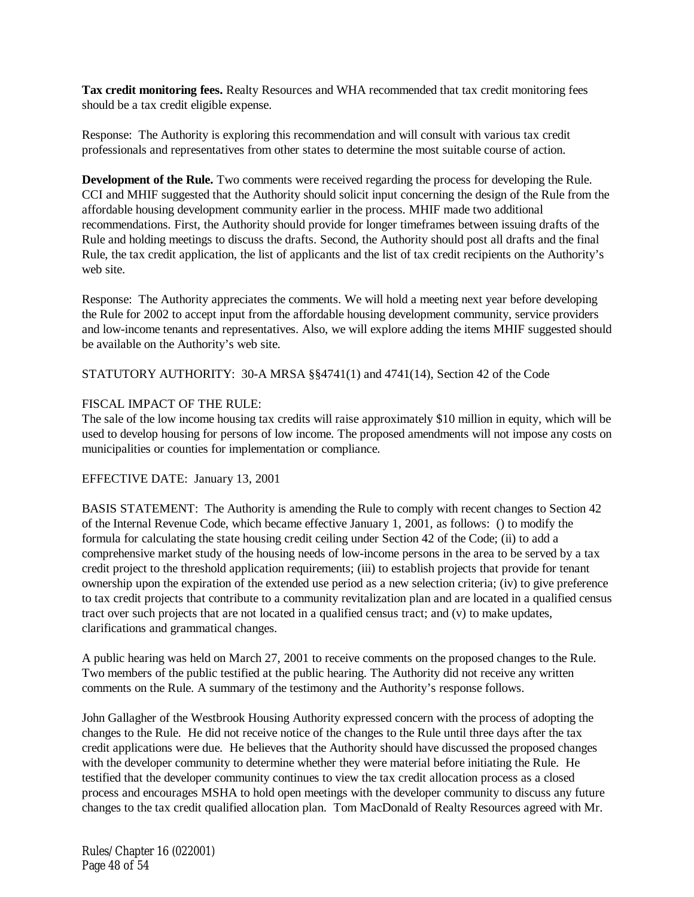**Tax credit monitoring fees.** Realty Resources and WHA recommended that tax credit monitoring fees should be a tax credit eligible expense.

Response: The Authority is exploring this recommendation and will consult with various tax credit professionals and representatives from other states to determine the most suitable course of action.

**Development of the Rule.** Two comments were received regarding the process for developing the Rule. CCI and MHIF suggested that the Authority should solicit input concerning the design of the Rule from the affordable housing development community earlier in the process. MHIF made two additional recommendations. First, the Authority should provide for longer timeframes between issuing drafts of the Rule and holding meetings to discuss the drafts. Second, the Authority should post all drafts and the final Rule, the tax credit application, the list of applicants and the list of tax credit recipients on the Authority's web site.

Response: The Authority appreciates the comments. We will hold a meeting next year before developing the Rule for 2002 to accept input from the affordable housing development community, service providers and low-income tenants and representatives. Also, we will explore adding the items MHIF suggested should be available on the Authority's web site.

STATUTORY AUTHORITY: 30-A MRSA §§4741(1) and 4741(14), Section 42 of the Code

FISCAL IMPACT OF THE RULE:
The sale of the low income housing tax credits will raise approximately $10 million in equity, which will be used to develop housing for persons of low income. The proposed amendments will not impose any costs on municipalities or counties for implementation or compliance.

EFFECTIVE DATE: January 13, 2001

BASIS STATEMENT: The Authority is amending the Rule to comply with recent changes to Section 42 of the Internal Revenue Code, which became effective January 1, 2001, as follows: () to modify the formula for calculating the state housing credit ceiling under Section 42 of the Code; (ii) to add a comprehensive market study of the housing needs of low-income persons in the area to be served by a tax credit project to the threshold application requirements; (iii) to establish projects that provide for tenant ownership upon the expiration of the extended use period as a new selection criteria; (iv) to give preference to tax credit projects that contribute to a community revitalization plan and are located in a qualified census tract over such projects that are not located in a qualified census tract; and (v) to make updates, clarifications and grammatical changes.

A public hearing was held on March 27, 2001 to receive comments on the proposed changes to the Rule. Two members of the public testified at the public hearing. The Authority did not receive any written comments on the Rule. A summary of the testimony and the Authority's response follows.

John Gallagher of the Westbrook Housing Authority expressed concern with the process of adopting the changes to the Rule. He did not receive notice of the changes to the Rule until three days after the tax credit applications were due. He believes that the Authority should have discussed the proposed changes with the developer community to determine whether they were material before initiating the Rule. He testified that the developer community continues to view the tax credit allocation process as a closed process and encourages MSHA to hold open meetings with the developer community to discuss any future changes to the tax credit qualified allocation plan. Tom MacDonald of Realty Resources agreed with Mr.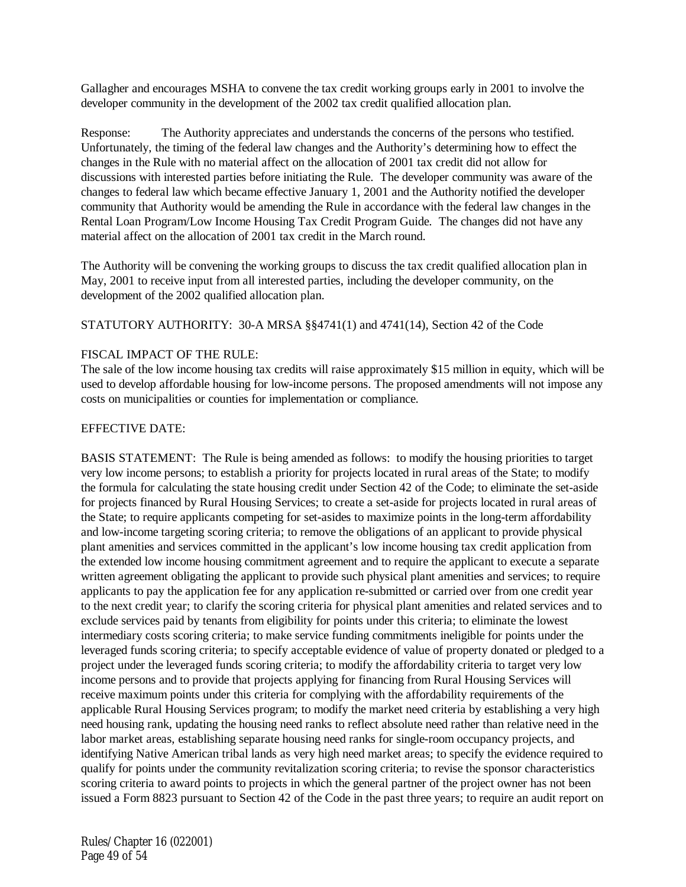Gallagher and encourages MSHA to convene the tax credit working groups early in 2001 to involve the developer community in the development of the 2002 tax credit qualified allocation plan.

Response: The Authority appreciates and understands the concerns of the persons who testified. Unfortunately, the timing of the federal law changes and the Authority's determining how to effect the changes in the Rule with no material affect on the allocation of 2001 tax credit did not allow for discussions with interested parties before initiating the Rule. The developer community was aware of the changes to federal law which became effective January 1, 2001 and the Authority notified the developer community that Authority would be amending the Rule in accordance with the federal law changes in the Rental Loan Program/Low Income Housing Tax Credit Program Guide. The changes did not have any material affect on the allocation of 2001 tax credit in the March round.

The Authority will be convening the working groups to discuss the tax credit qualified allocation plan in May, 2001 to receive input from all interested parties, including the developer community, on the development of the 2002 qualified allocation plan.

STATUTORY AUTHORITY: 30-A MRSA §§4741(1) and 4741(14), Section 42 of the Code

FISCAL IMPACT OF THE RULE:
The sale of the low income housing tax credits will raise approximately $15 million in equity, which will be used to develop affordable housing for low-income persons. The proposed amendments will not impose any costs on municipalities or counties for implementation or compliance.

EFFECTIVE DATE:

BASIS STATEMENT: The Rule is being amended as follows: to modify the housing priorities to target very low income persons; to establish a priority for projects located in rural areas of the State; to modify the formula for calculating the state housing credit under Section 42 of the Code; to eliminate the set-aside for projects financed by Rural Housing Services; to create a set-aside for projects located in rural areas of the State; to require applicants competing for set-asides to maximize points in the long-term affordability and low-income targeting scoring criteria; to remove the obligations of an applicant to provide physical plant amenities and services committed in the applicant's low income housing tax credit application from the extended low income housing commitment agreement and to require the applicant to execute a separate written agreement obligating the applicant to provide such physical plant amenities and services; to require applicants to pay the application fee for any application re-submitted or carried over from one credit year to the next credit year; to clarify the scoring criteria for physical plant amenities and related services and to exclude services paid by tenants from eligibility for points under this criteria; to eliminate the lowest intermediary costs scoring criteria; to make service funding commitments ineligible for points under the leveraged funds scoring criteria; to specify acceptable evidence of value of property donated or pledged to a project under the leveraged funds scoring criteria; to modify the affordability criteria to target very low income persons and to provide that projects applying for financing from Rural Housing Services will receive maximum points under this criteria for complying with the affordability requirements of the applicable Rural Housing Services program; to modify the market need criteria by establishing a very high need housing rank, updating the housing need ranks to reflect absolute need rather than relative need in the labor market areas, establishing separate housing need ranks for single-room occupancy projects, and identifying Native American tribal lands as very high need market areas; to specify the evidence required to qualify for points under the community revitalization scoring criteria; to revise the sponsor characteristics scoring criteria to award points to projects in which the general partner of the project owner has not been issued a Form 8823 pursuant to Section 42 of the Code in the past three years; to require an audit report on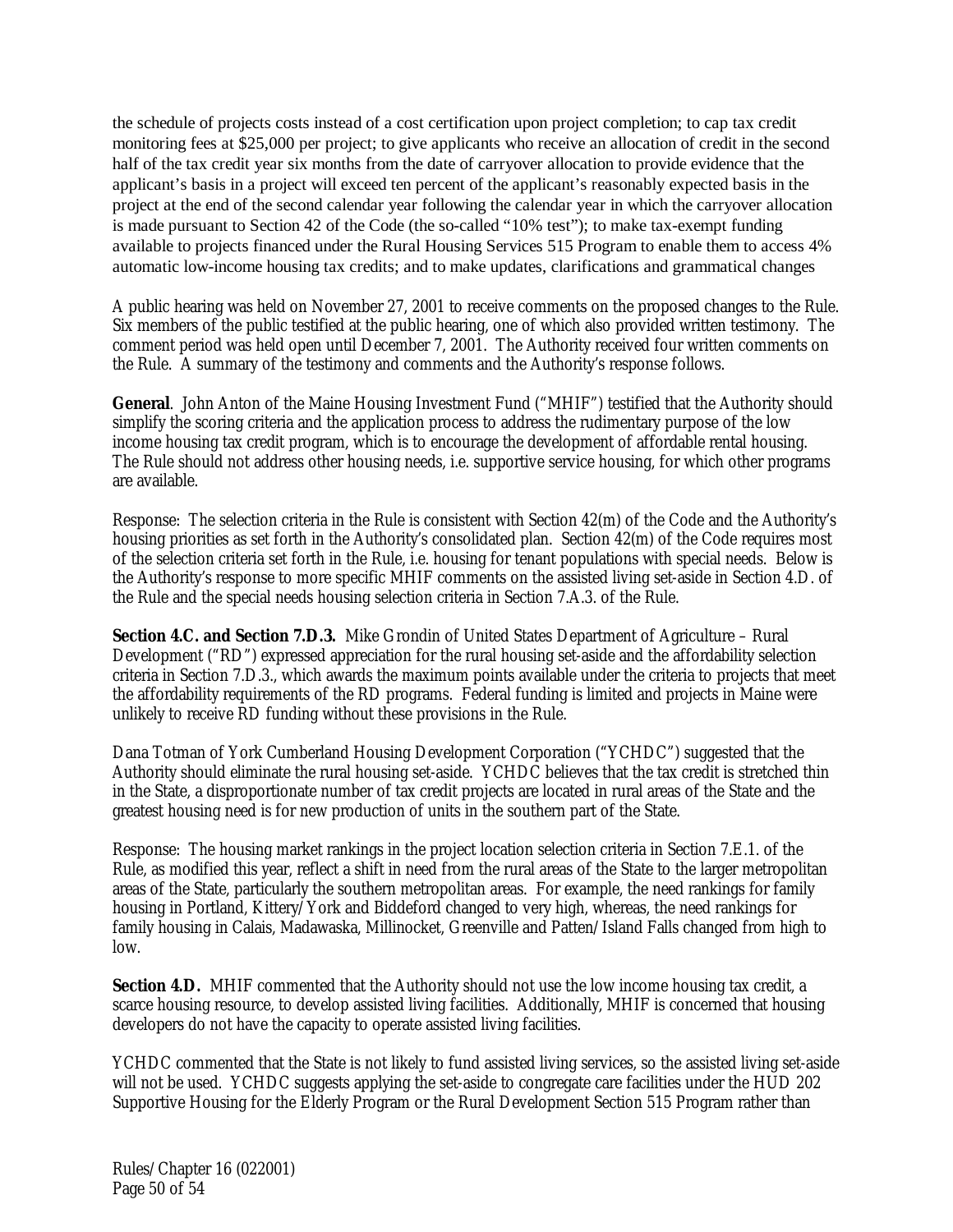the schedule of projects costs instead of a cost certification upon project completion; to cap tax credit monitoring fees at $25,000 per project; to give applicants who receive an allocation of credit in the second half of the tax credit year six months from the date of carryover allocation to provide evidence that the applicant's basis in a project will exceed ten percent of the applicant's reasonably expected basis in the project at the end of the second calendar year following the calendar year in which the carryover allocation is made pursuant to Section 42 of the Code (the so-called "10% test"); to make tax-exempt funding available to projects financed under the Rural Housing Services 515 Program to enable them to access 4% automatic low-income housing tax credits; and to make updates, clarifications and grammatical changes

A public hearing was held on November 27, 2001 to receive comments on the proposed changes to the Rule. Six members of the public testified at the public hearing, one of which also provided written testimony. The comment period was held open until December 7, 2001. The Authority received four written comments on the Rule. A summary of the testimony and comments and the Authority's response follows.

**General**. John Anton of the Maine Housing Investment Fund ("MHIF") testified that the Authority should simplify the scoring criteria and the application process to address the rudimentary purpose of the low income housing tax credit program, which is to encourage the development of affordable rental housing. The Rule should not address other housing needs, i.e. supportive service housing, for which other programs are available.

Response: The selection criteria in the Rule is consistent with Section 42(m) of the Code and the Authority's housing priorities as set forth in the Authority's consolidated plan. Section 42(m) of the Code requires most of the selection criteria set forth in the Rule, i.e. housing for tenant populations with special needs. Below is the Authority's response to more specific MHIF comments on the assisted living set-aside in Section 4.D. of the Rule and the special needs housing selection criteria in Section 7.A.3. of the Rule.

**Section 4.C. and Section 7.D.3.** Mike Grondin of United States Department of Agriculture – Rural Development ("RD") expressed appreciation for the rural housing set-aside and the affordability selection criteria in Section 7.D.3., which awards the maximum points available under the criteria to projects that meet the affordability requirements of the RD programs. Federal funding is limited and projects in Maine were unlikely to receive RD funding without these provisions in the Rule.

Dana Totman of York Cumberland Housing Development Corporation ("YCHDC") suggested that the Authority should eliminate the rural housing set-aside. YCHDC believes that the tax credit is stretched thin in the State, a disproportionate number of tax credit projects are located in rural areas of the State and the greatest housing need is for new production of units in the southern part of the State.

Response: The housing market rankings in the project location selection criteria in Section 7.E.1. of the Rule, as modified this year, reflect a shift in need from the rural areas of the State to the larger metropolitan areas of the State, particularly the southern metropolitan areas. For example, the need rankings for family housing in Portland, Kittery/York and Biddeford changed to very high, whereas, the need rankings for family housing in Calais, Madawaska, Millinocket, Greenville and Patten/Island Falls changed from high to low.

**Section 4.D.** MHIF commented that the Authority should not use the low income housing tax credit, a scarce housing resource, to develop assisted living facilities. Additionally, MHIF is concerned that housing developers do not have the capacity to operate assisted living facilities.

YCHDC commented that the State is not likely to fund assisted living services, so the assisted living set-aside will not be used. YCHDC suggests applying the set-aside to congregate care facilities under the HUD 202 Supportive Housing for the Elderly Program or the Rural Development Section 515 Program rather than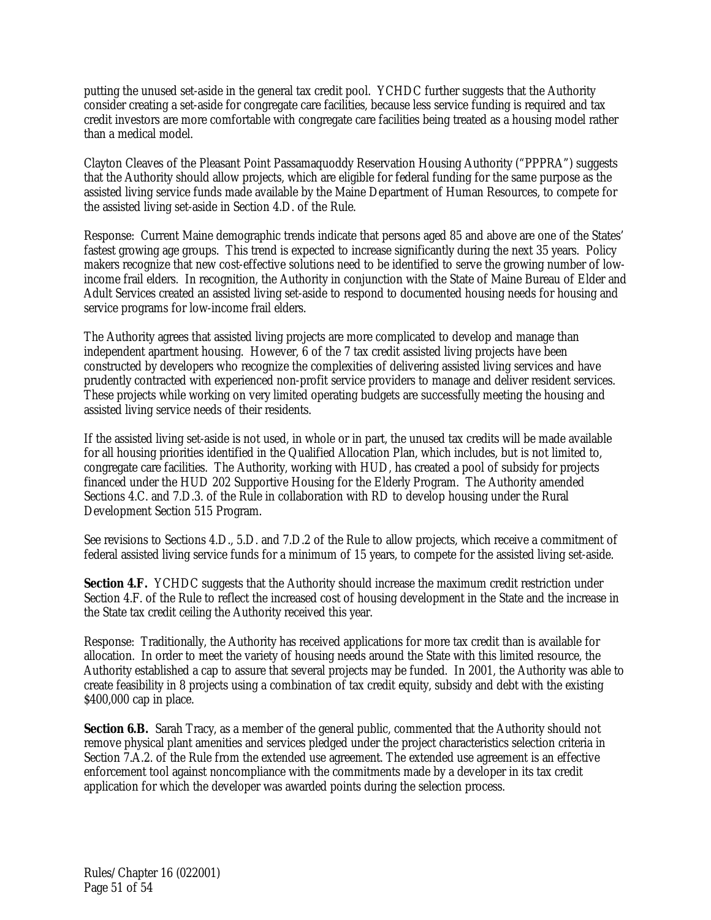putting the unused set-aside in the general tax credit pool. YCHDC further suggests that the Authority consider creating a set-aside for congregate care facilities, because less service funding is required and tax credit investors are more comfortable with congregate care facilities being treated as a housing model rather than a medical model.

Clayton Cleaves of the Pleasant Point Passamaquoddy Reservation Housing Authority ("PPPRA") suggests that the Authority should allow projects, which are eligible for federal funding for the same purpose as the assisted living service funds made available by the Maine Department of Human Resources, to compete for the assisted living set-aside in Section 4.D. of the Rule.

Response: Current Maine demographic trends indicate that persons aged 85 and above are one of the States' fastest growing age groups. This trend is expected to increase significantly during the next 35 years. Policy makers recognize that new cost-effective solutions need to be identified to serve the growing number of low-income frail elders. In recognition, the Authority in conjunction with the State of Maine Bureau of Elder and Adult Services created an assisted living set-aside to respond to documented housing needs for housing and service programs for low-income frail elders.

The Authority agrees that assisted living projects are more complicated to develop and manage than independent apartment housing. However, 6 of the 7 tax credit assisted living projects have been constructed by developers who recognize the complexities of delivering assisted living services and have prudently contracted with experienced non-profit service providers to manage and deliver resident services. These projects while working on very limited operating budgets are successfully meeting the housing and assisted living service needs of their residents.

If the assisted living set-aside is not used, in whole or in part, the unused tax credits will be made available for all housing priorities identified in the Qualified Allocation Plan, which includes, but is not limited to, congregate care facilities. The Authority, working with HUD, has created a pool of subsidy for projects financed under the HUD 202 Supportive Housing for the Elderly Program. The Authority amended Sections 4.C. and 7.D.3. of the Rule in collaboration with RD to develop housing under the Rural Development Section 515 Program.

See revisions to Sections 4.D., 5.D. and 7.D.2 of the Rule to allow projects, which receive a commitment of federal assisted living service funds for a minimum of 15 years, to compete for the assisted living set-aside.

**Section 4.F.** YCHDC suggests that the Authority should increase the maximum credit restriction under Section 4.F. of the Rule to reflect the increased cost of housing development in the State and the increase in the State tax credit ceiling the Authority received this year.

Response: Traditionally, the Authority has received applications for more tax credit than is available for allocation. In order to meet the variety of housing needs around the State with this limited resource, the Authority established a cap to assure that several projects may be funded. In 2001, the Authority was able to create feasibility in 8 projects using a combination of tax credit equity, subsidy and debt with the existing $400,000 cap in place.

**Section 6.B.** Sarah Tracy, as a member of the general public, commented that the Authority should not remove physical plant amenities and services pledged under the project characteristics selection criteria in Section 7.A.2. of the Rule from the extended use agreement. The extended use agreement is an effective enforcement tool against noncompliance with the commitments made by a developer in its tax credit application for which the developer was awarded points during the selection process.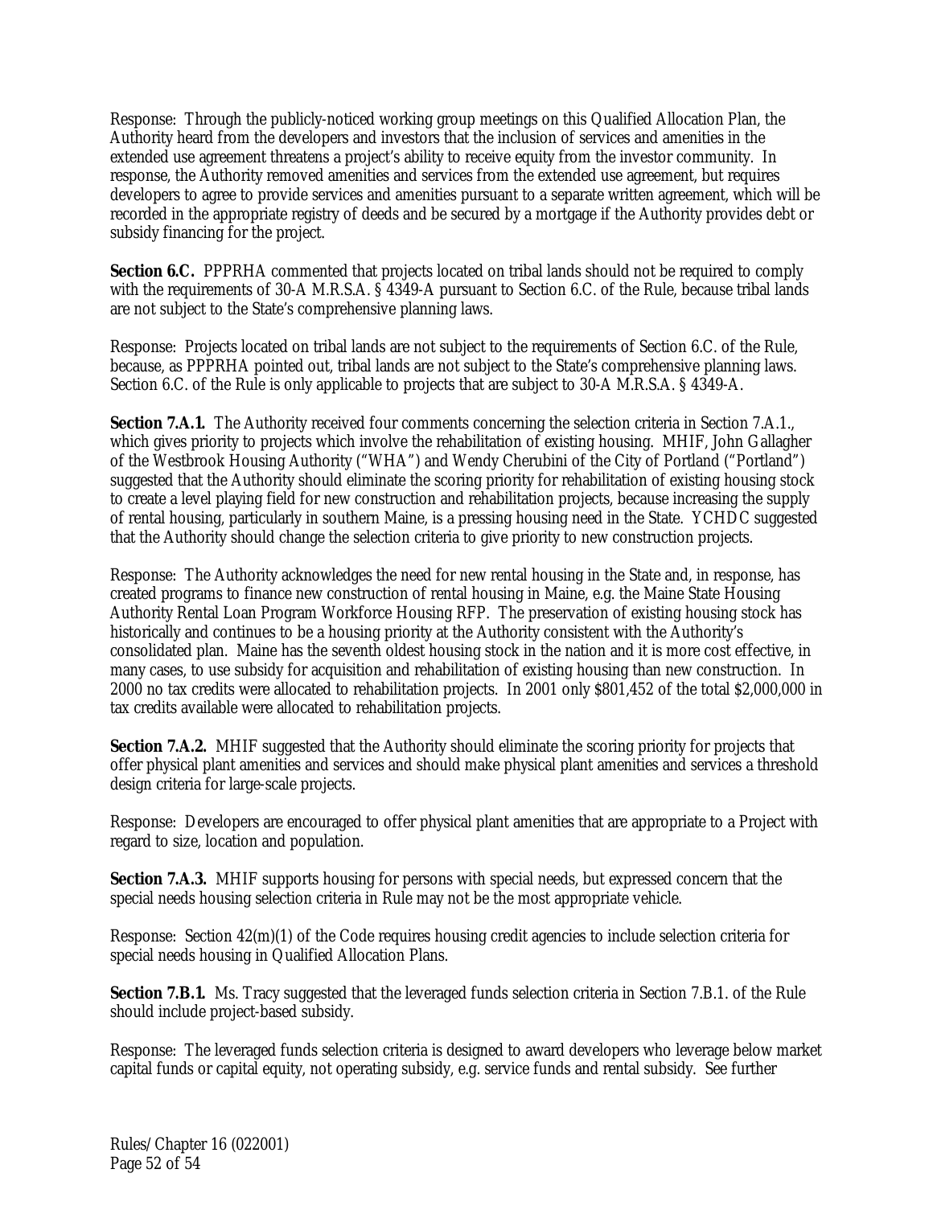Response: Through the publicly-noticed working group meetings on this Qualified Allocation Plan, the Authority heard from the developers and investors that the inclusion of services and amenities in the extended use agreement threatens a project's ability to receive equity from the investor community. In response, the Authority removed amenities and services from the extended use agreement, but requires developers to agree to provide services and amenities pursuant to a separate written agreement, which will be recorded in the appropriate registry of deeds and be secured by a mortgage if the Authority provides debt or subsidy financing for the project.

**Section 6.C.** PPPRHA commented that projects located on tribal lands should not be required to comply with the requirements of 30-A M.R.S.A. § 4349-A pursuant to Section 6.C. of the Rule, because tribal lands are not subject to the State's comprehensive planning laws.

Response: Projects located on tribal lands are not subject to the requirements of Section 6.C. of the Rule, because, as PPPRHA pointed out, tribal lands are not subject to the State's comprehensive planning laws. Section 6.C. of the Rule is only applicable to projects that are subject to 30-A M.R.S.A. § 4349-A.

**Section 7.A.1.** The Authority received four comments concerning the selection criteria in Section 7.A.1., which gives priority to projects which involve the rehabilitation of existing housing. MHIF, John Gallagher of the Westbrook Housing Authority ("WHA") and Wendy Cherubini of the City of Portland ("Portland") suggested that the Authority should eliminate the scoring priority for rehabilitation of existing housing stock to create a level playing field for new construction and rehabilitation projects, because increasing the supply of rental housing, particularly in southern Maine, is a pressing housing need in the State. YCHDC suggested that the Authority should change the selection criteria to give priority to new construction projects.

Response: The Authority acknowledges the need for new rental housing in the State and, in response, has created programs to finance new construction of rental housing in Maine, e.g. the Maine State Housing Authority Rental Loan Program Workforce Housing RFP. The preservation of existing housing stock has historically and continues to be a housing priority at the Authority consistent with the Authority's consolidated plan. Maine has the seventh oldest housing stock in the nation and it is more cost effective, in many cases, to use subsidy for acquisition and rehabilitation of existing housing than new construction. In 2000 no tax credits were allocated to rehabilitation projects. In 2001 only $801,452 of the total $2,000,000 in tax credits available were allocated to rehabilitation projects.

**Section 7.A.2.** MHIF suggested that the Authority should eliminate the scoring priority for projects that offer physical plant amenities and services and should make physical plant amenities and services a threshold design criteria for large-scale projects.

Response: Developers are encouraged to offer physical plant amenities that are appropriate to a Project with regard to size, location and population.

**Section 7.A.3.** MHIF supports housing for persons with special needs, but expressed concern that the special needs housing selection criteria in Rule may not be the most appropriate vehicle.

Response: Section 42(m)(1) of the Code requires housing credit agencies to include selection criteria for special needs housing in Qualified Allocation Plans.

**Section 7.B.1.** Ms. Tracy suggested that the leveraged funds selection criteria in Section 7.B.1. of the Rule should include project-based subsidy.

Response: The leveraged funds selection criteria is designed to award developers who leverage below market capital funds or capital equity, not operating subsidy, e.g. service funds and rental subsidy. See further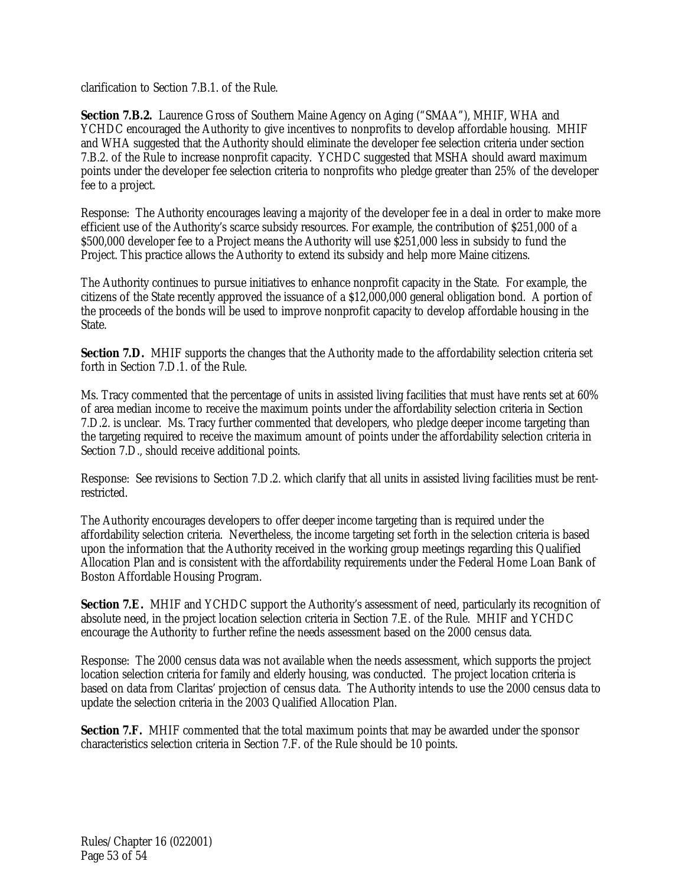clarification to Section 7.B.1. of the Rule.

**Section 7.B.2.** Laurence Gross of Southern Maine Agency on Aging ("SMAA"), MHIF, WHA and YCHDC encouraged the Authority to give incentives to nonprofits to develop affordable housing. MHIF and WHA suggested that the Authority should eliminate the developer fee selection criteria under section 7.B.2. of the Rule to increase nonprofit capacity. YCHDC suggested that MSHA should award maximum points under the developer fee selection criteria to nonprofits who pledge greater than 25% of the developer fee to a project.

Response: The Authority encourages leaving a majority of the developer fee in a deal in order to make more efficient use of the Authority's scarce subsidy resources. For example, the contribution of $251,000 of a $500,000 developer fee to a Project means the Authority will use $251,000 less in subsidy to fund the Project. This practice allows the Authority to extend its subsidy and help more Maine citizens.

The Authority continues to pursue initiatives to enhance nonprofit capacity in the State. For example, the citizens of the State recently approved the issuance of a $12,000,000 general obligation bond. A portion of the proceeds of the bonds will be used to improve nonprofit capacity to develop affordable housing in the State.

**Section 7.D.** MHIF supports the changes that the Authority made to the affordability selection criteria set forth in Section 7.D.1. of the Rule.

Ms. Tracy commented that the percentage of units in assisted living facilities that must have rents set at 60% of area median income to receive the maximum points under the affordability selection criteria in Section 7.D.2. is unclear. Ms. Tracy further commented that developers, who pledge deeper income targeting than the targeting required to receive the maximum amount of points under the affordability selection criteria in Section 7.D., should receive additional points.

Response: See revisions to Section 7.D.2. which clarify that all units in assisted living facilities must be rent-restricted.

The Authority encourages developers to offer deeper income targeting than is required under the affordability selection criteria. Nevertheless, the income targeting set forth in the selection criteria is based upon the information that the Authority received in the working group meetings regarding this Qualified Allocation Plan and is consistent with the affordability requirements under the Federal Home Loan Bank of Boston Affordable Housing Program.

**Section 7.E.** MHIF and YCHDC support the Authority's assessment of need, particularly its recognition of absolute need, in the project location selection criteria in Section 7.E. of the Rule. MHIF and YCHDC encourage the Authority to further refine the needs assessment based on the 2000 census data.

Response: The 2000 census data was not available when the needs assessment, which supports the project location selection criteria for family and elderly housing, was conducted. The project location criteria is based on data from Claritas' projection of census data. The Authority intends to use the 2000 census data to update the selection criteria in the 2003 Qualified Allocation Plan.

**Section 7.F.** MHIF commented that the total maximum points that may be awarded under the sponsor characteristics selection criteria in Section 7.F. of the Rule should be 10 points.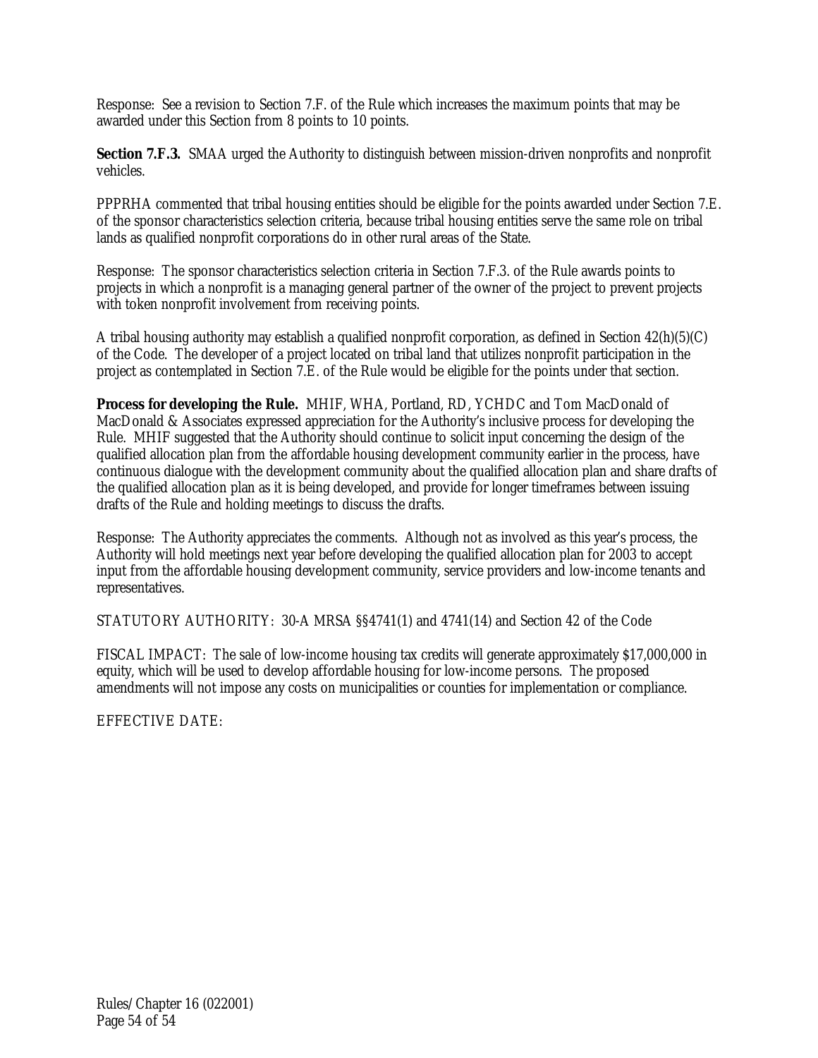Response: See a revision to Section 7.F. of the Rule which increases the maximum points that may be awarded under this Section from 8 points to 10 points.

**Section 7.F.3.** SMAA urged the Authority to distinguish between mission-driven nonprofits and nonprofit vehicles.

PPPRHA commented that tribal housing entities should be eligible for the points awarded under Section 7.E. of the sponsor characteristics selection criteria, because tribal housing entities serve the same role on tribal lands as qualified nonprofit corporations do in other rural areas of the State.

Response: The sponsor characteristics selection criteria in Section 7.F.3. of the Rule awards points to projects in which a nonprofit is a managing general partner of the owner of the project to prevent projects with token nonprofit involvement from receiving points.

A tribal housing authority may establish a qualified nonprofit corporation, as defined in Section 42(h)(5)(C) of the Code. The developer of a project located on tribal land that utilizes nonprofit participation in the project as contemplated in Section 7.E. of the Rule would be eligible for the points under that section.

**Process for developing the Rule.** MHIF, WHA, Portland, RD, YCHDC and Tom MacDonald of MacDonald & Associates expressed appreciation for the Authority's inclusive process for developing the Rule. MHIF suggested that the Authority should continue to solicit input concerning the design of the qualified allocation plan from the affordable housing development community earlier in the process, have continuous dialogue with the development community about the qualified allocation plan and share drafts of the qualified allocation plan as it is being developed, and provide for longer timeframes between issuing drafts of the Rule and holding meetings to discuss the drafts.

Response: The Authority appreciates the comments. Although not as involved as this year's process, the Authority will hold meetings next year before developing the qualified allocation plan for 2003 to accept input from the affordable housing development community, service providers and low-income tenants and representatives.

STATUTORY AUTHORITY: 30-A MRSA §§4741(1) and 4741(14) and Section 42 of the Code

FISCAL IMPACT: The sale of low-income housing tax credits will generate approximately $17,000,000 in equity, which will be used to develop affordable housing for low-income persons. The proposed amendments will not impose any costs on municipalities or counties for implementation or compliance.

EFFECTIVE DATE: